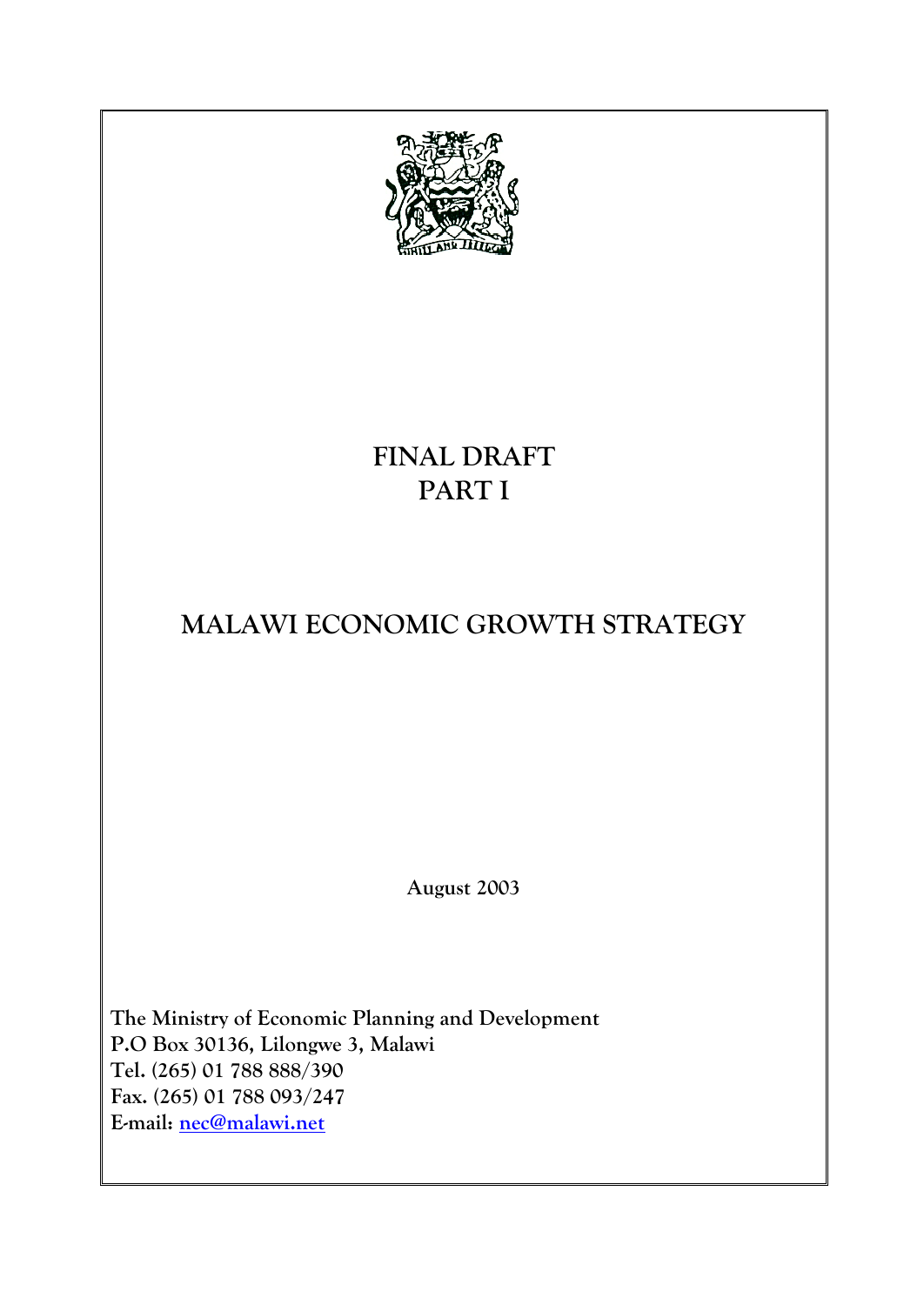# FINAL DRAFT
# PART I

# MALAWI ECONOMIC GROWTH STRATEGY

**August 2003**

**The Ministry of Economic Planning and Development**
**P.O Box 30136, Lilongwe 3, Malawi**
**Tel. (265) 01 788 888/390**
**Fax. (265) 01 788 093/247**
**E-mail: nec@malawi.net**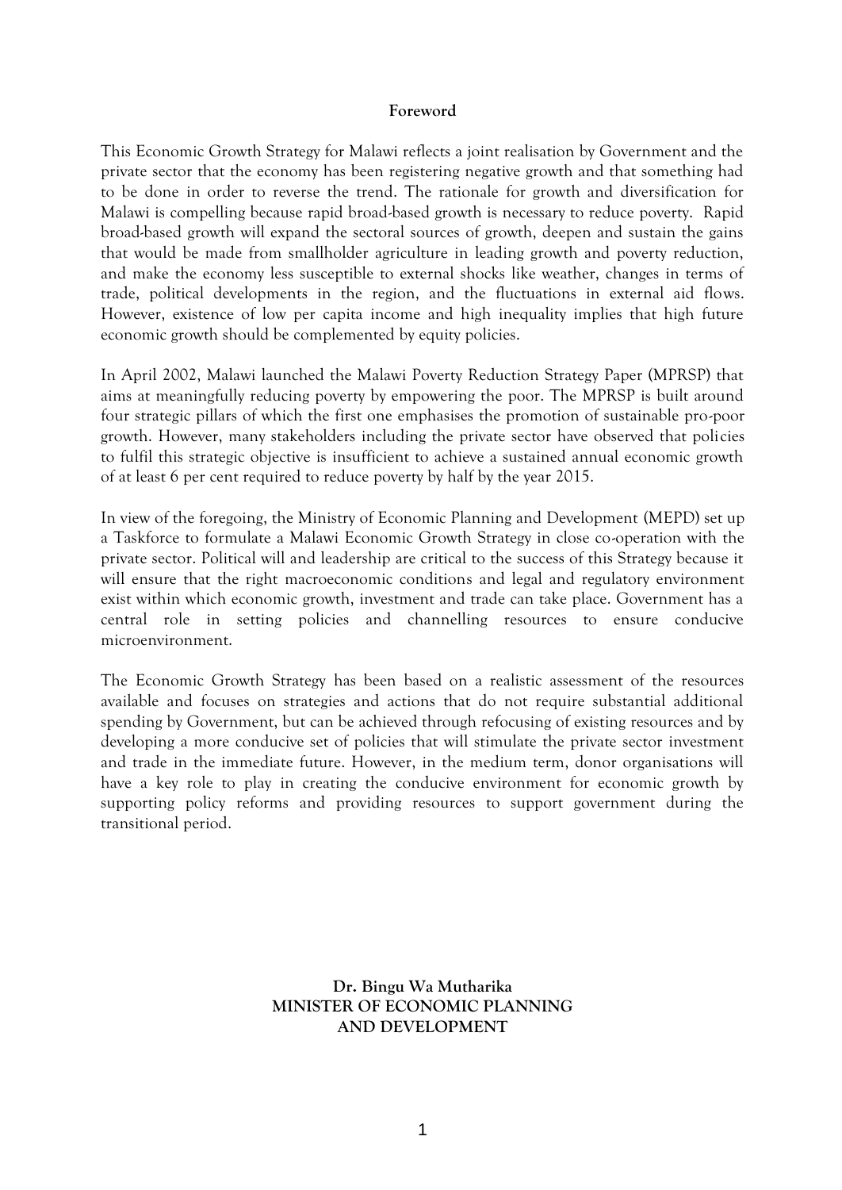## Foreword

This Economic Growth Strategy for Malawi reflects a joint realisation by Government and the private sector that the economy has been registering negative growth and that something had to be done in order to reverse the trend. The rationale for growth and diversification for Malawi is compelling because rapid broad-based growth is necessary to reduce poverty. Rapid broad-based growth will expand the sectoral sources of growth, deepen and sustain the gains that would be made from smallholder agriculture in leading growth and poverty reduction, and make the economy less susceptible to external shocks like weather, changes in terms of trade, political developments in the region, and the fluctuations in external aid flows. However, existence of low per capita income and high inequality implies that high future economic growth should be complemented by equity policies.

In April 2002, Malawi launched the Malawi Poverty Reduction Strategy Paper (MPRSP) that aims at meaningfully reducing poverty by empowering the poor. The MPRSP is built around four strategic pillars of which the first one emphasises the promotion of sustainable pro-poor growth. However, many stakeholders including the private sector have observed that policies to fulfil this strategic objective is insufficient to achieve a sustained annual economic growth of at least 6 per cent required to reduce poverty by half by the year 2015.

In view of the foregoing, the Ministry of Economic Planning and Development (MEPD) set up a Taskforce to formulate a Malawi Economic Growth Strategy in close co-operation with the private sector. Political will and leadership are critical to the success of this Strategy because it will ensure that the right macroeconomic conditions and legal and regulatory environment exist within which economic growth, investment and trade can take place. Government has a central role in setting policies and channelling resources to ensure conducive microenvironment.

The Economic Growth Strategy has been based on a realistic assessment of the resources available and focuses on strategies and actions that do not require substantial additional spending by Government, but can be achieved through refocusing of existing resources and by developing a more conducive set of policies that will stimulate the private sector investment and trade in the immediate future. However, in the medium term, donor organisations will have a key role to play in creating the conducive environment for economic growth by supporting policy reforms and providing resources to support government during the transitional period.

**Dr. Bingu Wa Mutharika**
**MINISTER OF ECONOMIC PLANNING AND DEVELOPMENT**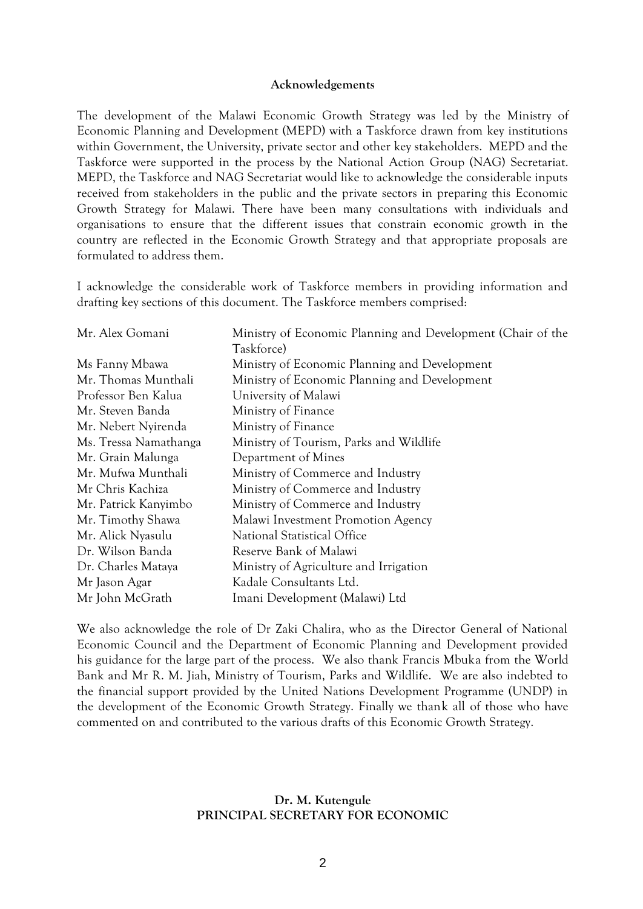## Acknowledgements

The development of the Malawi Economic Growth Strategy was led by the Ministry of Economic Planning and Development (MEPD) with a Taskforce drawn from key institutions within Government, the University, private sector and other key stakeholders. MEPD and the Taskforce were supported in the process by the National Action Group (NAG) Secretariat. MEPD, the Taskforce and NAG Secretariat would like to acknowledge the considerable inputs received from stakeholders in the public and the private sectors in preparing this Economic Growth Strategy for Malawi. There have been many consultations with individuals and organisations to ensure that the different issues that constrain economic growth in the country are reflected in the Economic Growth Strategy and that appropriate proposals are formulated to address them.

I acknowledge the considerable work of Taskforce members in providing information and drafting key sections of this document. The Taskforce members comprised:

| | |
|---|---|
| Mr. Alex Gomani | Ministry of Economic Planning and Development (Chair of the Taskforce) |
| Ms Fanny Mbawa | Ministry of Economic Planning and Development |
| Mr. Thomas Munthali | Ministry of Economic Planning and Development |
| Professor Ben Kalua | University of Malawi |
| Mr. Steven Banda | Ministry of Finance |
| Mr. Nebert Nyirenda | Ministry of Finance |
| Ms. Tressa Namathanga | Ministry of Tourism, Parks and Wildlife |
| Mr. Grain Malunga | Department of Mines |
| Mr. Mufwa Munthali | Ministry of Commerce and Industry |
| Mr Chris Kachiza | Ministry of Commerce and Industry |
| Mr. Patrick Kanyimbo | Ministry of Commerce and Industry |
| Mr. Timothy Shawa | Malawi Investment Promotion Agency |
| Mr. Alick Nyasulu | National Statistical Office |
| Dr. Wilson Banda | Reserve Bank of Malawi |
| Dr. Charles Mataya | Ministry of Agriculture and Irrigation |
| Mr Jason Agar | Kadale Consultants Ltd. |
| Mr John McGrath | Imani Development (Malawi) Ltd |

We also acknowledge the role of Dr Zaki Chalira, who as the Director General of National Economic Council and the Department of Economic Planning and Development provided his guidance for the large part of the process. We also thank Francis Mbuka from the World Bank and Mr R. M. Jiah, Ministry of Tourism, Parks and Wildlife. We are also indebted to the financial support provided by the United Nations Development Programme (UNDP) in the development of the Economic Growth Strategy. Finally we thank all of those who have commented on and contributed to the various drafts of this Economic Growth Strategy.

**Dr. M. Kutengule**
**PRINCIPAL SECRETARY FOR ECONOMIC**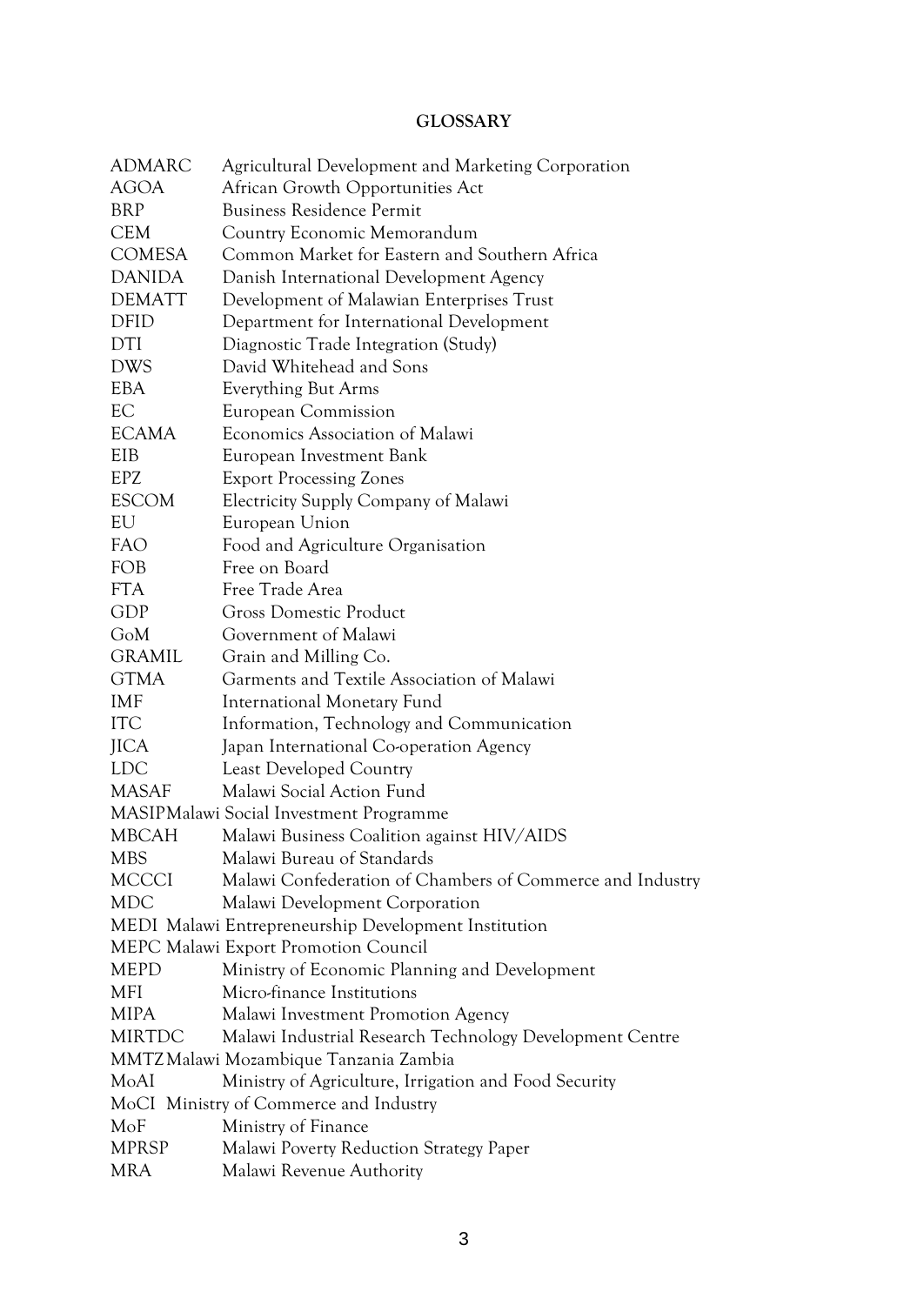**GLOSSARY**

| | |
|---|---|
| ADMARC | Agricultural Development and Marketing Corporation |
| AGOA | African Growth Opportunities Act |
| BRP | Business Residence Permit |
| CEM | Country Economic Memorandum |
| COMESA | Common Market for Eastern and Southern Africa |
| DANIDA | Danish International Development Agency |
| DEMATT | Development of Malawian Enterprises Trust |
| DFID | Department for International Development |
| DTI | Diagnostic Trade Integration (Study) |
| DWS | David Whitehead and Sons |
| EBA | Everything But Arms |
| EC | European Commission |
| ECAMA | Economics Association of Malawi |
| EIB | European Investment Bank |
| EPZ | Export Processing Zones |
| ESCOM | Electricity Supply Company of Malawi |
| EU | European Union |
| FAO | Food and Agriculture Organisation |
| FOB | Free on Board |
| FTA | Free Trade Area |
| GDP | Gross Domestic Product |
| GoM | Government of Malawi |
| GRAMIL | Grain and Milling Co. |
| GTMA | Garments and Textile Association of Malawi |
| IMF | International Monetary Fund |
| ITC | Information, Technology and Communication |
| JICA | Japan International Co-operation Agency |
| LDC | Least Developed Country |
| MASAF | Malawi Social Action Fund |
| MASIP | Malawi Social Investment Programme |
| MBCAH | Malawi Business Coalition against HIV/AIDS |
| MBS | Malawi Bureau of Standards |
| MCCCI | Malawi Confederation of Chambers of Commerce and Industry |
| MDC | Malawi Development Corporation |
| MEDI | Malawi Entrepreneurship Development Institution |
| MEPC | Malawi Export Promotion Council |
| MEPD | Ministry of Economic Planning and Development |
| MFI | Micro-finance Institutions |
| MIPA | Malawi Investment Promotion Agency |
| MIRTDC | Malawi Industrial Research Technology Development Centre |
| MMTZ | Malawi Mozambique Tanzania Zambia |
| MoAI | Ministry of Agriculture, Irrigation and Food Security |
| MoCI | Ministry of Commerce and Industry |
| MoF | Ministry of Finance |
| MPRSP | Malawi Poverty Reduction Strategy Paper |
| MRA | Malawi Revenue Authority |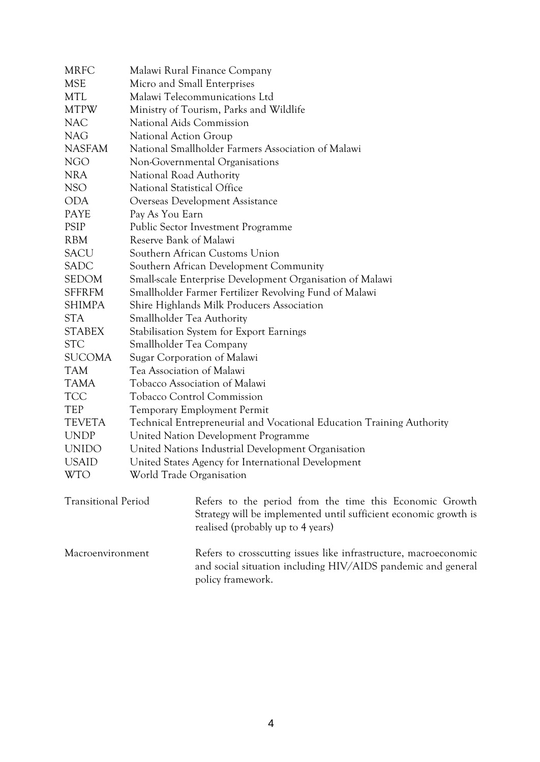| | |
|---|---|
| MRFC | Malawi Rural Finance Company |
| MSE | Micro and Small Enterprises |
| MTL | Malawi Telecommunications Ltd |
| MTPW | Ministry of Tourism, Parks and Wildlife |
| NAC | National Aids Commission |
| NAG | National Action Group |
| NASFAM | National Smallholder Farmers Association of Malawi |
| NGO | Non-Governmental Organisations |
| NRA | National Road Authority |
| NSO | National Statistical Office |
| ODA | Overseas Development Assistance |
| PAYE | Pay As You Earn |
| PSIP | Public Sector Investment Programme |
| RBM | Reserve Bank of Malawi |
| SACU | Southern African Customs Union |
| SADC | Southern African Development Community |
| SEDOM | Small-scale Enterprise Development Organisation of Malawi |
| SFFRFM | Smallholder Farmer Fertilizer Revolving Fund of Malawi |
| SHIMPA | Shire Highlands Milk Producers Association |
| STA | Smallholder Tea Authority |
| STABEX | Stabilisation System for Export Earnings |
| STC | Smallholder Tea Company |
| SUCOMA | Sugar Corporation of Malawi |
| TAM | Tea Association of Malawi |
| TAMA | Tobacco Association of Malawi |
| TCC | Tobacco Control Commission |
| TEP | Temporary Employment Permit |
| TEVETA | Technical Entrepreneurial and Vocational Education Training Authority |
| UNDP | United Nation Development Programme |
| UNIDO | United Nations Industrial Development Organisation |
| USAID | United States Agency for International Development |
| WTO | World Trade Organisation |

| | |
|---|---|
| Transitional Period | Refers to the period from the time this Economic Growth Strategy will be implemented until sufficient economic growth is realised (probably up to 4 years) |
| Macroenvironment | Refers to crosscutting issues like infrastructure, macroeconomic and social situation including HIV/AIDS pandemic and general policy framework. |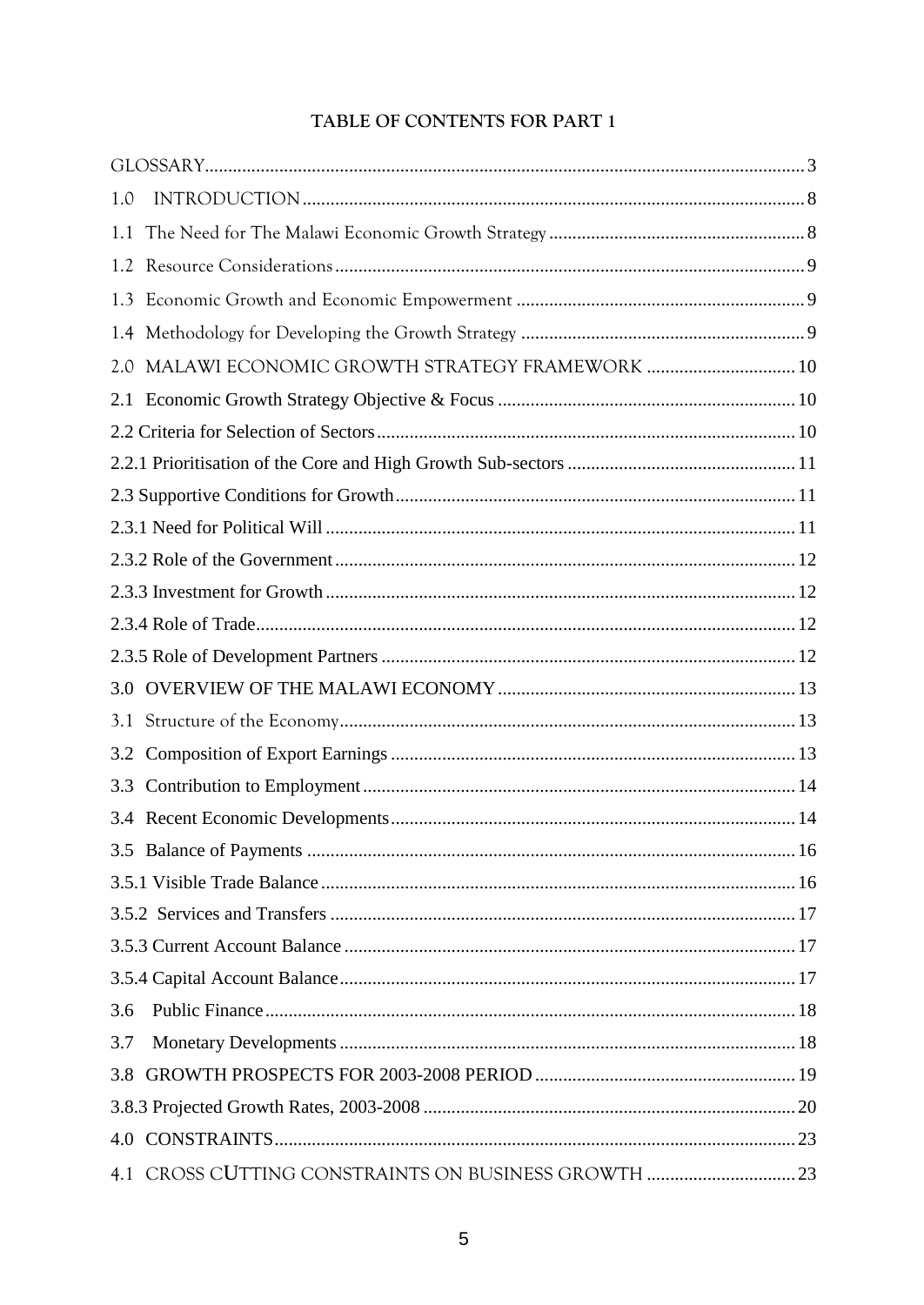## TABLE OF CONTENTS FOR PART 1

| | |
|---|---|
| GLOSSARY | 3 |
| 1.0 INTRODUCTION | 8 |
| 1.1 The Need for The Malawi Economic Growth Strategy | 8 |
| 1.2 Resource Considerations | 9 |
| 1.3 Economic Growth and Economic Empowerment | 9 |
| 1.4 Methodology for Developing the Growth Strategy | 9 |
| 2.0 MALAWI ECONOMIC GROWTH STRATEGY FRAMEWORK | 10 |
| 2.1 Economic Growth Strategy Objective & Focus | 10 |
| 2.2 Criteria for Selection of Sectors | 10 |
| 2.2.1 Prioritisation of the Core and High Growth Sub-sectors | 11 |
| 2.3 Supportive Conditions for Growth | 11 |
| 2.3.1 Need for Political Will | 11 |
| 2.3.2 Role of the Government | 12 |
| 2.3.3 Investment for Growth | 12 |
| 2.3.4 Role of Trade | 12 |
| 2.3.5 Role of Development Partners | 12 |
| 3.0 OVERVIEW OF THE MALAWI ECONOMY | 13 |
| 3.1 Structure of the Economy | 13 |
| 3.2 Composition of Export Earnings | 13 |
| 3.3 Contribution to Employment | 14 |
| 3.4 Recent Economic Developments | 14 |
| 3.5 Balance of Payments | 16 |
| 3.5.1 Visible Trade Balance | 16 |
| 3.5.2 Services and Transfers | 17 |
| 3.5.3 Current Account Balance | 17 |
| 3.5.4 Capital Account Balance | 17 |
| 3.6 Public Finance | 18 |
| 3.7 Monetary Developments | 18 |
| 3.8 GROWTH PROSPECTS FOR 2003-2008 PERIOD | 19 |
| 3.8.3 Projected Growth Rates, 2003-2008 | 20 |
| 4.0 CONSTRAINTS | 23 |
| 4.1 CROSS CUTTING CONSTRAINTS ON BUSINESS GROWTH | 23 |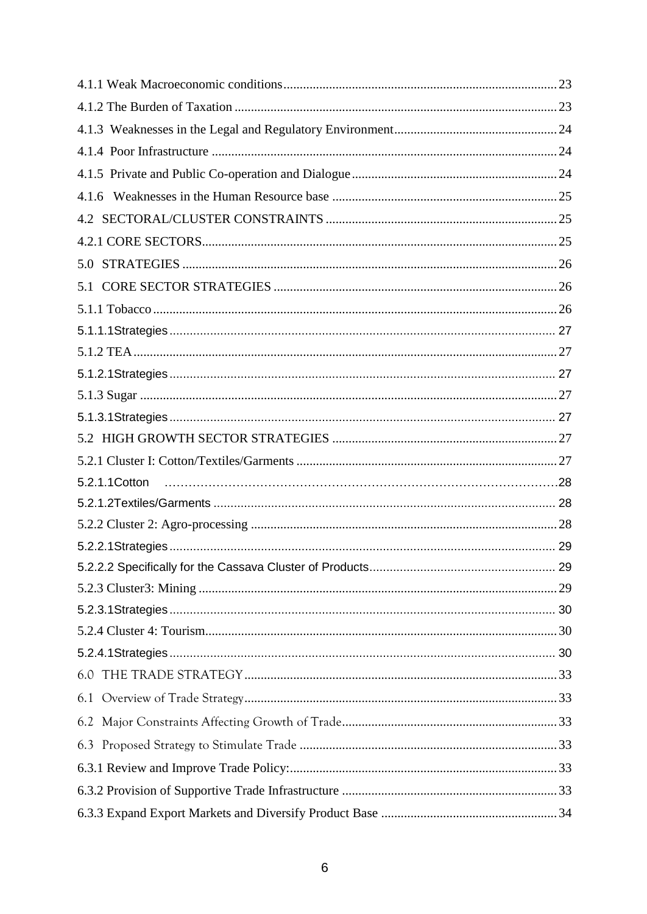4.1.1 Weak Macroeconomic conditions ........................................................................ 23
4.1.2 The Burden of Taxation ...................................................................................... 23
4.1.3 Weaknesses in the Legal and Regulatory Environment .................................... 24
4.1.4 Poor Infrastructure ............................................................................................. 24
4.1.5 Private and Public Co-operation and Dialogue ................................................. 24
4.1.6 Weaknesses in the Human Resource base ......................................................... 25
4.2 SECTORAL/CLUSTER CONSTRAINTS ........................................................... 25
4.2.1 CORE SECTORS ................................................................................................ 25
5.0 STRATEGIES ....................................................................................................... 26
5.1 CORE SECTOR STRATEGIES ........................................................................... 26
5.1.1 Tobacco ............................................................................................................... 26
5.1.1.1Strategies ............................................................................................................ 27
5.1.2 TEA ..................................................................................................................... 27
5.1.2.1Strategies ............................................................................................................ 27
5.1.3 Sugar ................................................................................................................... 27
5.1.3.1Strategies ............................................................................................................ 27
5.2 HIGH GROWTH SECTOR STRATEGIES ......................................................... 27
5.2.1 Cluster I: Cotton/Textiles/Garments .................................................................. 27
5.2.1.1Cotton ................................................................................................................. 28
5.2.1.2Textiles/Garments ............................................................................................... 28
5.2.2 Cluster 2: Agro-processing ................................................................................. 28
5.2.2.1Strategies ............................................................................................................ 29
5.2.2.2 Specifically for the Cassava Cluster of Products ............................................. 29
5.2.3 Cluster3: Mining ................................................................................................. 29
5.2.3.1Strategies ............................................................................................................ 30
5.2.4 Cluster 4: Tourism ............................................................................................... 30
5.2.4.1Strategies ............................................................................................................ 30
6.0 THE TRADE STRATEGY ................................................................................... 33
6.1 Overview of Trade Strategy .................................................................................. 33
6.2 Major Constraints Affecting Growth of Trade ..................................................... 33
6.3 Proposed Strategy to Stimulate Trade .................................................................. 33
6.3.1 Review and Improve Trade Policy: ..................................................................... 33
6.3.2 Provision of Supportive Trade Infrastructure .................................................... 33
6.3.3 Expand Export Markets and Diversify Product Base ......................................... 34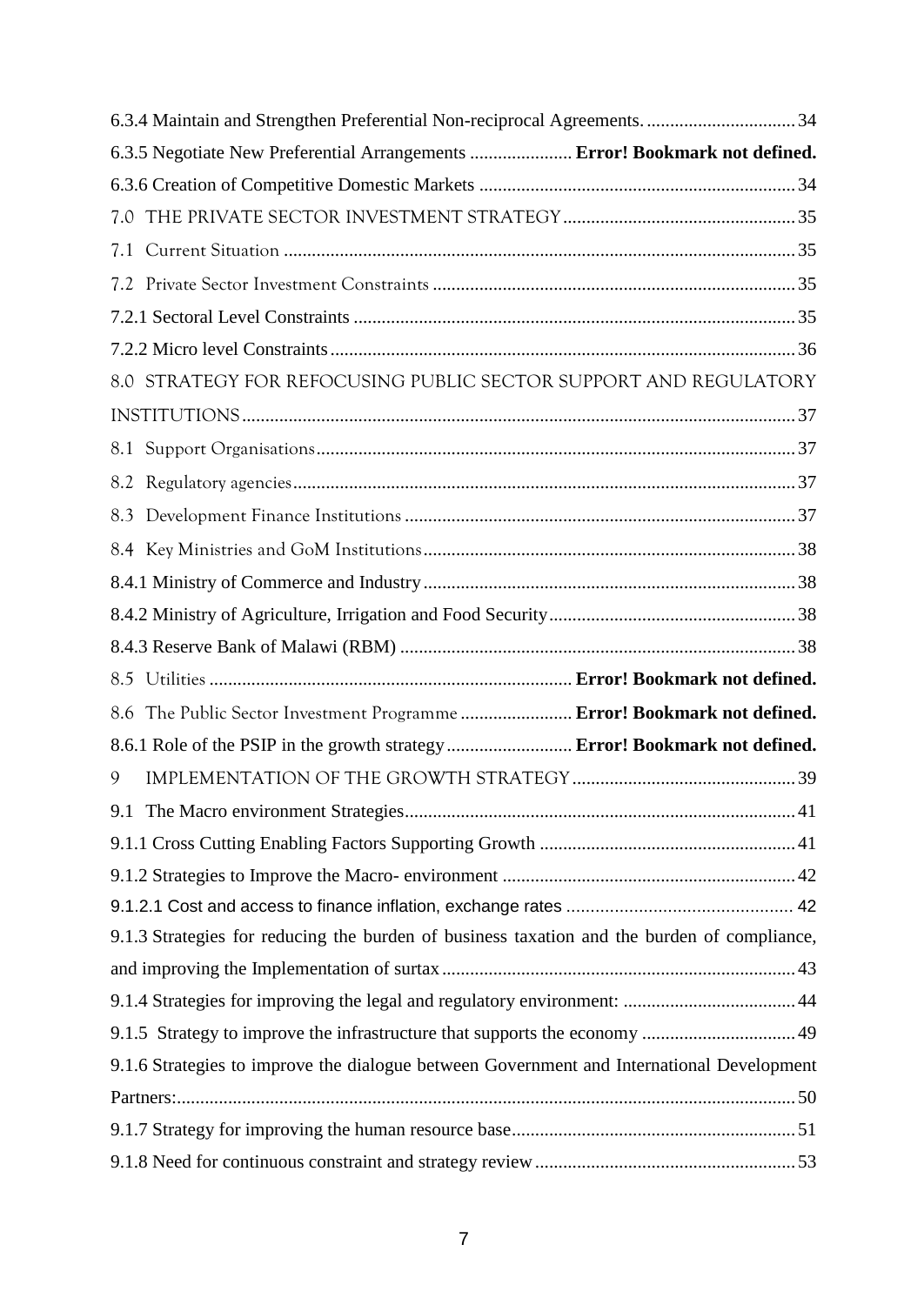6.3.4 Maintain and Strengthen Preferential Non-reciprocal Agreements. ................................ 34

6.3.5 Negotiate New Preferential Arrangements ...................... **Error! Bookmark not defined.**

6.3.6 Creation of Competitive Domestic Markets ................................................................... 34

7.0 THE PRIVATE SECTOR INVESTMENT STRATEGY ................................................. 35

7.1 Current Situation ............................................................................................................. 35

7.2 Private Sector Investment Constraints ............................................................................. 35

7.2.1 Sectoral Level Constraints .............................................................................................. 35

7.2.2 Micro level Constraints ................................................................................................... 36

8.0 STRATEGY FOR REFOCUSING PUBLIC SECTOR SUPPORT AND REGULATORY INSTITUTIONS ...................................................................................................................... 37

8.1 Support Organisations ...................................................................................................... 37

8.2 Regulatory agencies ........................................................................................................... 37

8.3 Development Finance Institutions ................................................................................... 37

8.4 Key Ministries and GoM Institutions ............................................................................... 38

8.4.1 Ministry of Commerce and Industry ............................................................................... 38

8.4.2 Ministry of Agriculture, Irrigation and Food Security .................................................... 38

8.4.3 Reserve Bank of Malawi (RBM) .................................................................................... 38

8.5 Utilities ............................................................................ **Error! Bookmark not defined.**

8.6 The Public Sector Investment Programme ........................ **Error! Bookmark not defined.**

8.6.1 Role of the PSIP in the growth strategy ........................... **Error! Bookmark not defined.**

9 IMPLEMENTATION OF THE GROWTH STRATEGY ................................................ 39

9.1 The Macro environment Strategies ................................................................................... 41

9.1.1 Cross Cutting Enabling Factors Supporting Growth ...................................................... 41

9.1.2 Strategies to Improve the Macro- environment .............................................................. 42

9.1.2.1 Cost and access to finance inflation, exchange rates ................................................ 42

9.1.3 Strategies for reducing the burden of business taxation and the burden of compliance, and improving the Implementation of surtax ........................................................................... 43

9.1.4 Strategies for improving the legal and regulatory environment: .................................... 44

9.1.5 Strategy to improve the infrastructure that supports the economy ................................. 49

9.1.6 Strategies to improve the dialogue between Government and International Development Partners: .................................................................................................................................. 50

9.1.7 Strategy for improving the human resource base ............................................................ 51

9.1.8 Need for continuous constraint and strategy review ........................................................ 53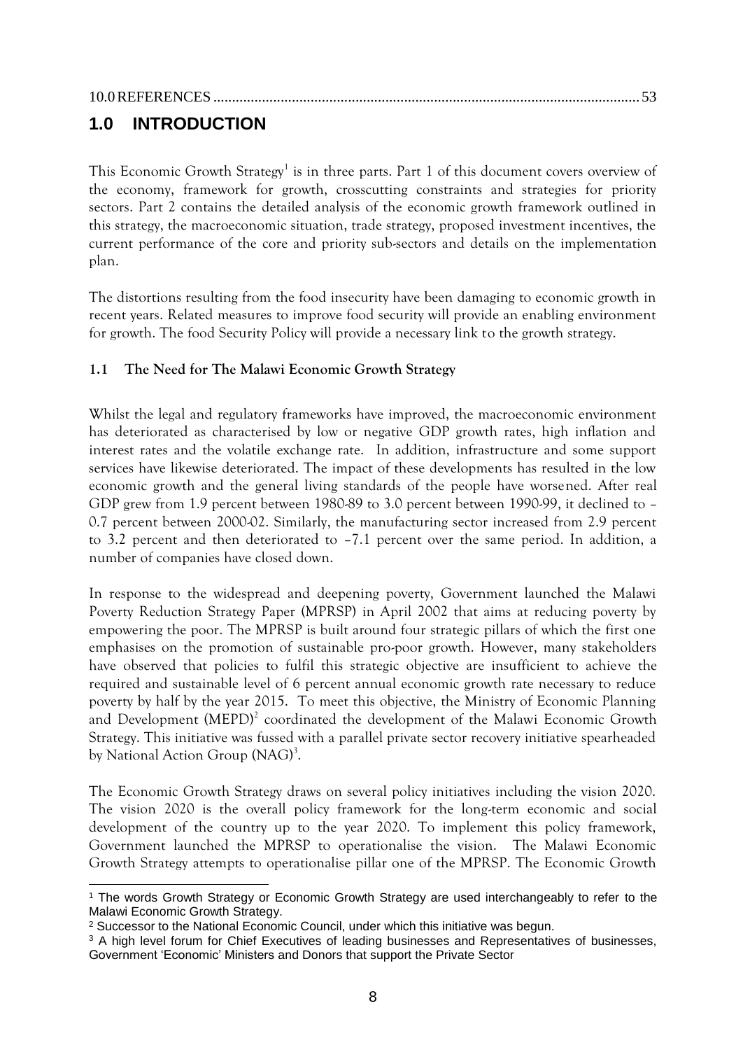10.0 REFERENCES ................................................................................................................ 53

# 1.0 INTRODUCTION

This Economic Growth Strategy[1] is in three parts. Part 1 of this document covers overview of the economy, framework for growth, crosscutting constraints and strategies for priority sectors. Part 2 contains the detailed analysis of the economic growth framework outlined in this strategy, the macroeconomic situation, trade strategy, proposed investment incentives, the current performance of the core and priority sub-sectors and details on the implementation plan.

The distortions resulting from the food insecurity have been damaging to economic growth in recent years. Related measures to improve food security will provide an enabling environment for growth. The food Security Policy will provide a necessary link to the growth strategy.

### 1.1 The Need for The Malawi Economic Growth Strategy

Whilst the legal and regulatory frameworks have improved, the macroeconomic environment has deteriorated as characterised by low or negative GDP growth rates, high inflation and interest rates and the volatile exchange rate. In addition, infrastructure and some support services have likewise deteriorated. The impact of these developments has resulted in the low economic growth and the general living standards of the people have worsened. After real GDP grew from 1.9 percent between 1980-89 to 3.0 percent between 1990-99, it declined to –0.7 percent between 2000-02. Similarly, the manufacturing sector increased from 2.9 percent to 3.2 percent and then deteriorated to –7.1 percent over the same period. In addition, a number of companies have closed down.

In response to the widespread and deepening poverty, Government launched the Malawi Poverty Reduction Strategy Paper (MPRSP) in April 2002 that aims at reducing poverty by empowering the poor. The MPRSP is built around four strategic pillars of which the first one emphasises on the promotion of sustainable pro-poor growth. However, many stakeholders have observed that policies to fulfil this strategic objective are insufficient to achieve the required and sustainable level of 6 percent annual economic growth rate necessary to reduce poverty by half by the year 2015. To meet this objective, the Ministry of Economic Planning and Development (MEPD)[2] coordinated the development of the Malawi Economic Growth Strategy. This initiative was fussed with a parallel private sector recovery initiative spearheaded by National Action Group (NAG)[3].

The Economic Growth Strategy draws on several policy initiatives including the vision 2020. The vision 2020 is the overall policy framework for the long-term economic and social development of the country up to the year 2020. To implement this policy framework, Government launched the MPRSP to operationalise the vision. The Malawi Economic Growth Strategy attempts to operationalise pillar one of the MPRSP. The Economic Growth

---

[1] The words Growth Strategy or Economic Growth Strategy are used interchangeably to refer to the Malawi Economic Growth Strategy.

[2] Successor to the National Economic Council, under which this initiative was begun.

[3] A high level forum for Chief Executives of leading businesses and Representatives of businesses, Government 'Economic' Ministers and Donors that support the Private Sector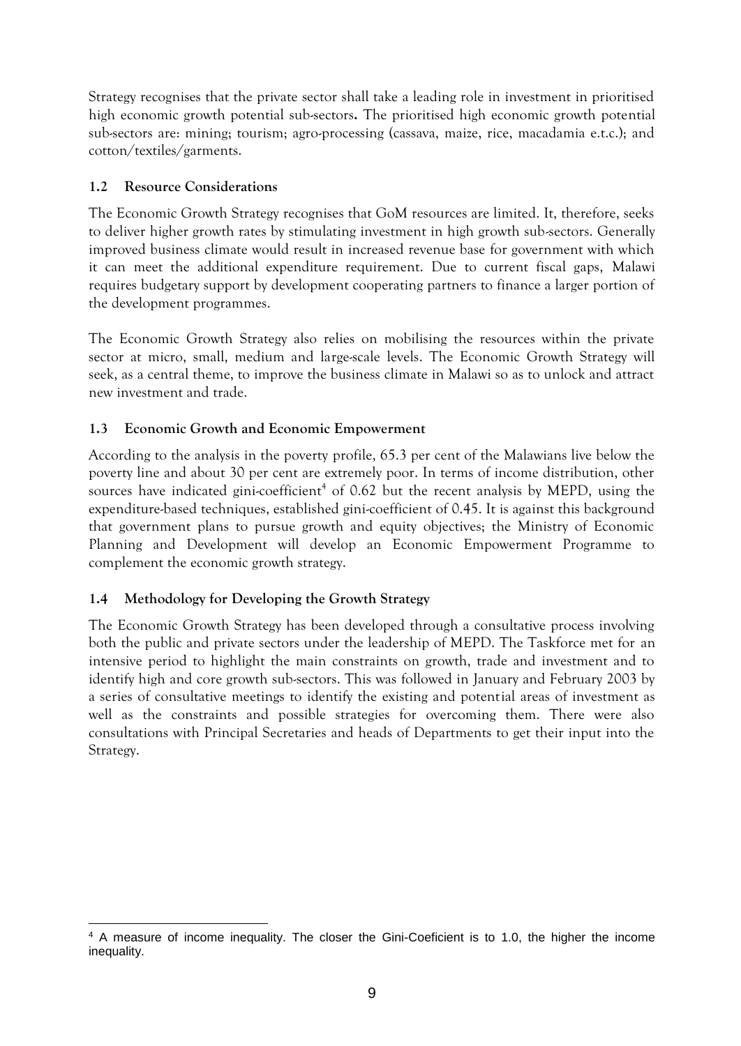Strategy recognises that the private sector shall take a leading role in investment in prioritised high economic growth potential sub-sectors**.** The prioritised high economic growth potential sub-sectors are: mining; tourism; agro-processing (cassava, maize, rice, macadamia e.t.c.); and cotton/textiles/garments.

### 1.2 Resource Considerations

The Economic Growth Strategy recognises that GoM resources are limited. It, therefore, seeks to deliver higher growth rates by stimulating investment in high growth sub-sectors. Generally improved business climate would result in increased revenue base for government with which it can meet the additional expenditure requirement. Due to current fiscal gaps, Malawi requires budgetary support by development cooperating partners to finance a larger portion of the development programmes.

The Economic Growth Strategy also relies on mobilising the resources within the private sector at micro, small, medium and large-scale levels. The Economic Growth Strategy will seek, as a central theme, to improve the business climate in Malawi so as to unlock and attract new investment and trade.

### 1.3 Economic Growth and Economic Empowerment

According to the analysis in the poverty profile, 65.3 per cent of the Malawians live below the poverty line and about 30 per cent are extremely poor. In terms of income distribution, other sources have indicated gini-coefficient[4] of 0.62 but the recent analysis by MEPD, using the expenditure-based techniques, established gini-coefficient of 0.45. It is against this background that government plans to pursue growth and equity objectives; the Ministry of Economic Planning and Development will develop an Economic Empowerment Programme to complement the economic growth strategy.

### 1.4 Methodology for Developing the Growth Strategy

The Economic Growth Strategy has been developed through a consultative process involving both the public and private sectors under the leadership of MEPD. The Taskforce met for an intensive period to highlight the main constraints on growth, trade and investment and to identify high and core growth sub-sectors. This was followed in January and February 2003 by a series of consultative meetings to identify the existing and potential areas of investment as well as the constraints and possible strategies for overcoming them. There were also consultations with Principal Secretaries and heads of Departments to get their input into the Strategy.

---

[4] A measure of income inequality. The closer the Gini-Coeficient is to 1.0, the higher the income inequality.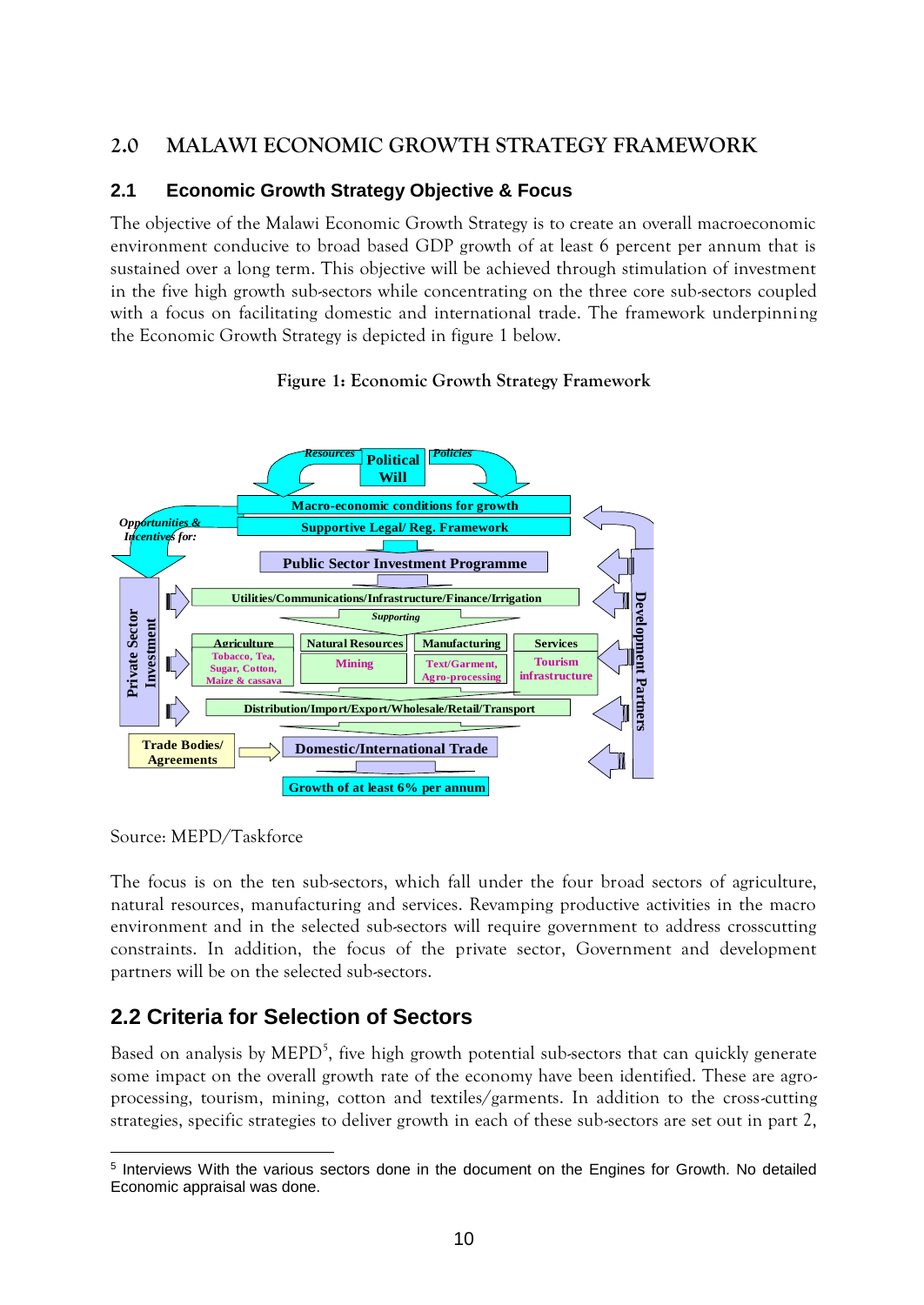## 2.0 MALAWI ECONOMIC GROWTH STRATEGY FRAMEWORK

### 2.1 Economic Growth Strategy Objective & Focus

The objective of the Malawi Economic Growth Strategy is to create an overall macroeconomic environment conducive to broad based GDP growth of at least 6 percent per annum that is sustained over a long term. This objective will be achieved through stimulation of investment in the five high growth sub-sectors while concentrating on the three core sub-sectors coupled with a focus on facilitating domestic and international trade. The framework underpinning the Economic Growth Strategy is depicted in figure 1 below.

**Figure 1: Economic Growth Strategy Framework**

Source: MEPD/Taskforce

The focus is on the ten sub-sectors, which fall under the four broad sectors of agriculture, natural resources, manufacturing and services. Revamping productive activities in the macro environment and in the selected sub-sectors will require government to address crosscutting constraints. In addition, the focus of the private sector, Government and development partners will be on the selected sub-sectors.

## 2.2 Criteria for Selection of Sectors

Based on analysis by MEPD[5], five high growth potential sub-sectors that can quickly generate some impact on the overall growth rate of the economy have been identified. These are agro-processing, tourism, mining, cotton and textiles/garments. In addition to the cross-cutting strategies, specific strategies to deliver growth in each of these sub-sectors are set out in part 2,

[5] Interviews With the various sectors done in the document on the Engines for Growth. No detailed Economic appraisal was done.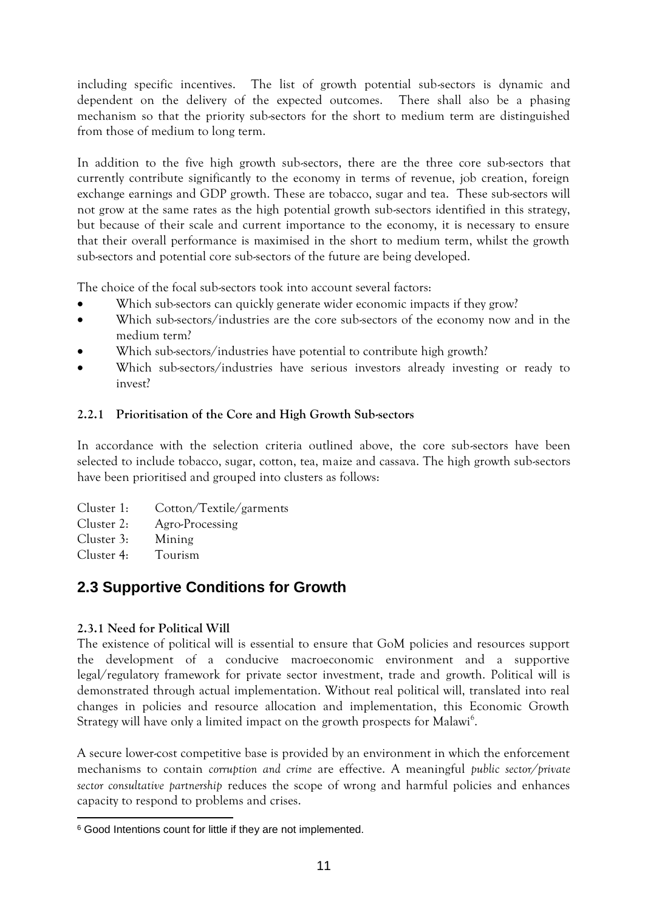including specific incentives. The list of growth potential sub-sectors is dynamic and dependent on the delivery of the expected outcomes. There shall also be a phasing mechanism so that the priority sub-sectors for the short to medium term are distinguished from those of medium to long term.

In addition to the five high growth sub-sectors, there are the three core sub-sectors that currently contribute significantly to the economy in terms of revenue, job creation, foreign exchange earnings and GDP growth. These are tobacco, sugar and tea. These sub-sectors will not grow at the same rates as the high potential growth sub-sectors identified in this strategy, but because of their scale and current importance to the economy, it is necessary to ensure that their overall performance is maximised in the short to medium term, whilst the growth sub-sectors and potential core sub-sectors of the future are being developed.

The choice of the focal sub-sectors took into account several factors:

- Which sub-sectors can quickly generate wider economic impacts if they grow?
- Which sub-sectors/industries are the core sub-sectors of the economy now and in the medium term?
- Which sub-sectors/industries have potential to contribute high growth?
- Which sub-sectors/industries have serious investors already investing or ready to invest?

### 2.2.1 Prioritisation of the Core and High Growth Sub-sectors

In accordance with the selection criteria outlined above, the core sub-sectors have been selected to include tobacco, sugar, cotton, tea, maize and cassava. The high growth sub-sectors have been prioritised and grouped into clusters as follows:

Cluster 1: Cotton/Textile/garments
Cluster 2: Agro-Processing
Cluster 3: Mining
Cluster 4: Tourism

## 2.3 Supportive Conditions for Growth

### 2.3.1 Need for Political Will

The existence of political will is essential to ensure that GoM policies and resources support the development of a conducive macroeconomic environment and a supportive legal/regulatory framework for private sector investment, trade and growth. Political will is demonstrated through actual implementation. Without real political will, translated into real changes in policies and resource allocation and implementation, this Economic Growth Strategy will have only a limited impact on the growth prospects for Malawi[6].

A secure lower-cost competitive base is provided by an environment in which the enforcement mechanisms to contain *corruption and crime* are effective. A meaningful *public sector/private sector consultative partnership* reduces the scope of wrong and harmful policies and enhances capacity to respond to problems and crises.

[6] Good Intentions count for little if they are not implemented.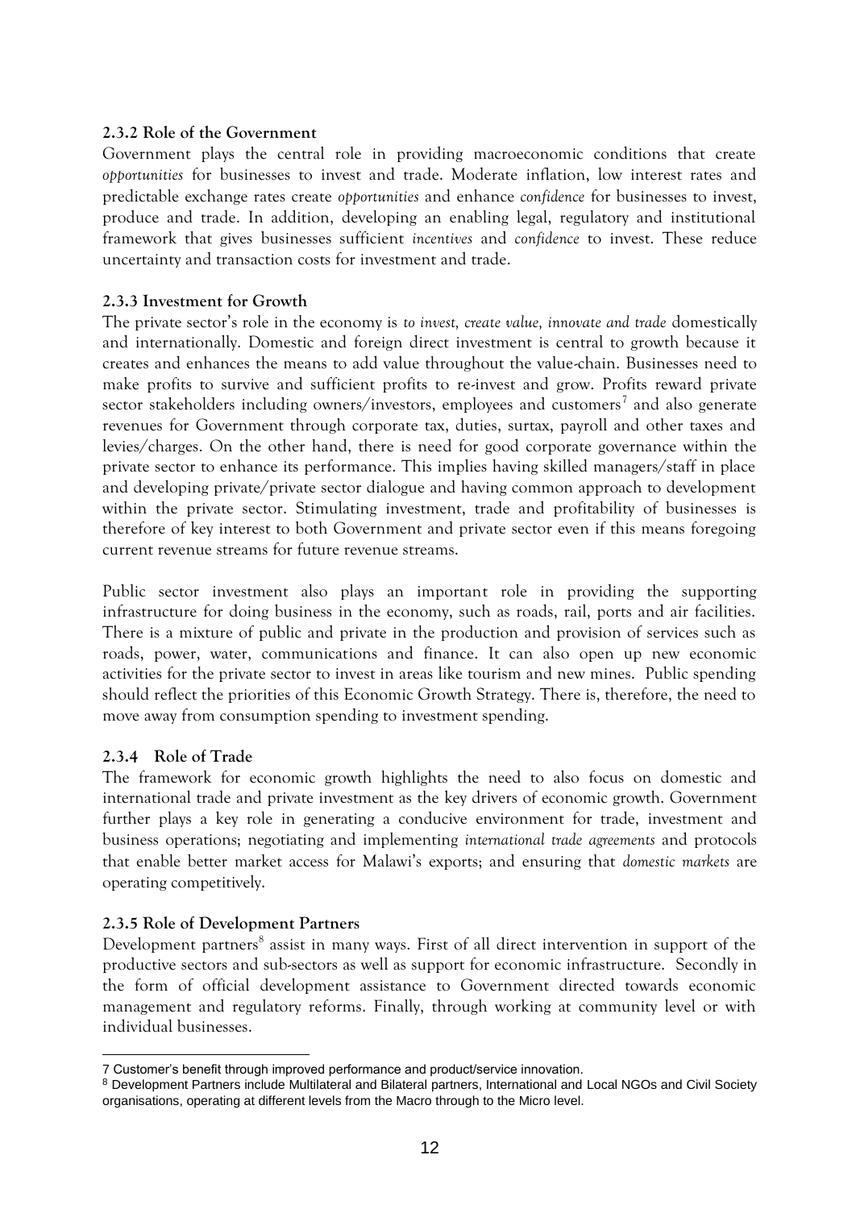### 2.3.2 Role of the Government

Government plays the central role in providing macroeconomic conditions that create *opportunities* for businesses to invest and trade. Moderate inflation, low interest rates and predictable exchange rates create *opportunities* and enhance *confidence* for businesses to invest, produce and trade. In addition, developing an enabling legal, regulatory and institutional framework that gives businesses sufficient *incentives* and *confidence* to invest. These reduce uncertainty and transaction costs for investment and trade.

### 2.3.3 Investment for Growth

The private sector's role in the economy is *to invest, create value, innovate and trade* domestically and internationally. Domestic and foreign direct investment is central to growth because it creates and enhances the means to add value throughout the value-chain. Businesses need to make profits to survive and sufficient profits to re-invest and grow. Profits reward private sector stakeholders including owners/investors, employees and customers[7] and also generate revenues for Government through corporate tax, duties, surtax, payroll and other taxes and levies/charges. On the other hand, there is need for good corporate governance within the private sector to enhance its performance. This implies having skilled managers/staff in place and developing private/private sector dialogue and having common approach to development within the private sector. Stimulating investment, trade and profitability of businesses is therefore of key interest to both Government and private sector even if this means foregoing current revenue streams for future revenue streams.

Public sector investment also plays an important role in providing the supporting infrastructure for doing business in the economy, such as roads, rail, ports and air facilities. There is a mixture of public and private in the production and provision of services such as roads, power, water, communications and finance. It can also open up new economic activities for the private sector to invest in areas like tourism and new mines. Public spending should reflect the priorities of this Economic Growth Strategy. There is, therefore, the need to move away from consumption spending to investment spending.

### 2.3.4 Role of Trade

The framework for economic growth highlights the need to also focus on domestic and international trade and private investment as the key drivers of economic growth. Government further plays a key role in generating a conducive environment for trade, investment and business operations; negotiating and implementing *international trade agreements* and protocols that enable better market access for Malawi's exports; and ensuring that *domestic markets* are operating competitively.

### 2.3.5 Role of Development Partners

Development partners[8] assist in many ways. First of all direct intervention in support of the productive sectors and sub-sectors as well as support for economic infrastructure. Secondly in the form of official development assistance to Government directed towards economic management and regulatory reforms. Finally, through working at community level or with individual businesses.

---

[7] Customer's benefit through improved performance and product/service innovation.

[8] Development Partners include Multilateral and Bilateral partners, International and Local NGOs and Civil Society organisations, operating at different levels from the Macro through to the Micro level.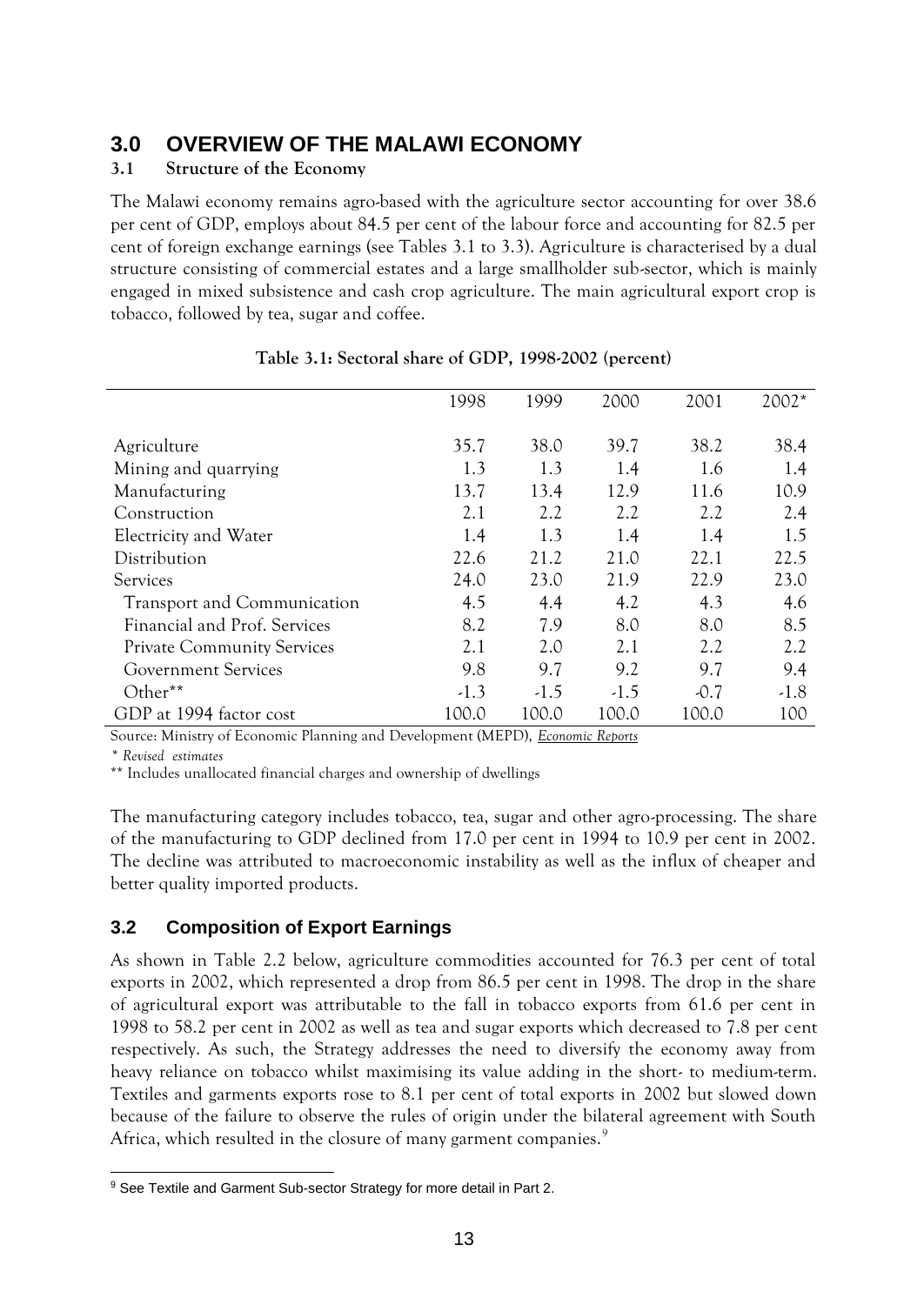# 3.0 OVERVIEW OF THE MALAWI ECONOMY

## 3.1 Structure of the Economy

The Malawi economy remains agro-based with the agriculture sector accounting for over 38.6 per cent of GDP, employs about 84.5 per cent of the labour force and accounting for 82.5 per cent of foreign exchange earnings (see Tables 3.1 to 3.3). Agriculture is characterised by a dual structure consisting of commercial estates and a large smallholder sub-sector, which is mainly engaged in mixed subsistence and cash crop agriculture. The main agricultural export crop is tobacco, followed by tea, sugar and coffee.

**Table 3.1: Sectoral share of GDP, 1998-2002 (percent)**

| | 1998 | 1999 | 2000 | 2001 | 2002* |
|---|---|---|---|---|---|
| Agriculture | 35.7 | 38.0 | 39.7 | 38.2 | 38.4 |
| Mining and quarrying | 1.3 | 1.3 | 1.4 | 1.6 | 1.4 |
| Manufacturing | 13.7 | 13.4 | 12.9 | 11.6 | 10.9 |
| Construction | 2.1 | 2.2 | 2.2 | 2.2 | 2.4 |
| Electricity and Water | 1.4 | 1.3 | 1.4 | 1.4 | 1.5 |
| Distribution | 22.6 | 21.2 | 21.0 | 22.1 | 22.5 |
| Services | 24.0 | 23.0 | 21.9 | 22.9 | 23.0 |
| Transport and Communication | 4.5 | 4.4 | 4.2 | 4.3 | 4.6 |
| Financial and Prof. Services | 8.2 | 7.9 | 8.0 | 8.0 | 8.5 |
| Private Community Services | 2.1 | 2.0 | 2.1 | 2.2 | 2.2 |
| Government Services | 9.8 | 9.7 | 9.2 | 9.7 | 9.4 |
| Other** | -1.3 | -1.5 | -1.5 | -0.7 | -1.8 |
| GDP at 1994 factor cost | 100.0 | 100.0 | 100.0 | 100.0 | 100 |

Source: Ministry of Economic Planning and Development (MEPD), *Economic Reports*

*\* Revised estimates*

\*\* Includes unallocated financial charges and ownership of dwellings

The manufacturing category includes tobacco, tea, sugar and other agro-processing. The share of the manufacturing to GDP declined from 17.0 per cent in 1994 to 10.9 per cent in 2002. The decline was attributed to macroeconomic instability as well as the influx of cheaper and better quality imported products.

## 3.2 Composition of Export Earnings

As shown in Table 2.2 below, agriculture commodities accounted for 76.3 per cent of total exports in 2002, which represented a drop from 86.5 per cent in 1998. The drop in the share of agricultural export was attributable to the fall in tobacco exports from 61.6 per cent in 1998 to 58.2 per cent in 2002 as well as tea and sugar exports which decreased to 7.8 per cent respectively. As such, the Strategy addresses the need to diversify the economy away from heavy reliance on tobacco whilst maximising its value adding in the short- to medium-term. Textiles and garments exports rose to 8.1 per cent of total exports in 2002 but slowed down because of the failure to observe the rules of origin under the bilateral agreement with South Africa, which resulted in the closure of many garment companies.[9]

[9] See Textile and Garment Sub-sector Strategy for more detail in Part 2.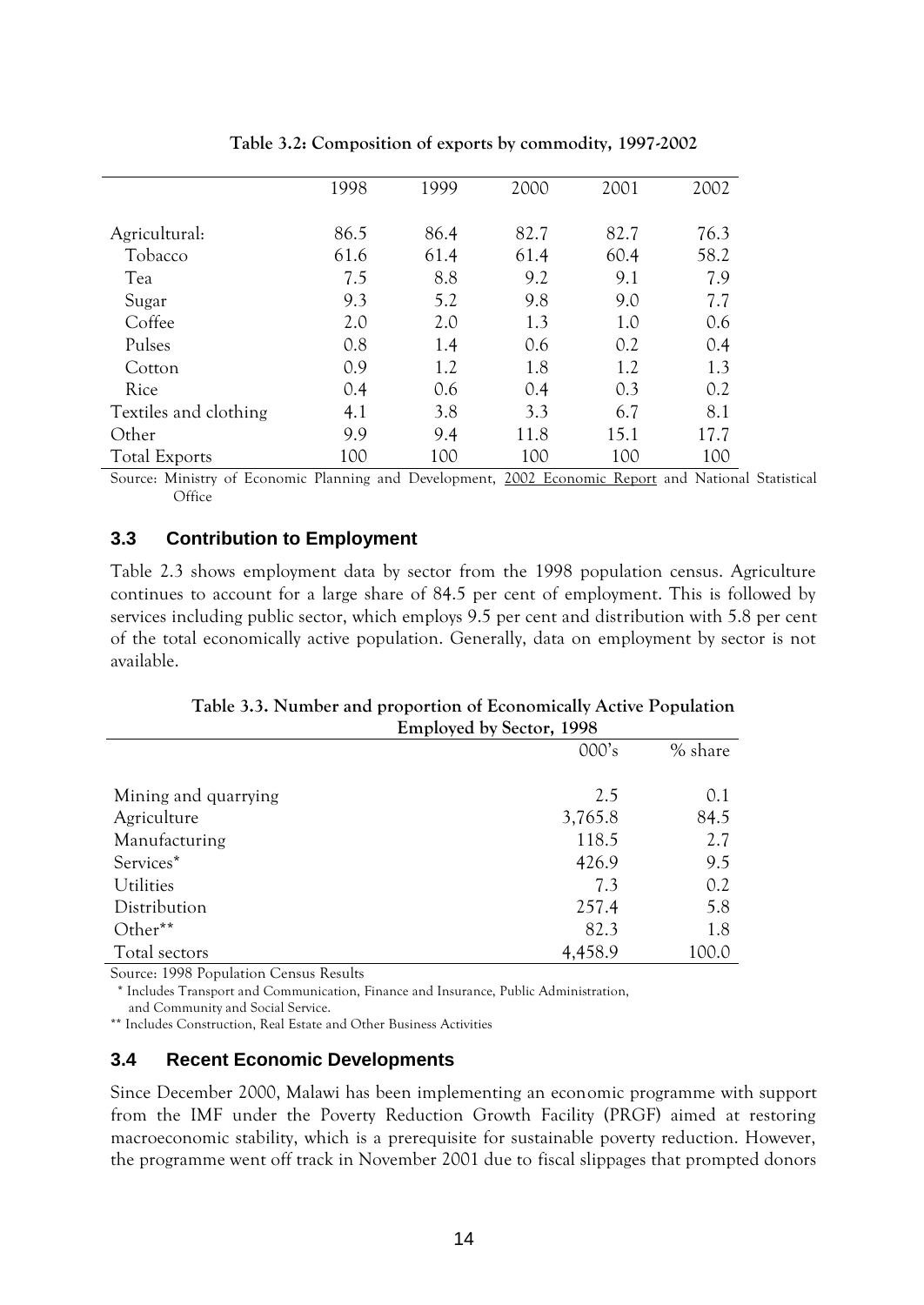**Table 3.2: Composition of exports by commodity, 1997-2002**

| | 1998 | 1999 | 2000 | 2001 | 2002 |
|---|---|---|---|---|---|
| Agricultural: | 86.5 | 86.4 | 82.7 | 82.7 | 76.3 |
| Tobacco | 61.6 | 61.4 | 61.4 | 60.4 | 58.2 |
| Tea | 7.5 | 8.8 | 9.2 | 9.1 | 7.9 |
| Sugar | 9.3 | 5.2 | 9.8 | 9.0 | 7.7 |
| Coffee | 2.0 | 2.0 | 1.3 | 1.0 | 0.6 |
| Pulses | 0.8 | 1.4 | 0.6 | 0.2 | 0.4 |
| Cotton | 0.9 | 1.2 | 1.8 | 1.2 | 1.3 |
| Rice | 0.4 | 0.6 | 0.4 | 0.3 | 0.2 |
| Textiles and clothing | 4.1 | 3.8 | 3.3 | 6.7 | 8.1 |
| Other | 9.9 | 9.4 | 11.8 | 15.1 | 17.7 |
| Total Exports | 100 | 100 | 100 | 100 | 100 |

Source: Ministry of Economic Planning and Development, 2002 Economic Report and National Statistical Office

### 3.3 Contribution to Employment

Table 2.3 shows employment data by sector from the 1998 population census. Agriculture continues to account for a large share of 84.5 per cent of employment. This is followed by services including public sector, which employs 9.5 per cent and distribution with 5.8 per cent of the total economically active population. Generally, data on employment by sector is not available.

**Table 3.3. Number and proportion of Economically Active Population Employed by Sector, 1998**

| | 000's | % share |
|---|---|---|
| Mining and quarrying | 2.5 | 0.1 |
| Agriculture | 3,765.8 | 84.5 |
| Manufacturing | 118.5 | 2.7 |
| Services* | 426.9 | 9.5 |
| Utilities | 7.3 | 0.2 |
| Distribution | 257.4 | 5.8 |
| Other** | 82.3 | 1.8 |
| Total sectors | 4,458.9 | 100.0 |

Source: 1998 Population Census Results

\* Includes Transport and Communication, Finance and Insurance, Public Administration, and Community and Social Service.

** Includes Construction, Real Estate and Other Business Activities

### 3.4 Recent Economic Developments

Since December 2000, Malawi has been implementing an economic programme with support from the IMF under the Poverty Reduction Growth Facility (PRGF) aimed at restoring macroeconomic stability, which is a prerequisite for sustainable poverty reduction. However, the programme went off track in November 2001 due to fiscal slippages that prompted donors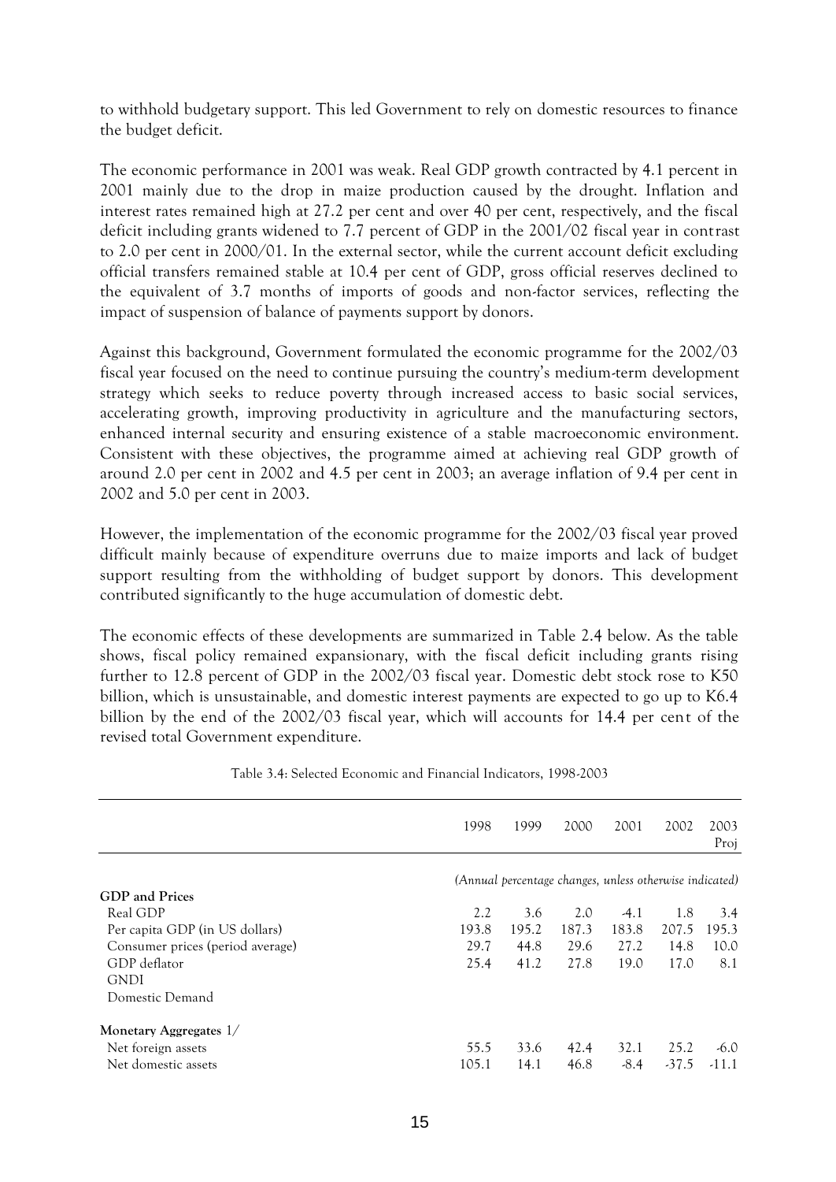to withhold budgetary support. This led Government to rely on domestic resources to finance the budget deficit.

The economic performance in 2001 was weak. Real GDP growth contracted by 4.1 percent in 2001 mainly due to the drop in maize production caused by the drought. Inflation and interest rates remained high at 27.2 per cent and over 40 per cent, respectively, and the fiscal deficit including grants widened to 7.7 percent of GDP in the 2001/02 fiscal year in contrast to 2.0 per cent in 2000/01. In the external sector, while the current account deficit excluding official transfers remained stable at 10.4 per cent of GDP, gross official reserves declined to the equivalent of 3.7 months of imports of goods and non-factor services, reflecting the impact of suspension of balance of payments support by donors.

Against this background, Government formulated the economic programme for the 2002/03 fiscal year focused on the need to continue pursuing the country's medium-term development strategy which seeks to reduce poverty through increased access to basic social services, accelerating growth, improving productivity in agriculture and the manufacturing sectors, enhanced internal security and ensuring existence of a stable macroeconomic environment. Consistent with these objectives, the programme aimed at achieving real GDP growth of around 2.0 per cent in 2002 and 4.5 per cent in 2003; an average inflation of 9.4 per cent in 2002 and 5.0 per cent in 2003.

However, the implementation of the economic programme for the 2002/03 fiscal year proved difficult mainly because of expenditure overruns due to maize imports and lack of budget support resulting from the withholding of budget support by donors. This development contributed significantly to the huge accumulation of domestic debt.

The economic effects of these developments are summarized in Table 2.4 below. As the table shows, fiscal policy remained expansionary, with the fiscal deficit including grants rising further to 12.8 percent of GDP in the 2002/03 fiscal year. Domestic debt stock rose to K50 billion, which is unsustainable, and domestic interest payments are expected to go up to K6.4 billion by the end of the 2002/03 fiscal year, which will accounts for 14.4 per cent of the revised total Government expenditure.

Table 3.4: Selected Economic and Financial Indicators, 1998-2003

| | 1998 | 1999 | 2000 | 2001 | 2002 | 2003 Proj |
|---|---|---|---|---|---|---|
| | *(Annual percentage changes, unless otherwise indicated)* | | | | | |
| **GDP and Prices** | | | | | | |
| Real GDP | 2.2 | 3.6 | 2.0 | -4.1 | 1.8 | 3.4 |
| Per capita GDP (in US dollars) | 193.8 | 195.2 | 187.3 | 183.8 | 207.5 | 195.3 |
| Consumer prices (period average) | 29.7 | 44.8 | 29.6 | 27.2 | 14.8 | 10.0 |
| GDP deflator | 25.4 | 41.2 | 27.8 | 19.0 | 17.0 | 8.1 |
| GNDI | | | | | | |
| Domestic Demand | | | | | | |
| **Monetary Aggregates** 1/ | | | | | | |
| Net foreign assets | 55.5 | 33.6 | 42.4 | 32.1 | 25.2 | -6.0 |
| Net domestic assets | 105.1 | 14.1 | 46.8 | -8.4 | -37.5 | -11.1 |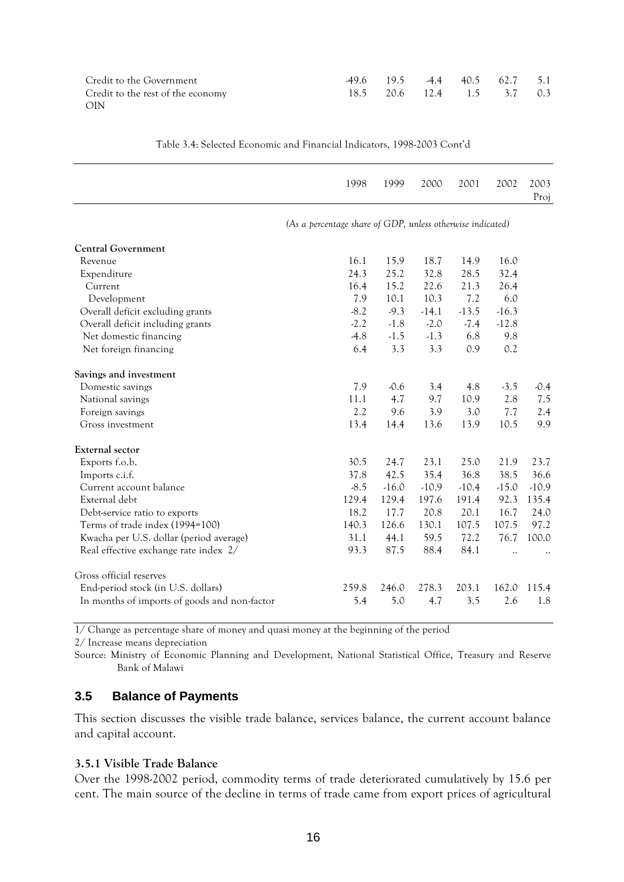| | | | | | | |
|---|---|---|---|---|---|---|
| Credit to the Government | -49.6 | 19.5 | -4.4 | 40.5 | 62.7 | 5.1 |
| Credit to the rest of the economy | 18.5 | 20.6 | 12.4 | 1.5 | 3.7 | 0.3 |
| OIN | | | | | | |

Table 3.4: Selected Economic and Financial Indicators, 1998-2003 Cont'd

| | 1998 | 1999 | 2000 | 2001 | 2002 | 2003 Proj |
|---|---|---|---|---|---|---|
| | *(As a percentage share of GDP, unless otherwise indicated)* | | | | | |
| **Central Government** | | | | | | |
| Revenue | 16.1 | 15.9 | 18.7 | 14.9 | 16.0 | |
| Expenditure | 24.3 | 25.2 | 32.8 | 28.5 | 32.4 | |
| Current | 16.4 | 15.2 | 22.6 | 21.3 | 26.4 | |
| Development | 7.9 | 10.1 | 10.3 | 7.2 | 6.0 | |
| Overall deficit excluding grants | -8.2 | -9.3 | -14.1 | -13.5 | -16.3 | |
| Overall deficit including grants | -2.2 | -1.8 | -2.0 | -7.4 | -12.8 | |
| Net domestic financing | -4.8 | -1.5 | -1.3 | 6.8 | 9.8 | |
| Net foreign financing | 6.4 | 3.3 | 3.3 | 0.9 | 0.2 | |
| **Savings and investment** | | | | | | |
| Domestic savings | 7.9 | -0.6 | 3.4 | 4.8 | -3.5 | -0.4 |
| National savings | 11.1 | 4.7 | 9.7 | 10.9 | 2.8 | 7.5 |
| Foreign savings | 2.2 | 9.6 | 3.9 | 3.0 | 7.7 | 2.4 |
| Gross investment | 13.4 | 14.4 | 13.6 | 13.9 | 10.5 | 9.9 |
| **External sector** | | | | | | |
| Exports f.o.b. | 30.5 | 24.7 | 23.1 | 25.0 | 21.9 | 23.7 |
| Imports c.i.f. | 37.8 | 42.5 | 35.4 | 36.8 | 38.5 | 36.6 |
| Current account balance | -8.5 | -16.0 | -10.9 | -10.4 | -15.0 | -10.9 |
| External debt | 129.4 | 129.4 | 197.6 | 191.4 | 92.3 | 135.4 |
| Debt-service ratio to exports | 18.2 | 17.7 | 20.8 | 20.1 | 16.7 | 24.0 |
| Terms of trade index (1994=100) | 140.3 | 126.6 | 130.1 | 107.5 | 107.5 | 97.2 |
| Kwacha per U.S. dollar (period average) | 31.1 | 44.1 | 59.5 | 72.2 | 76.7 | 100.0 |
| Real effective exchange rate index 2/ | 93.3 | 87.5 | 88.4 | 84.1 | .. | .. |
| Gross official reserves | | | | | | |
| End-period stock (in U.S. dollars) | 259.8 | 246.0 | 278.3 | 203.1 | 162.0 | 115.4 |
| In months of imports of goods and non-factor | 5.4 | 5.0 | 4.7 | 3.5 | 2.6 | 1.8 |

1/ Change as percentage share of money and quasi money at the beginning of the period

2/ Increase means depreciation

Source: Ministry of Economic Planning and Development, National Statistical Office, Treasury and Reserve Bank of Malawi

## 3.5 Balance of Payments

This section discusses the visible trade balance, services balance, the current account balance and capital account.

### 3.5.1 Visible Trade Balance

Over the 1998-2002 period, commodity terms of trade deteriorated cumulatively by 15.6 per cent. The main source of the decline in terms of trade came from export prices of agricultural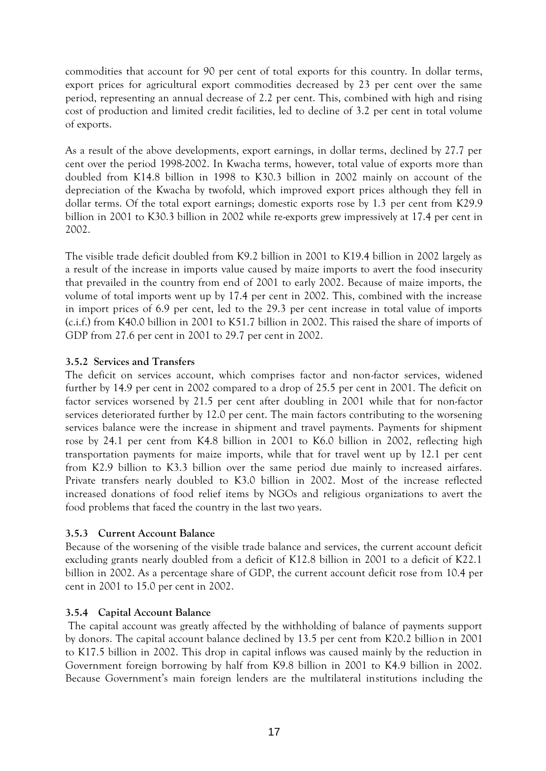commodities that account for 90 per cent of total exports for this country. In dollar terms, export prices for agricultural export commodities decreased by 23 per cent over the same period, representing an annual decrease of 2.2 per cent. This, combined with high and rising cost of production and limited credit facilities, led to decline of 3.2 per cent in total volume of exports.

As a result of the above developments, export earnings, in dollar terms, declined by 27.7 per cent over the period 1998-2002. In Kwacha terms, however, total value of exports more than doubled from K14.8 billion in 1998 to K30.3 billion in 2002 mainly on account of the depreciation of the Kwacha by twofold, which improved export prices although they fell in dollar terms. Of the total export earnings; domestic exports rose by 1.3 per cent from K29.9 billion in 2001 to K30.3 billion in 2002 while re-exports grew impressively at 17.4 per cent in 2002.

The visible trade deficit doubled from K9.2 billion in 2001 to K19.4 billion in 2002 largely as a result of the increase in imports value caused by maize imports to avert the food insecurity that prevailed in the country from end of 2001 to early 2002. Because of maize imports, the volume of total imports went up by 17.4 per cent in 2002. This, combined with the increase in import prices of 6.9 per cent, led to the 29.3 per cent increase in total value of imports (c.i.f.) from K40.0 billion in 2001 to K51.7 billion in 2002. This raised the share of imports of GDP from 27.6 per cent in 2001 to 29.7 per cent in 2002.

### 3.5.2 Services and Transfers

The deficit on services account, which comprises factor and non-factor services, widened further by 14.9 per cent in 2002 compared to a drop of 25.5 per cent in 2001. The deficit on factor services worsened by 21.5 per cent after doubling in 2001 while that for non-factor services deteriorated further by 12.0 per cent. The main factors contributing to the worsening services balance were the increase in shipment and travel payments. Payments for shipment rose by 24.1 per cent from K4.8 billion in 2001 to K6.0 billion in 2002, reflecting high transportation payments for maize imports, while that for travel went up by 12.1 per cent from K2.9 billion to K3.3 billion over the same period due mainly to increased airfares. Private transfers nearly doubled to K3.0 billion in 2002. Most of the increase reflected increased donations of food relief items by NGOs and religious organizations to avert the food problems that faced the country in the last two years.

### 3.5.3 Current Account Balance

Because of the worsening of the visible trade balance and services, the current account deficit excluding grants nearly doubled from a deficit of K12.8 billion in 2001 to a deficit of K22.1 billion in 2002. As a percentage share of GDP, the current account deficit rose from 10.4 per cent in 2001 to 15.0 per cent in 2002.

### 3.5.4 Capital Account Balance

The capital account was greatly affected by the withholding of balance of payments support by donors. The capital account balance declined by 13.5 per cent from K20.2 billion in 2001 to K17.5 billion in 2002. This drop in capital inflows was caused mainly by the reduction in Government foreign borrowing by half from K9.8 billion in 2001 to K4.9 billion in 2002. Because Government's main foreign lenders are the multilateral institutions including the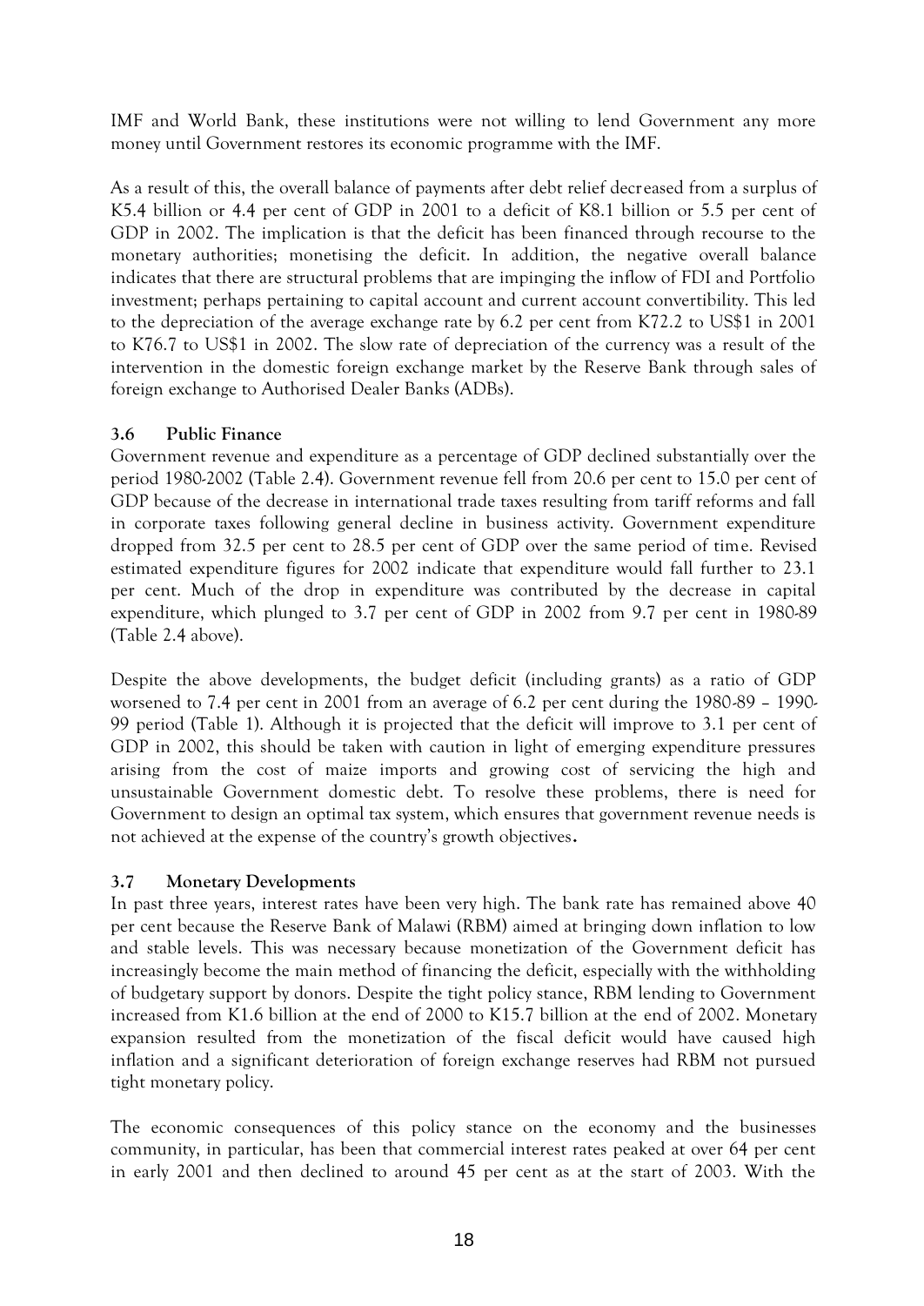IMF and World Bank, these institutions were not willing to lend Government any more money until Government restores its economic programme with the IMF.

As a result of this, the overall balance of payments after debt relief decreased from a surplus of K5.4 billion or 4.4 per cent of GDP in 2001 to a deficit of K8.1 billion or 5.5 per cent of GDP in 2002. The implication is that the deficit has been financed through recourse to the monetary authorities; monetising the deficit. In addition, the negative overall balance indicates that there are structural problems that are impinging the inflow of FDI and Portfolio investment; perhaps pertaining to capital account and current account convertibility. This led to the depreciation of the average exchange rate by 6.2 per cent from K72.2 to US$1 in 2001 to K76.7 to US$1 in 2002. The slow rate of depreciation of the currency was a result of the intervention in the domestic foreign exchange market by the Reserve Bank through sales of foreign exchange to Authorised Dealer Banks (ADBs).

### 3.6 Public Finance

Government revenue and expenditure as a percentage of GDP declined substantially over the period 1980-2002 (Table 2.4). Government revenue fell from 20.6 per cent to 15.0 per cent of GDP because of the decrease in international trade taxes resulting from tariff reforms and fall in corporate taxes following general decline in business activity. Government expenditure dropped from 32.5 per cent to 28.5 per cent of GDP over the same period of time. Revised estimated expenditure figures for 2002 indicate that expenditure would fall further to 23.1 per cent. Much of the drop in expenditure was contributed by the decrease in capital expenditure, which plunged to 3.7 per cent of GDP in 2002 from 9.7 per cent in 1980-89 (Table 2.4 above).

Despite the above developments, the budget deficit (including grants) as a ratio of GDP worsened to 7.4 per cent in 2001 from an average of 6.2 per cent during the 1980-89 – 1990-99 period (Table 1). Although it is projected that the deficit will improve to 3.1 per cent of GDP in 2002, this should be taken with caution in light of emerging expenditure pressures arising from the cost of maize imports and growing cost of servicing the high and unsustainable Government domestic debt. To resolve these problems, there is need for Government to design an optimal tax system, which ensures that government revenue needs is not achieved at the expense of the country's growth objectives.

### 3.7 Monetary Developments

In past three years, interest rates have been very high. The bank rate has remained above 40 per cent because the Reserve Bank of Malawi (RBM) aimed at bringing down inflation to low and stable levels. This was necessary because monetization of the Government deficit has increasingly become the main method of financing the deficit, especially with the withholding of budgetary support by donors. Despite the tight policy stance, RBM lending to Government increased from K1.6 billion at the end of 2000 to K15.7 billion at the end of 2002. Monetary expansion resulted from the monetization of the fiscal deficit would have caused high inflation and a significant deterioration of foreign exchange reserves had RBM not pursued tight monetary policy.

The economic consequences of this policy stance on the economy and the businesses community, in particular, has been that commercial interest rates peaked at over 64 per cent in early 2001 and then declined to around 45 per cent as at the start of 2003. With the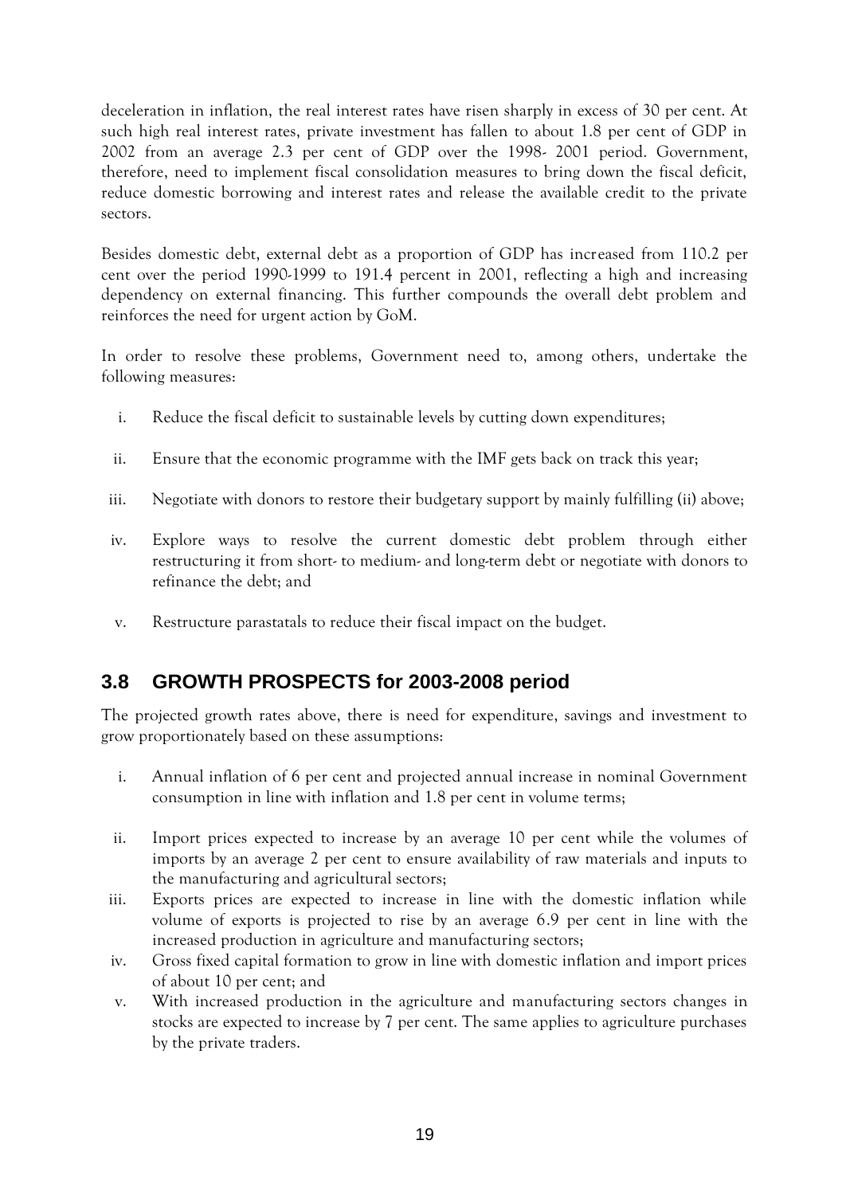deceleration in inflation, the real interest rates have risen sharply in excess of 30 per cent. At such high real interest rates, private investment has fallen to about 1.8 per cent of GDP in 2002 from an average 2.3 per cent of GDP over the 1998- 2001 period. Government, therefore, need to implement fiscal consolidation measures to bring down the fiscal deficit, reduce domestic borrowing and interest rates and release the available credit to the private sectors.

Besides domestic debt, external debt as a proportion of GDP has increased from 110.2 per cent over the period 1990-1999 to 191.4 percent in 2001, reflecting a high and increasing dependency on external financing. This further compounds the overall debt problem and reinforces the need for urgent action by GoM.

In order to resolve these problems, Government need to, among others, undertake the following measures:

i. Reduce the fiscal deficit to sustainable levels by cutting down expenditures;

ii. Ensure that the economic programme with the IMF gets back on track this year;

iii. Negotiate with donors to restore their budgetary support by mainly fulfilling (ii) above;

iv. Explore ways to resolve the current domestic debt problem through either restructuring it from short- to medium- and long-term debt or negotiate with donors to refinance the debt; and

v. Restructure parastatals to reduce their fiscal impact on the budget.

## 3.8 GROWTH PROSPECTS for 2003-2008 period

The projected growth rates above, there is need for expenditure, savings and investment to grow proportionately based on these assumptions:

i. Annual inflation of 6 per cent and projected annual increase in nominal Government consumption in line with inflation and 1.8 per cent in volume terms;

ii. Import prices expected to increase by an average 10 per cent while the volumes of imports by an average 2 per cent to ensure availability of raw materials and inputs to the manufacturing and agricultural sectors;

iii. Exports prices are expected to increase in line with the domestic inflation while volume of exports is projected to rise by an average 6.9 per cent in line with the increased production in agriculture and manufacturing sectors;

iv. Gross fixed capital formation to grow in line with domestic inflation and import prices of about 10 per cent; and

v. With increased production in the agriculture and manufacturing sectors changes in stocks are expected to increase by 7 per cent. The same applies to agriculture purchases by the private traders.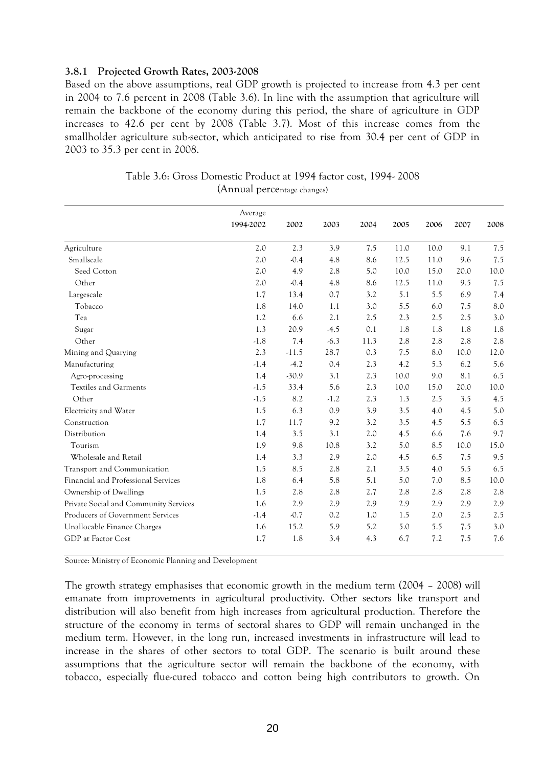### 3.8.1 Projected Growth Rates, 2003-2008

Based on the above assumptions, real GDP growth is projected to increase from 4.3 per cent in 2004 to 7.6 percent in 2008 (Table 3.6). In line with the assumption that agriculture will remain the backbone of the economy during this period, the share of agriculture in GDP increases to 42.6 per cent by 2008 (Table 3.7). Most of this increase comes from the smallholder agriculture sub-sector, which anticipated to rise from 30.4 per cent of GDP in 2003 to 35.3 per cent in 2008.

Table 3.6: Gross Domestic Product at 1994 factor cost, 1994- 2008
(Annual percentage changes)

| | Average 1994-2002 | 2002 | 2003 | 2004 | 2005 | 2006 | 2007 | 2008 |
|---|---|---|---|---|---|---|---|---|
| Agriculture | 2.0 | 2.3 | 3.9 | 7.5 | 11.0 | 10.0 | 9.1 | 7.5 |
| Smallscale | 2.0 | -0.4 | 4.8 | 8.6 | 12.5 | 11.0 | 9.6 | 7.5 |
| Seed Cotton | 2.0 | 4.9 | 2.8 | 5.0 | 10.0 | 15.0 | 20.0 | 10.0 |
| Other | 2.0 | -0.4 | 4.8 | 8.6 | 12.5 | 11.0 | 9.5 | 7.5 |
| Largescale | 1.7 | 13.4 | 0.7 | 3.2 | 5.1 | 5.5 | 6.9 | 7.4 |
| Tobacco | 1.8 | 14.0 | 1.1 | 3.0 | 5.5 | 6.0 | 7.5 | 8.0 |
| Tea | 1.2 | 6.6 | 2.1 | 2.5 | 2.3 | 2.5 | 2.5 | 3.0 |
| Sugar | 1.3 | 20.9 | -4.5 | 0.1 | 1.8 | 1.8 | 1.8 | 1.8 |
| Other | -1.8 | 7.4 | -6.3 | 11.3 | 2.8 | 2.8 | 2.8 | 2.8 |
| Mining and Quarying | 2.3 | -11.5 | 28.7 | 0.3 | 7.5 | 8.0 | 10.0 | 12.0 |
| Manufacturing | -1.4 | -4.2 | 0.4 | 2.3 | 4.2 | 5.3 | 6.2 | 5.6 |
| Agro-processing | 1.4 | -30.9 | 3.1 | 2.3 | 10.0 | 9.0 | 8.1 | 6.5 |
| Textiles and Garments | -1.5 | 33.4 | 5.6 | 2.3 | 10.0 | 15.0 | 20.0 | 10.0 |
| Other | -1.5 | 8.2 | -1.2 | 2.3 | 1.3 | 2.5 | 3.5 | 4.5 |
| Electricity and Water | 1.5 | 6.3 | 0.9 | 3.9 | 3.5 | 4.0 | 4.5 | 5.0 |
| Construction | 1.7 | 11.7 | 9.2 | 3.2 | 3.5 | 4.5 | 5.5 | 6.5 |
| Distribution | 1.4 | 3.5 | 3.1 | 2.0 | 4.5 | 6.6 | 7.6 | 9.7 |
| Tourism | 1.9 | 9.8 | 10.8 | 3.2 | 5.0 | 8.5 | 10.0 | 15.0 |
| Wholesale and Retail | 1.4 | 3.3 | 2.9 | 2.0 | 4.5 | 6.5 | 7.5 | 9.5 |
| Transport and Communication | 1.5 | 8.5 | 2.8 | 2.1 | 3.5 | 4.0 | 5.5 | 6.5 |
| Financial and Professional Services | 1.8 | 6.4 | 5.8 | 5.1 | 5.0 | 7.0 | 8.5 | 10.0 |
| Ownership of Dwellings | 1.5 | 2.8 | 2.8 | 2.7 | 2.8 | 2.8 | 2.8 | 2.8 |
| Private Social and Community Services | 1.6 | 2.9 | 2.9 | 2.9 | 2.9 | 2.9 | 2.9 | 2.9 |
| Producers of Government Services | -1.4 | -0.7 | 0.2 | 1.0 | 1.5 | 2.0 | 2.5 | 2.5 |
| Unallocable Finance Charges | 1.6 | 15.2 | 5.9 | 5.2 | 5.0 | 5.5 | 7.5 | 3.0 |
| GDP at Factor Cost | 1.7 | 1.8 | 3.4 | 4.3 | 6.7 | 7.2 | 7.5 | 7.6 |

Source: Ministry of Economic Planning and Development

The growth strategy emphasises that economic growth in the medium term (2004 – 2008) will emanate from improvements in agricultural productivity. Other sectors like transport and distribution will also benefit from high increases from agricultural production. Therefore the structure of the economy in terms of sectoral shares to GDP will remain unchanged in the medium term. However, in the long run, increased investments in infrastructure will lead to increase in the shares of other sectors to total GDP. The scenario is built around these assumptions that the agriculture sector will remain the backbone of the economy, with tobacco, especially flue-cured tobacco and cotton being high contributors to growth. On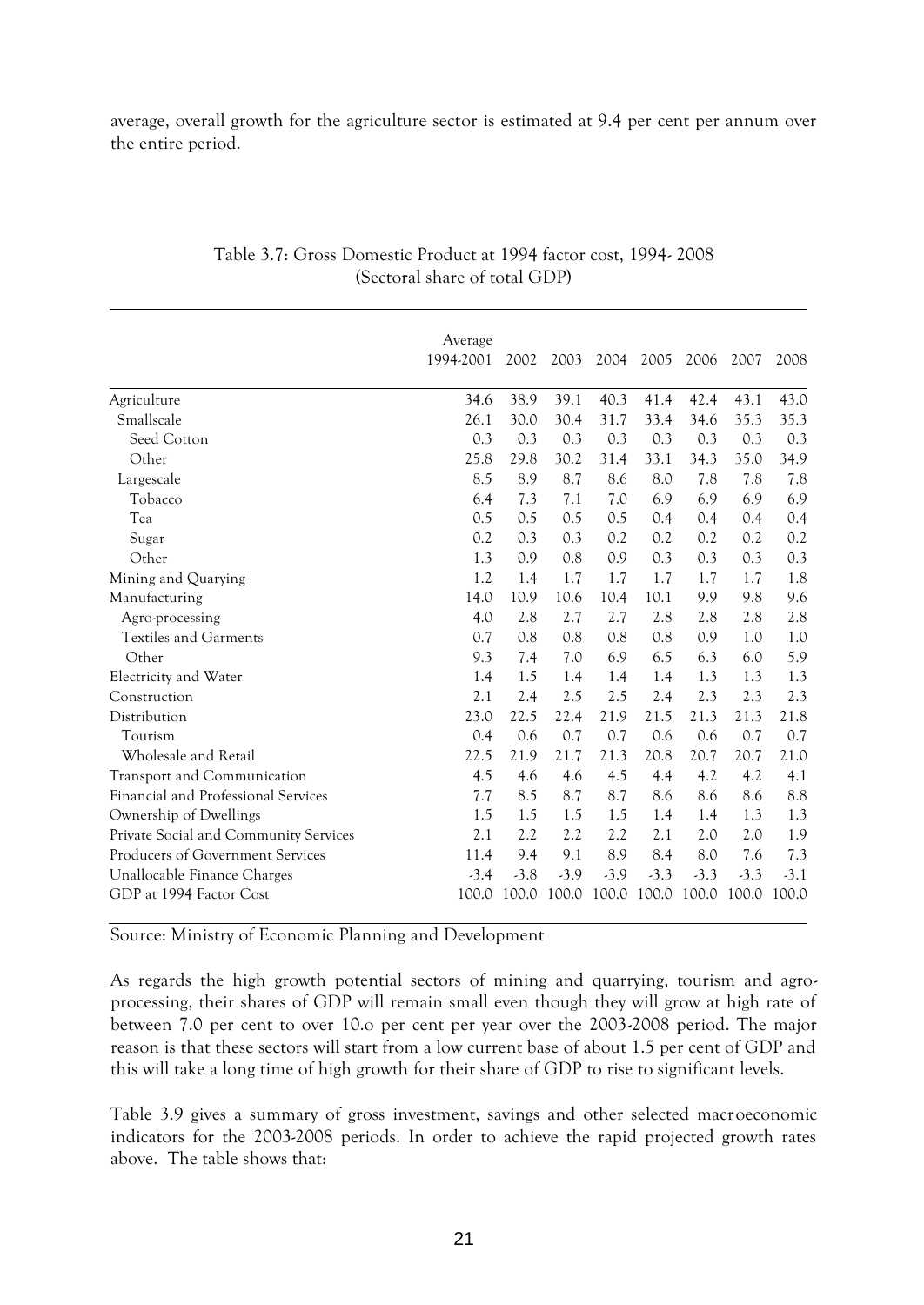average, overall growth for the agriculture sector is estimated at 9.4 per cent per annum over the entire period.

Table 3.7: Gross Domestic Product at 1994 factor cost, 1994- 2008
(Sectoral share of total GDP)

| | Average 1994-2001 | 2002 | 2003 | 2004 | 2005 | 2006 | 2007 | 2008 |
|---|---|---|---|---|---|---|---|---|
| Agriculture | 34.6 | 38.9 | 39.1 | 40.3 | 41.4 | 42.4 | 43.1 | 43.0 |
| Smallscale | 26.1 | 30.0 | 30.4 | 31.7 | 33.4 | 34.6 | 35.3 | 35.3 |
| Seed Cotton | 0.3 | 0.3 | 0.3 | 0.3 | 0.3 | 0.3 | 0.3 | 0.3 |
| Other | 25.8 | 29.8 | 30.2 | 31.4 | 33.1 | 34.3 | 35.0 | 34.9 |
| Largescale | 8.5 | 8.9 | 8.7 | 8.6 | 8.0 | 7.8 | 7.8 | 7.8 |
| Tobacco | 6.4 | 7.3 | 7.1 | 7.0 | 6.9 | 6.9 | 6.9 | 6.9 |
| Tea | 0.5 | 0.5 | 0.5 | 0.5 | 0.4 | 0.4 | 0.4 | 0.4 |
| Sugar | 0.2 | 0.3 | 0.3 | 0.2 | 0.2 | 0.2 | 0.2 | 0.2 |
| Other | 1.3 | 0.9 | 0.8 | 0.9 | 0.3 | 0.3 | 0.3 | 0.3 |
| Mining and Quarying | 1.2 | 1.4 | 1.7 | 1.7 | 1.7 | 1.7 | 1.7 | 1.8 |
| Manufacturing | 14.0 | 10.9 | 10.6 | 10.4 | 10.1 | 9.9 | 9.8 | 9.6 |
| Agro-processing | 4.0 | 2.8 | 2.7 | 2.7 | 2.8 | 2.8 | 2.8 | 2.8 |
| Textiles and Garments | 0.7 | 0.8 | 0.8 | 0.8 | 0.8 | 0.9 | 1.0 | 1.0 |
| Other | 9.3 | 7.4 | 7.0 | 6.9 | 6.5 | 6.3 | 6.0 | 5.9 |
| Electricity and Water | 1.4 | 1.5 | 1.4 | 1.4 | 1.4 | 1.3 | 1.3 | 1.3 |
| Construction | 2.1 | 2.4 | 2.5 | 2.5 | 2.4 | 2.3 | 2.3 | 2.3 |
| Distribution | 23.0 | 22.5 | 22.4 | 21.9 | 21.5 | 21.3 | 21.3 | 21.8 |
| Tourism | 0.4 | 0.6 | 0.7 | 0.7 | 0.6 | 0.6 | 0.7 | 0.7 |
| Wholesale and Retail | 22.5 | 21.9 | 21.7 | 21.3 | 20.8 | 20.7 | 20.7 | 21.0 |
| Transport and Communication | 4.5 | 4.6 | 4.6 | 4.5 | 4.4 | 4.2 | 4.2 | 4.1 |
| Financial and Professional Services | 7.7 | 8.5 | 8.7 | 8.7 | 8.6 | 8.6 | 8.6 | 8.8 |
| Ownership of Dwellings | 1.5 | 1.5 | 1.5 | 1.5 | 1.4 | 1.4 | 1.3 | 1.3 |
| Private Social and Community Services | 2.1 | 2.2 | 2.2 | 2.2 | 2.1 | 2.0 | 2.0 | 1.9 |
| Producers of Government Services | 11.4 | 9.4 | 9.1 | 8.9 | 8.4 | 8.0 | 7.6 | 7.3 |
| Unallocable Finance Charges | -3.4 | -3.8 | -3.9 | -3.9 | -3.3 | -3.3 | -3.3 | -3.1 |
| GDP at 1994 Factor Cost | 100.0 | 100.0 | 100.0 | 100.0 | 100.0 | 100.0 | 100.0 | 100.0 |

Source: Ministry of Economic Planning and Development

As regards the high growth potential sectors of mining and quarrying, tourism and agro-processing, their shares of GDP will remain small even though they will grow at high rate of between 7.0 per cent to over 10.o per cent per year over the 2003-2008 period. The major reason is that these sectors will start from a low current base of about 1.5 per cent of GDP and this will take a long time of high growth for their share of GDP to rise to significant levels.

Table 3.9 gives a summary of gross investment, savings and other selected macroeconomic indicators for the 2003-2008 periods. In order to achieve the rapid projected growth rates above. The table shows that: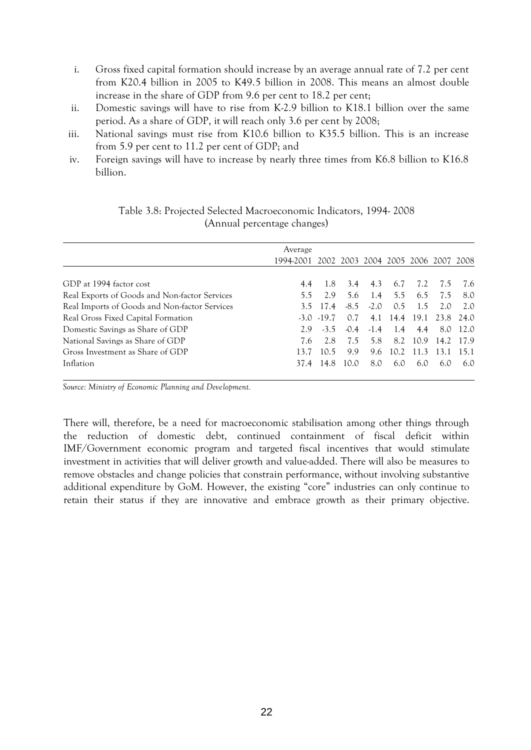i. Gross fixed capital formation should increase by an average annual rate of 7.2 per cent from K20.4 billion in 2005 to K49.5 billion in 2008. This means an almost double increase in the share of GDP from 9.6 per cent to 18.2 per cent;
ii. Domestic savings will have to rise from K-2.9 billion to K18.1 billion over the same period. As a share of GDP, it will reach only 3.6 per cent by 2008;
iii. National savings must rise from K10.6 billion to K35.5 billion. This is an increase from 5.9 per cent to 11.2 per cent of GDP; and
iv. Foreign savings will have to increase by nearly three times from K6.8 billion to K16.8 billion.

Table 3.8: Projected Selected Macroeconomic Indicators, 1994- 2008
(Annual percentage changes)

| | Average 1994-2001 | 2002 | 2003 | 2004 | 2005 | 2006 | 2007 | 2008 |
|---|---|---|---|---|---|---|---|---|
| GDP at 1994 factor cost | 4.4 | 1.8 | 3.4 | 4.3 | 6.7 | 7.2 | 7.5 | 7.6 |
| Real Exports of Goods and Non-factor Services | 5.5 | 2.9 | 5.6 | 1.4 | 5.5 | 6.5 | 7.5 | 8.0 |
| Real Imports of Goods and Non-factor Services | 3.5 | 17.4 | -8.5 | -2.0 | 0.5 | 1.5 | 2.0 | 2.0 |
| Real Gross Fixed Capital Formation | -3.0 | -19.7 | 0.7 | 4.1 | 14.4 | 19.1 | 23.8 | 24.0 |
| Domestic Savings as Share of GDP | 2.9 | -3.5 | -0.4 | -1.4 | 1.4 | 4.4 | 8.0 | 12.0 |
| National Savings as Share of GDP | 7.6 | 2.8 | 7.5 | 5.8 | 8.2 | 10.9 | 14.2 | 17.9 |
| Gross Investment as Share of GDP | 13.7 | 10.5 | 9.9 | 9.6 | 10.2 | 11.3 | 13.1 | 15.1 |
| Inflation | 37.4 | 14.8 | 10.0 | 8.0 | 6.0 | 6.0 | 6.0 | 6.0 |

*Source: Ministry of Economic Planning and Development.*

There will, therefore, be a need for macroeconomic stabilisation among other things through the reduction of domestic debt, continued containment of fiscal deficit within IMF/Government economic program and targeted fiscal incentives that would stimulate investment in activities that will deliver growth and value-added. There will also be measures to remove obstacles and change policies that constrain performance, without involving substantive additional expenditure by GoM. However, the existing "core" industries can only continue to retain their status if they are innovative and embrace growth as their primary objective.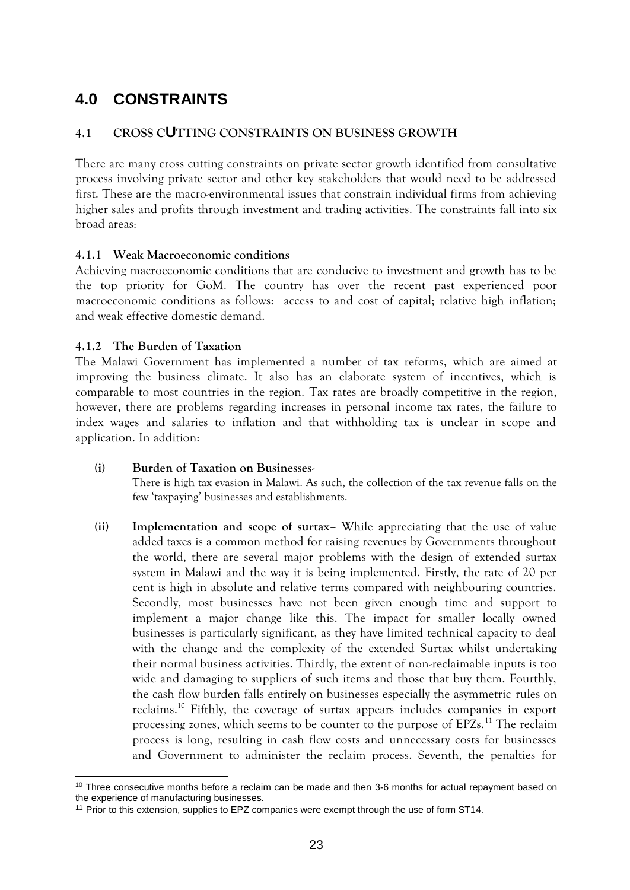# 4.0 CONSTRAINTS

## 4.1 CROSS CUTTING CONSTRAINTS ON BUSINESS GROWTH

There are many cross cutting constraints on private sector growth identified from consultative process involving private sector and other key stakeholders that would need to be addressed first. These are the macro-environmental issues that constrain individual firms from achieving higher sales and profits through investment and trading activities. The constraints fall into six broad areas:

### 4.1.1 Weak Macroeconomic conditions

Achieving macroeconomic conditions that are conducive to investment and growth has to be the top priority for GoM. The country has over the recent past experienced poor macroeconomic conditions as follows: access to and cost of capital; relative high inflation; and weak effective domestic demand.

### 4.1.2 The Burden of Taxation

The Malawi Government has implemented a number of tax reforms, which are aimed at improving the business climate. It also has an elaborate system of incentives, which is comparable to most countries in the region. Tax rates are broadly competitive in the region, however, there are problems regarding increases in personal income tax rates, the failure to index wages and salaries to inflation and that withholding tax is unclear in scope and application. In addition:

**(i) Burden of Taxation on Businesses-**
There is high tax evasion in Malawi. As such, the collection of the tax revenue falls on the few 'taxpaying' businesses and establishments.

**(ii) Implementation and scope of surtax–** While appreciating that the use of value added taxes is a common method for raising revenues by Governments throughout the world, there are several major problems with the design of extended surtax system in Malawi and the way it is being implemented. Firstly, the rate of 20 per cent is high in absolute and relative terms compared with neighbouring countries. Secondly, most businesses have not been given enough time and support to implement a major change like this. The impact for smaller locally owned businesses is particularly significant, as they have limited technical capacity to deal with the change and the complexity of the extended Surtax whilst undertaking their normal business activities. Thirdly, the extent of non-reclaimable inputs is too wide and damaging to suppliers of such items and those that buy them. Fourthly, the cash flow burden falls entirely on businesses especially the asymmetric rules on reclaims.[10] Fifthly, the coverage of surtax appears includes companies in export processing zones, which seems to be counter to the purpose of EPZs.[11] The reclaim process is long, resulting in cash flow costs and unnecessary costs for businesses and Government to administer the reclaim process. Seventh, the penalties for

---

[10] Three consecutive months before a reclaim can be made and then 3-6 months for actual repayment based on the experience of manufacturing businesses.

[11] Prior to this extension, supplies to EPZ companies were exempt through the use of form ST14.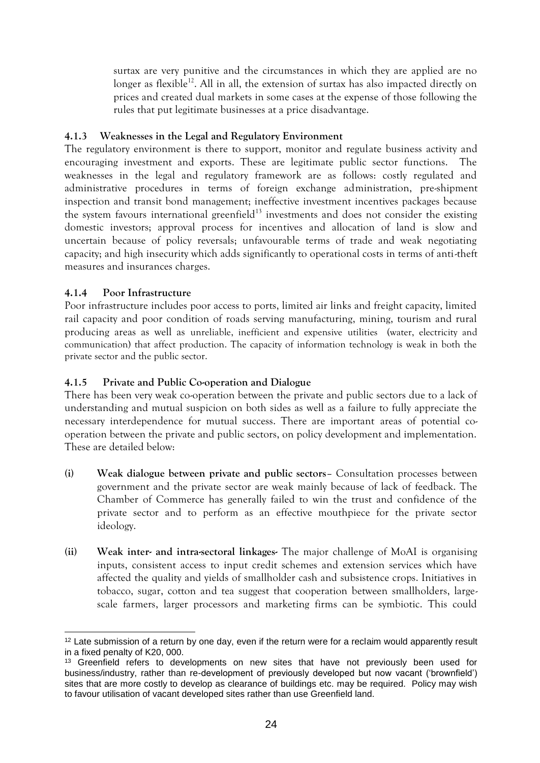surtax are very punitive and the circumstances in which they are applied are no longer as flexible[12]. All in all, the extension of surtax has also impacted directly on prices and created dual markets in some cases at the expense of those following the rules that put legitimate businesses at a price disadvantage.

### 4.1.3 Weaknesses in the Legal and Regulatory Environment

The regulatory environment is there to support, monitor and regulate business activity and encouraging investment and exports. These are legitimate public sector functions. The weaknesses in the legal and regulatory framework are as follows: costly regulated and administrative procedures in terms of foreign exchange administration, pre-shipment inspection and transit bond management; ineffective investment incentives packages because the system favours international greenfield[13] investments and does not consider the existing domestic investors; approval process for incentives and allocation of land is slow and uncertain because of policy reversals; unfavourable terms of trade and weak negotiating capacity; and high insecurity which adds significantly to operational costs in terms of anti-theft measures and insurances charges.

### 4.1.4 Poor Infrastructure

Poor infrastructure includes poor access to ports, limited air links and freight capacity, limited rail capacity and poor condition of roads serving manufacturing, mining, tourism and rural producing areas as well as unreliable, inefficient and expensive utilities (water, electricity and communication) that affect production. The capacity of information technology is weak in both the private sector and the public sector.

### 4.1.5 Private and Public Co-operation and Dialogue

There has been very weak co-operation between the private and public sectors due to a lack of understanding and mutual suspicion on both sides as well as a failure to fully appreciate the necessary interdependence for mutual success. There are important areas of potential co-operation between the private and public sectors, on policy development and implementation. These are detailed below:

(i) **Weak dialogue between private and public sectors** – Consultation processes between government and the private sector are weak mainly because of lack of feedback. The Chamber of Commerce has generally failed to win the trust and confidence of the private sector and to perform as an effective mouthpiece for the private sector ideology.

(ii) **Weak inter- and intra-sectoral linkages-** The major challenge of MoAI is organising inputs, consistent access to input credit schemes and extension services which have affected the quality and yields of smallholder cash and subsistence crops. Initiatives in tobacco, sugar, cotton and tea suggest that cooperation between smallholders, large-scale farmers, larger processors and marketing firms can be symbiotic. This could

---

[12] Late submission of a return by one day, even if the return were for a reclaim would apparently result in a fixed penalty of K20, 000.

[13] Greenfield refers to developments on new sites that have not previously been used for business/industry, rather than re-development of previously developed but now vacant ('brownfield') sites that are more costly to develop as clearance of buildings etc. may be required. Policy may wish to favour utilisation of vacant developed sites rather than use Greenfield land.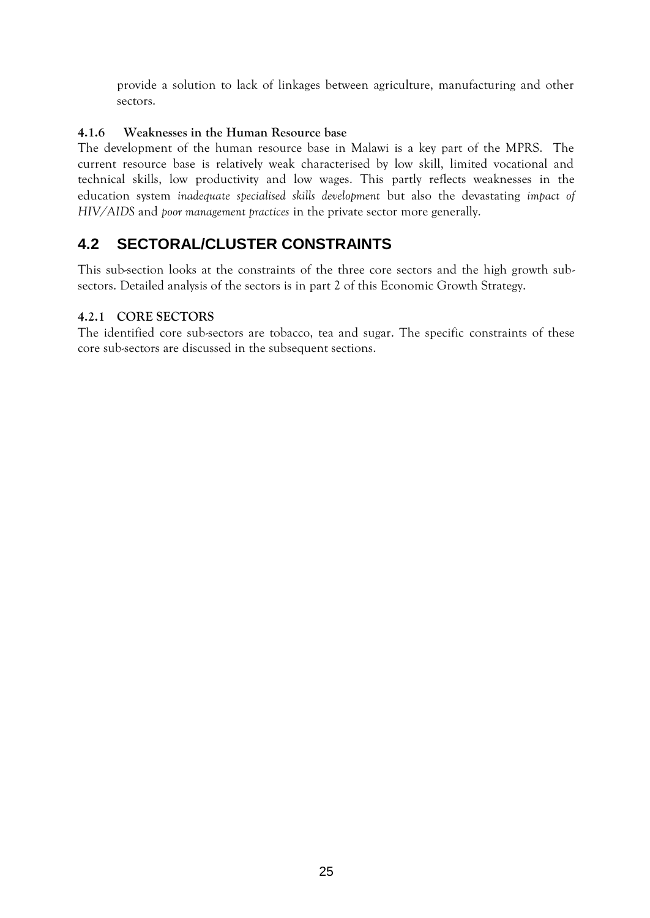provide a solution to lack of linkages between agriculture, manufacturing and other sectors.

#### 4.1.6 Weaknesses in the Human Resource base

The development of the human resource base in Malawi is a key part of the MPRS. The current resource base is relatively weak characterised by low skill, limited vocational and technical skills, low productivity and low wages. This partly reflects weaknesses in the education system *inadequate specialised skills development* but also the devastating *impact of HIV/AIDS* and *poor management practices* in the private sector more generally.

## 4.2 SECTORAL/CLUSTER CONSTRAINTS

This sub-section looks at the constraints of the three core sectors and the high growth sub-sectors. Detailed analysis of the sectors is in part 2 of this Economic Growth Strategy.

### 4.2.1 CORE SECTORS

The identified core sub-sectors are tobacco, tea and sugar. The specific constraints of these core sub-sectors are discussed in the subsequent sections.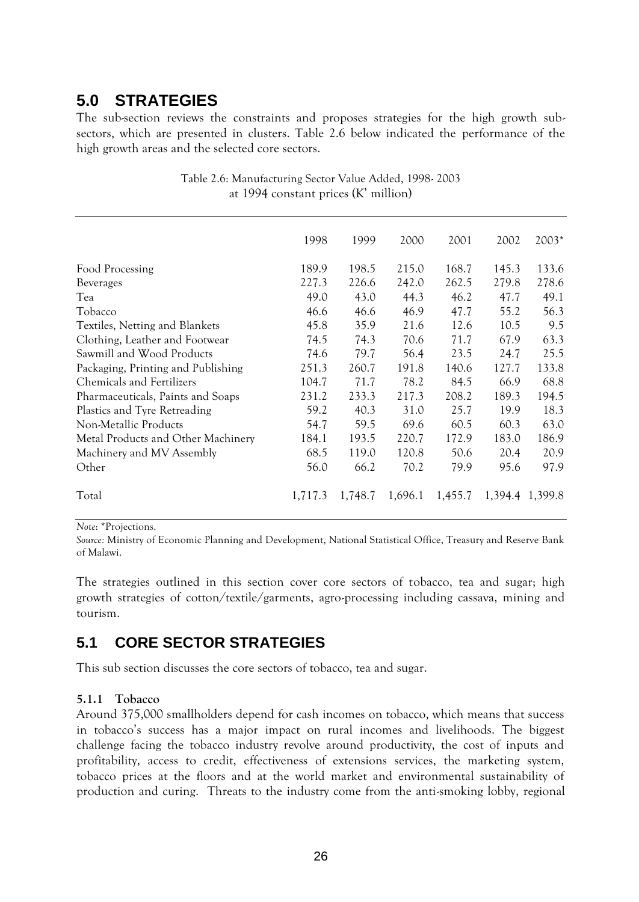## 5.0 STRATEGIES

The sub-section reviews the constraints and proposes strategies for the high growth sub-sectors, which are presented in clusters. Table 2.6 below indicated the performance of the high growth areas and the selected core sectors.

Table 2.6: Manufacturing Sector Value Added, 1998- 2003
at 1994 constant prices (K' million)

| | 1998 | 1999 | 2000 | 2001 | 2002 | 2003* |
|---|---|---|---|---|---|---|
| Food Processing | 189.9 | 198.5 | 215.0 | 168.7 | 145.3 | 133.6 |
| Beverages | 227.3 | 226.6 | 242.0 | 262.5 | 279.8 | 278.6 |
| Tea | 49.0 | 43.0 | 44.3 | 46.2 | 47.7 | 49.1 |
| Tobacco | 46.6 | 46.6 | 46.9 | 47.7 | 55.2 | 56.3 |
| Textiles, Netting and Blankets | 45.8 | 35.9 | 21.6 | 12.6 | 10.5 | 9.5 |
| Clothing, Leather and Footwear | 74.5 | 74.3 | 70.6 | 71.7 | 67.9 | 63.3 |
| Sawmill and Wood Products | 74.6 | 79.7 | 56.4 | 23.5 | 24.7 | 25.5 |
| Packaging, Printing and Publishing | 251.3 | 260.7 | 191.8 | 140.6 | 127.7 | 133.8 |
| Chemicals and Fertilizers | 104.7 | 71.7 | 78.2 | 84.5 | 66.9 | 68.8 |
| Pharmaceuticals, Paints and Soaps | 231.2 | 233.3 | 217.3 | 208.2 | 189.3 | 194.5 |
| Plastics and Tyre Retreading | 59.2 | 40.3 | 31.0 | 25.7 | 19.9 | 18.3 |
| Non-Metallic Products | 54.7 | 59.5 | 69.6 | 60.5 | 60.3 | 63.0 |
| Metal Products and Other Machinery | 184.1 | 193.5 | 220.7 | 172.9 | 183.0 | 186.9 |
| Machinery and MV Assembly | 68.5 | 119.0 | 120.8 | 50.6 | 20.4 | 20.9 |
| Other | 56.0 | 66.2 | 70.2 | 79.9 | 95.6 | 97.9 |
| Total | 1,717.3 | 1,748.7 | 1,696.1 | 1,455.7 | 1,394.4 | 1,399.8 |

*Note*: *Projections.
*Source:* Ministry of Economic Planning and Development, National Statistical Office, Treasury and Reserve Bank of Malawi.

The strategies outlined in this section cover core sectors of tobacco, tea and sugar; high growth strategies of cotton/textile/garments, agro-processing including cassava, mining and tourism.

## 5.1 CORE SECTOR STRATEGIES

This sub section discusses the core sectors of tobacco, tea and sugar.

#### 5.1.1 Tobacco

Around 375,000 smallholders depend for cash incomes on tobacco, which means that success in tobacco's success has a major impact on rural incomes and livelihoods. The biggest challenge facing the tobacco industry revolve around productivity, the cost of inputs and profitability, access to credit, effectiveness of extensions services, the marketing system, tobacco prices at the floors and at the world market and environmental sustainability of production and curing. Threats to the industry come from the anti-smoking lobby, regional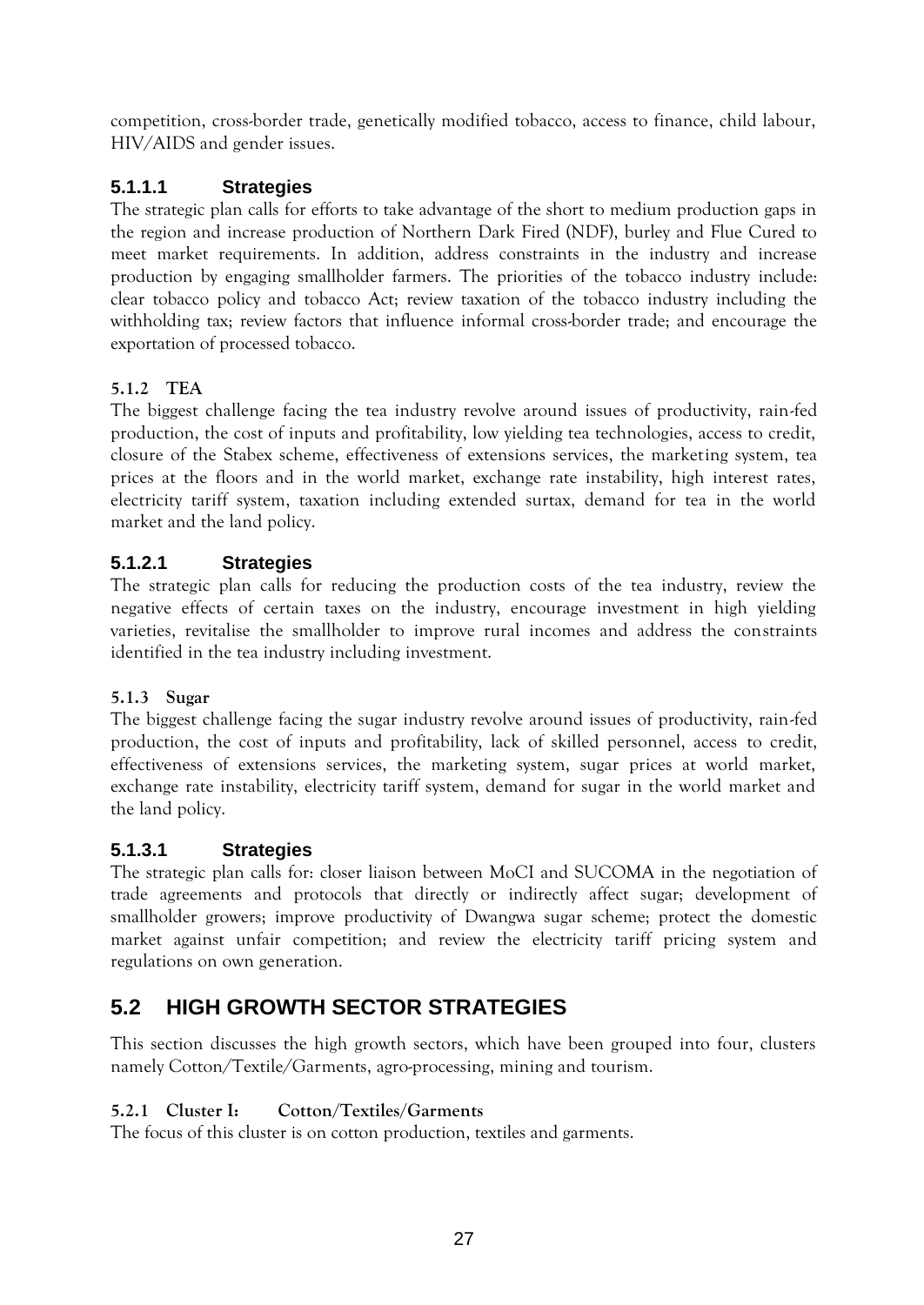competition, cross-border trade, genetically modified tobacco, access to finance, child labour, HIV/AIDS and gender issues.

#### 5.1.1.1 Strategies

The strategic plan calls for efforts to take advantage of the short to medium production gaps in the region and increase production of Northern Dark Fired (NDF), burley and Flue Cured to meet market requirements. In addition, address constraints in the industry and increase production by engaging smallholder farmers. The priorities of the tobacco industry include: clear tobacco policy and tobacco Act; review taxation of the tobacco industry including the withholding tax; review factors that influence informal cross-border trade; and encourage the exportation of processed tobacco.

### 5.1.2 TEA

The biggest challenge facing the tea industry revolve around issues of productivity, rain-fed production, the cost of inputs and profitability, low yielding tea technologies, access to credit, closure of the Stabex scheme, effectiveness of extensions services, the marketing system, tea prices at the floors and in the world market, exchange rate instability, high interest rates, electricity tariff system, taxation including extended surtax, demand for tea in the world market and the land policy.

#### 5.1.2.1 Strategies

The strategic plan calls for reducing the production costs of the tea industry, review the negative effects of certain taxes on the industry, encourage investment in high yielding varieties, revitalise the smallholder to improve rural incomes and address the constraints identified in the tea industry including investment.

### 5.1.3 Sugar

The biggest challenge facing the sugar industry revolve around issues of productivity, rain-fed production, the cost of inputs and profitability, lack of skilled personnel, access to credit, effectiveness of extensions services, the marketing system, sugar prices at world market, exchange rate instability, electricity tariff system, demand for sugar in the world market and the land policy.

#### 5.1.3.1 Strategies

The strategic plan calls for: closer liaison between MoCI and SUCOMA in the negotiation of trade agreements and protocols that directly or indirectly affect sugar; development of smallholder growers; improve productivity of Dwangwa sugar scheme; protect the domestic market against unfair competition; and review the electricity tariff pricing system and regulations on own generation.

## 5.2 HIGH GROWTH SECTOR STRATEGIES

This section discusses the high growth sectors, which have been grouped into four, clusters namely Cotton/Textile/Garments, agro-processing, mining and tourism.

### 5.2.1 Cluster I: Cotton/Textiles/Garments

The focus of this cluster is on cotton production, textiles and garments.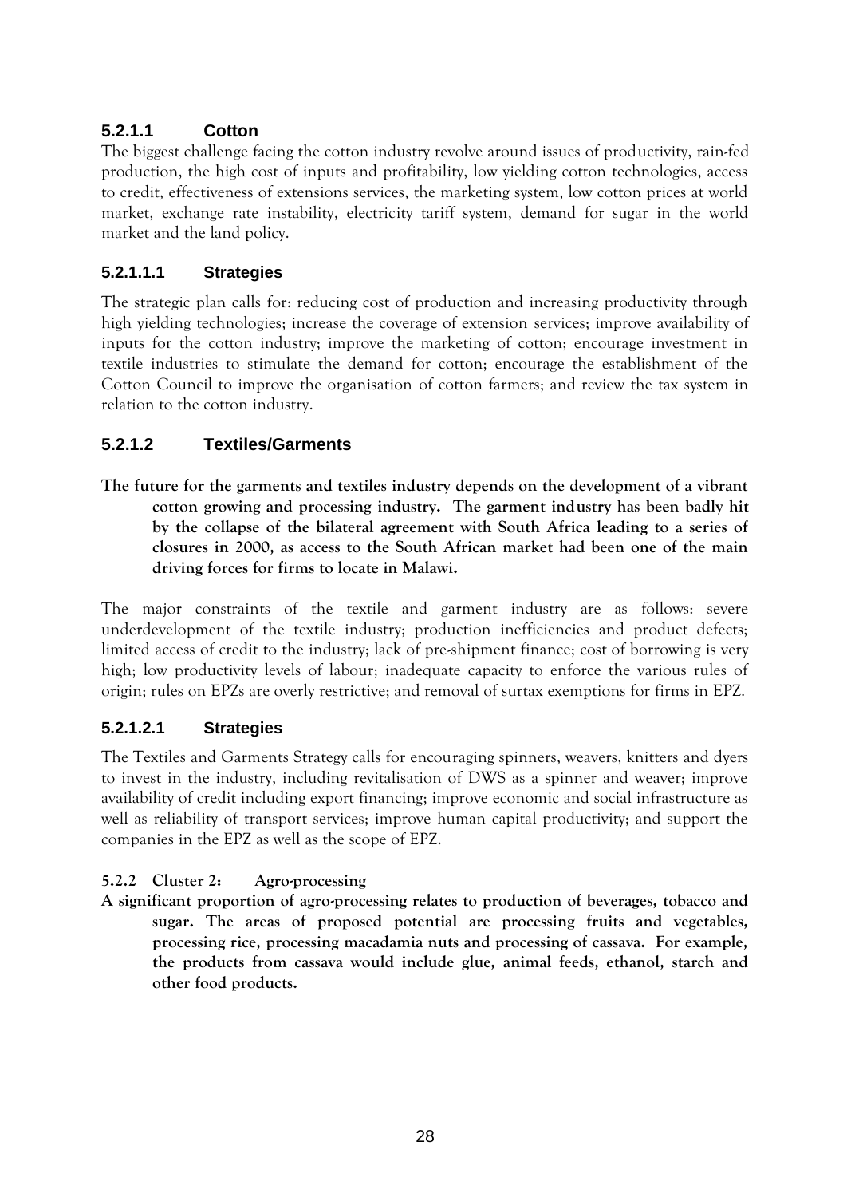#### 5.2.1.1 Cotton

The biggest challenge facing the cotton industry revolve around issues of productivity, rain-fed production, the high cost of inputs and profitability, low yielding cotton technologies, access to credit, effectiveness of extensions services, the marketing system, low cotton prices at world market, exchange rate instability, electricity tariff system, demand for sugar in the world market and the land policy.

##### 5.2.1.1.1 Strategies

The strategic plan calls for: reducing cost of production and increasing productivity through high yielding technologies; increase the coverage of extension services; improve availability of inputs for the cotton industry; improve the marketing of cotton; encourage investment in textile industries to stimulate the demand for cotton; encourage the establishment of the Cotton Council to improve the organisation of cotton farmers; and review the tax system in relation to the cotton industry.

#### 5.2.1.2 Textiles/Garments

**The future for the garments and textiles industry depends on the development of a vibrant cotton growing and processing industry. The garment industry has been badly hit by the collapse of the bilateral agreement with South Africa leading to a series of closures in 2000, as access to the South African market had been one of the main driving forces for firms to locate in Malawi.**

The major constraints of the textile and garment industry are as follows: severe underdevelopment of the textile industry; production inefficiencies and product defects; limited access of credit to the industry; lack of pre-shipment finance; cost of borrowing is very high; low productivity levels of labour; inadequate capacity to enforce the various rules of origin; rules on EPZs are overly restrictive; and removal of surtax exemptions for firms in EPZ.

##### 5.2.1.2.1 Strategies

The Textiles and Garments Strategy calls for encouraging spinners, weavers, knitters and dyers to invest in the industry, including revitalisation of DWS as a spinner and weaver; improve availability of credit including export financing; improve economic and social infrastructure as well as reliability of transport services; improve human capital productivity; and support the companies in the EPZ as well as the scope of EPZ.

### 5.2.2 Cluster 2: Agro-processing

**A significant proportion of agro-processing relates to production of beverages, tobacco and sugar. The areas of proposed potential are processing fruits and vegetables, processing rice, processing macadamia nuts and processing of cassava. For example, the products from cassava would include glue, animal feeds, ethanol, starch and other food products.**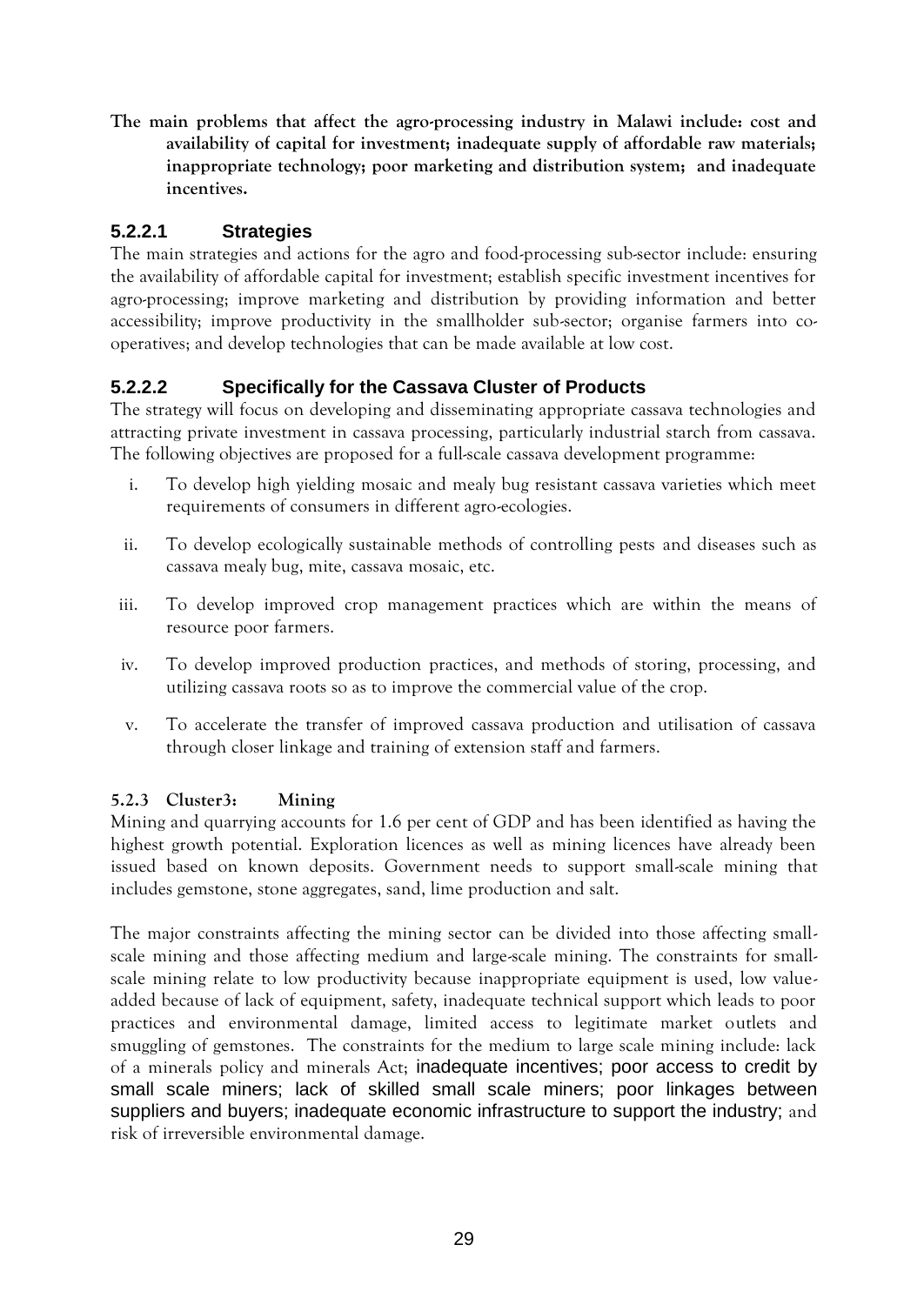**The main problems that affect the agro-processing industry in Malawi include: cost and availability of capital for investment; inadequate supply of affordable raw materials; inappropriate technology; poor marketing and distribution system; and inadequate incentives.**

#### 5.2.2.1 Strategies

The main strategies and actions for the agro and food-processing sub-sector include: ensuring the availability of affordable capital for investment; establish specific investment incentives for agro-processing; improve marketing and distribution by providing information and better accessibility; improve productivity in the smallholder sub-sector; organise farmers into co-operatives; and develop technologies that can be made available at low cost.

#### 5.2.2.2 Specifically for the Cassava Cluster of Products

The strategy will focus on developing and disseminating appropriate cassava technologies and attracting private investment in cassava processing, particularly industrial starch from cassava. The following objectives are proposed for a full-scale cassava development programme:

i. To develop high yielding mosaic and mealy bug resistant cassava varieties which meet requirements of consumers in different agro-ecologies.

ii. To develop ecologically sustainable methods of controlling pests and diseases such as cassava mealy bug, mite, cassava mosaic, etc.

iii. To develop improved crop management practices which are within the means of resource poor farmers.

iv. To develop improved production practices, and methods of storing, processing, and utilizing cassava roots so as to improve the commercial value of the crop.

v. To accelerate the transfer of improved cassava production and utilisation of cassava through closer linkage and training of extension staff and farmers.

### 5.2.3 Cluster3: Mining

Mining and quarrying accounts for 1.6 per cent of GDP and has been identified as having the highest growth potential. Exploration licences as well as mining licences have already been issued based on known deposits. Government needs to support small-scale mining that includes gemstone, stone aggregates, sand, lime production and salt.

The major constraints affecting the mining sector can be divided into those affecting small-scale mining and those affecting medium and large-scale mining. The constraints for small-scale mining relate to low productivity because inappropriate equipment is used, low value-added because of lack of equipment, safety, inadequate technical support which leads to poor practices and environmental damage, limited access to legitimate market outlets and smuggling of gemstones. The constraints for the medium to large scale mining include: lack of a minerals policy and minerals Act; inadequate incentives; poor access to credit by small scale miners; lack of skilled small scale miners; poor linkages between suppliers and buyers; inadequate economic infrastructure to support the industry; and risk of irreversible environmental damage.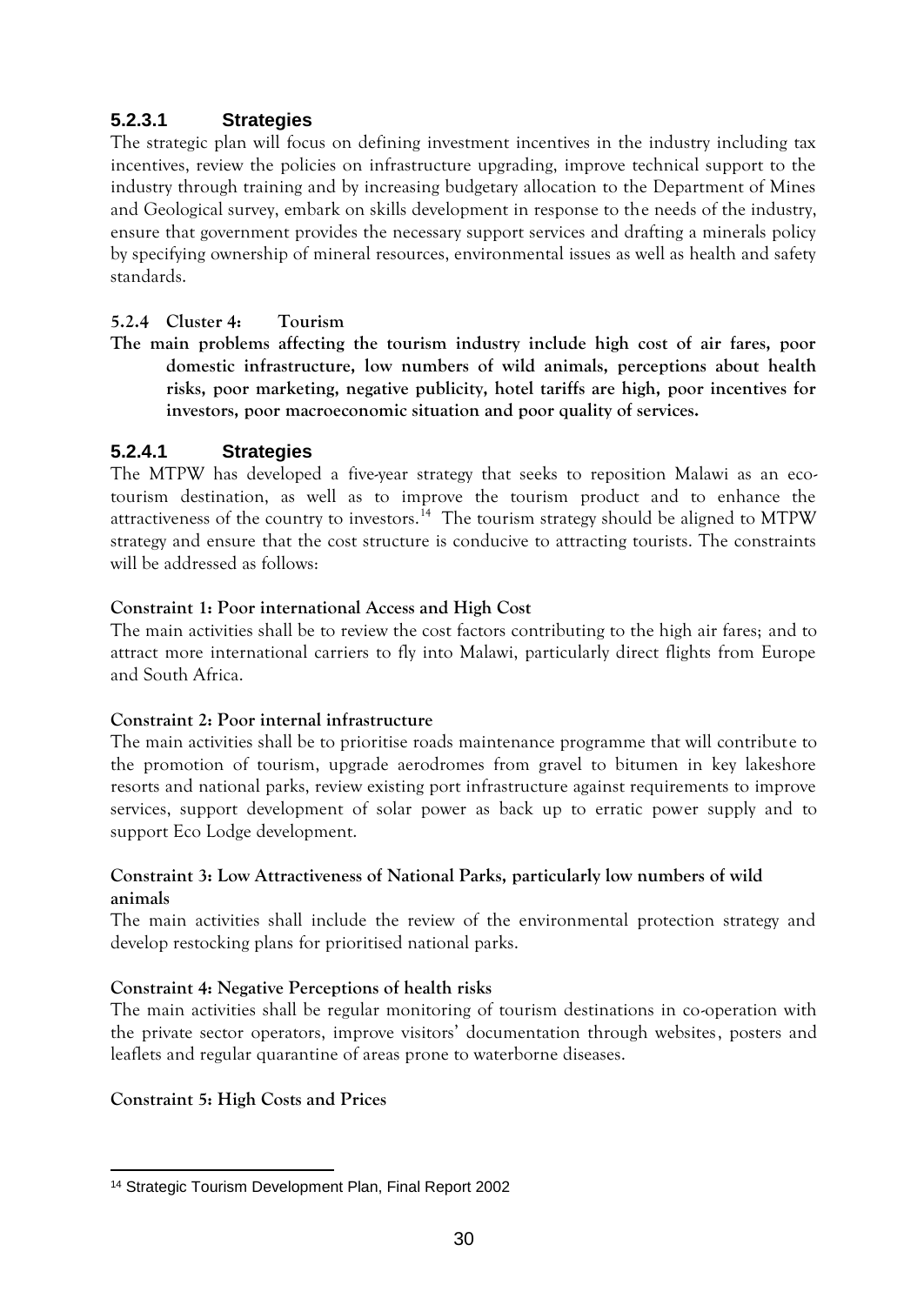#### 5.2.3.1 Strategies

The strategic plan will focus on defining investment incentives in the industry including tax incentives, review the policies on infrastructure upgrading, improve technical support to the industry through training and by increasing budgetary allocation to the Department of Mines and Geological survey, embark on skills development in response to the needs of the industry, ensure that government provides the necessary support services and drafting a minerals policy by specifying ownership of mineral resources, environmental issues as well as health and safety standards.

### 5.2.4 Cluster 4: Tourism

**The main problems affecting the tourism industry include high cost of air fares, poor domestic infrastructure, low numbers of wild animals, perceptions about health risks, poor marketing, negative publicity, hotel tariffs are high, poor incentives for investors, poor macroeconomic situation and poor quality of services.**

#### 5.2.4.1 Strategies

The MTPW has developed a five-year strategy that seeks to reposition Malawi as an eco-tourism destination, as well as to improve the tourism product and to enhance the attractiveness of the country to investors.[14] The tourism strategy should be aligned to MTPW strategy and ensure that the cost structure is conducive to attracting tourists. The constraints will be addressed as follows:

**Constraint 1: Poor international Access and High Cost**

The main activities shall be to review the cost factors contributing to the high air fares; and to attract more international carriers to fly into Malawi, particularly direct flights from Europe and South Africa.

**Constraint 2: Poor internal infrastructure**

The main activities shall be to prioritise roads maintenance programme that will contribute to the promotion of tourism, upgrade aerodromes from gravel to bitumen in key lakeshore resorts and national parks, review existing port infrastructure against requirements to improve services, support development of solar power as back up to erratic power supply and to support Eco Lodge development.

**Constraint 3: Low Attractiveness of National Parks, particularly low numbers of wild animals**

The main activities shall include the review of the environmental protection strategy and develop restocking plans for prioritised national parks.

**Constraint 4: Negative Perceptions of health risks**

The main activities shall be regular monitoring of tourism destinations in co-operation with the private sector operators, improve visitors' documentation through websites, posters and leaflets and regular quarantine of areas prone to waterborne diseases.

**Constraint 5: High Costs and Prices**

---

[14] Strategic Tourism Development Plan, Final Report 2002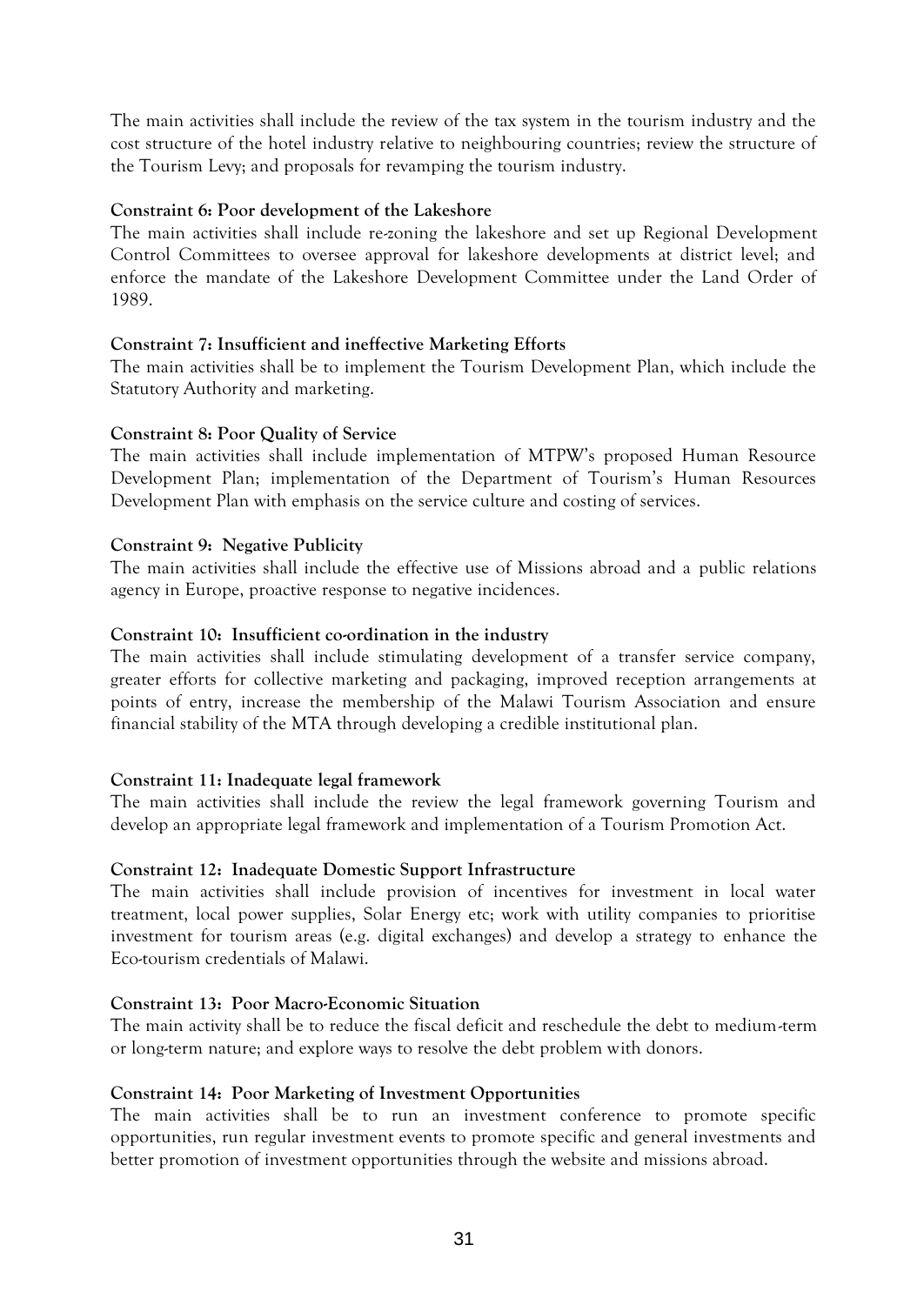The main activities shall include the review of the tax system in the tourism industry and the cost structure of the hotel industry relative to neighbouring countries; review the structure of the Tourism Levy; and proposals for revamping the tourism industry.

**Constraint 6: Poor development of the Lakeshore**

The main activities shall include re-zoning the lakeshore and set up Regional Development Control Committees to oversee approval for lakeshore developments at district level; and enforce the mandate of the Lakeshore Development Committee under the Land Order of 1989.

**Constraint 7: Insufficient and ineffective Marketing Efforts**

The main activities shall be to implement the Tourism Development Plan, which include the Statutory Authority and marketing.

**Constraint 8: Poor Quality of Service**

The main activities shall include implementation of MTPW's proposed Human Resource Development Plan; implementation of the Department of Tourism's Human Resources Development Plan with emphasis on the service culture and costing of services.

**Constraint 9: Negative Publicity**

The main activities shall include the effective use of Missions abroad and a public relations agency in Europe, proactive response to negative incidences.

**Constraint 10: Insufficient co-ordination in the industry**

The main activities shall include stimulating development of a transfer service company, greater efforts for collective marketing and packaging, improved reception arrangements at points of entry, increase the membership of the Malawi Tourism Association and ensure financial stability of the MTA through developing a credible institutional plan.

**Constraint 11: Inadequate legal framework**

The main activities shall include the review the legal framework governing Tourism and develop an appropriate legal framework and implementation of a Tourism Promotion Act.

**Constraint 12: Inadequate Domestic Support Infrastructure**

The main activities shall include provision of incentives for investment in local water treatment, local power supplies, Solar Energy etc; work with utility companies to prioritise investment for tourism areas (e.g. digital exchanges) and develop a strategy to enhance the Eco-tourism credentials of Malawi.

**Constraint 13: Poor Macro-Economic Situation**

The main activity shall be to reduce the fiscal deficit and reschedule the debt to medium-term or long-term nature; and explore ways to resolve the debt problem with donors.

**Constraint 14: Poor Marketing of Investment Opportunities**

The main activities shall be to run an investment conference to promote specific opportunities, run regular investment events to promote specific and general investments and better promotion of investment opportunities through the website and missions abroad.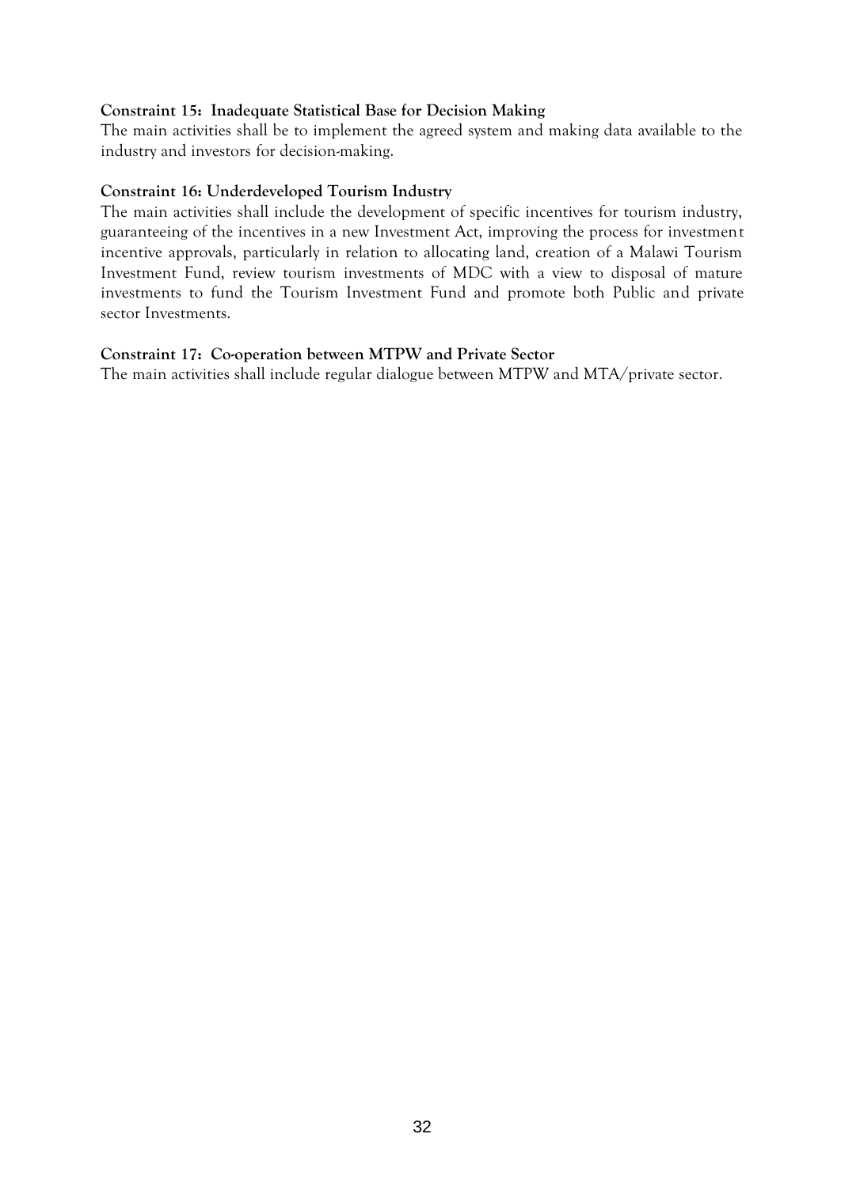**Constraint 15: Inadequate Statistical Base for Decision Making**

The main activities shall be to implement the agreed system and making data available to the industry and investors for decision-making.

**Constraint 16: Underdeveloped Tourism Industry**

The main activities shall include the development of specific incentives for tourism industry, guaranteeing of the incentives in a new Investment Act, improving the process for investment incentive approvals, particularly in relation to allocating land, creation of a Malawi Tourism Investment Fund, review tourism investments of MDC with a view to disposal of mature investments to fund the Tourism Investment Fund and promote both Public and private sector Investments.

**Constraint 17: Co-operation between MTPW and Private Sector**

The main activities shall include regular dialogue between MTPW and MTA/private sector.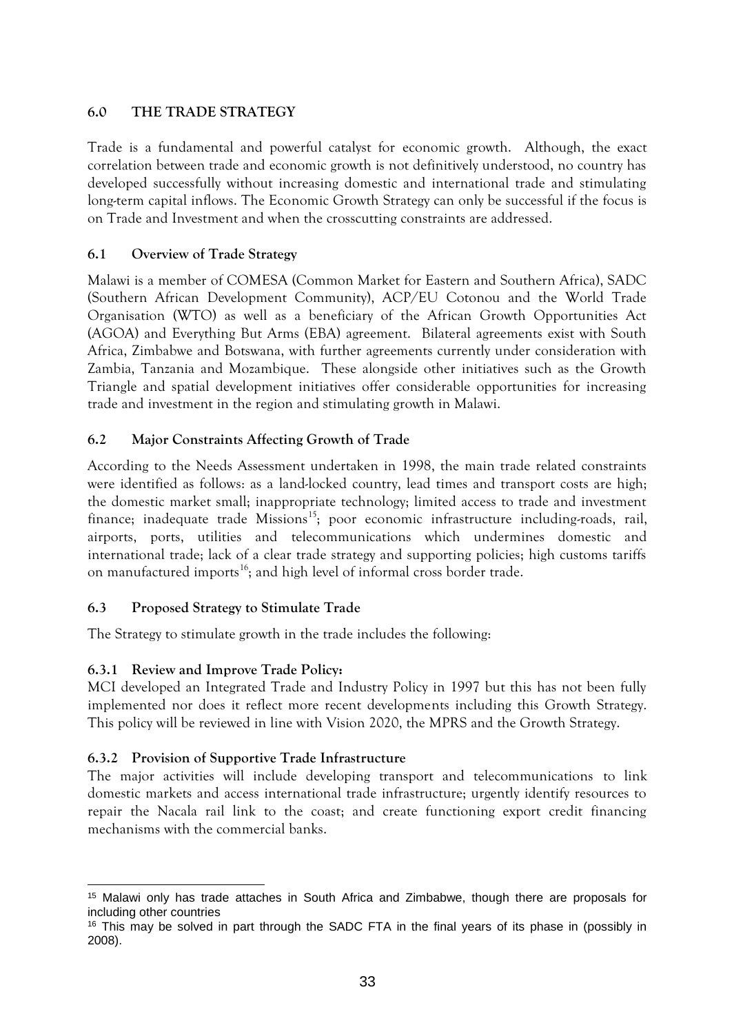## 6.0 THE TRADE STRATEGY

Trade is a fundamental and powerful catalyst for economic growth. Although, the exact correlation between trade and economic growth is not definitively understood, no country has developed successfully without increasing domestic and international trade and stimulating long-term capital inflows. The Economic Growth Strategy can only be successful if the focus is on Trade and Investment and when the crosscutting constraints are addressed.

### 6.1 Overview of Trade Strategy

Malawi is a member of COMESA (Common Market for Eastern and Southern Africa), SADC (Southern African Development Community), ACP/EU Cotonou and the World Trade Organisation (WTO) as well as a beneficiary of the African Growth Opportunities Act (AGOA) and Everything But Arms (EBA) agreement. Bilateral agreements exist with South Africa, Zimbabwe and Botswana, with further agreements currently under consideration with Zambia, Tanzania and Mozambique. These alongside other initiatives such as the Growth Triangle and spatial development initiatives offer considerable opportunities for increasing trade and investment in the region and stimulating growth in Malawi.

### 6.2 Major Constraints Affecting Growth of Trade

According to the Needs Assessment undertaken in 1998, the main trade related constraints were identified as follows: as a land-locked country, lead times and transport costs are high; the domestic market small; inappropriate technology; limited access to trade and investment finance; inadequate trade Missions[15]; poor economic infrastructure including-roads, rail, airports, ports, utilities and telecommunications which undermines domestic and international trade; lack of a clear trade strategy and supporting policies; high customs tariffs on manufactured imports[16]; and high level of informal cross border trade.

### 6.3 Proposed Strategy to Stimulate Trade

The Strategy to stimulate growth in the trade includes the following:

#### 6.3.1 Review and Improve Trade Policy:

MCI developed an Integrated Trade and Industry Policy in 1997 but this has not been fully implemented nor does it reflect more recent developments including this Growth Strategy. This policy will be reviewed in line with Vision 2020, the MPRS and the Growth Strategy.

#### 6.3.2 Provision of Supportive Trade Infrastructure

The major activities will include developing transport and telecommunications to link domestic markets and access international trade infrastructure; urgently identify resources to repair the Nacala rail link to the coast; and create functioning export credit financing mechanisms with the commercial banks.

---

[15] Malawi only has trade attaches in South Africa and Zimbabwe, though there are proposals for including other countries

[16] This may be solved in part through the SADC FTA in the final years of its phase in (possibly in 2008).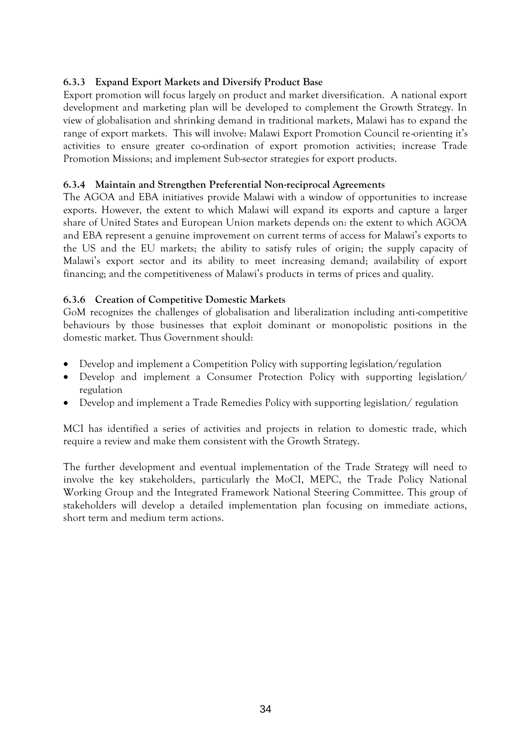### 6.3.3 Expand Export Markets and Diversify Product Base

Export promotion will focus largely on product and market diversification. A national export development and marketing plan will be developed to complement the Growth Strategy. In view of globalisation and shrinking demand in traditional markets, Malawi has to expand the range of export markets. This will involve: Malawi Export Promotion Council re-orienting it's activities to ensure greater co-ordination of export promotion activities; increase Trade Promotion Missions; and implement Sub-sector strategies for export products.

### 6.3.4 Maintain and Strengthen Preferential Non-reciprocal Agreements

The AGOA and EBA initiatives provide Malawi with a window of opportunities to increase exports. However, the extent to which Malawi will expand its exports and capture a larger share of United States and European Union markets depends on: the extent to which AGOA and EBA represent a genuine improvement on current terms of access for Malawi's exports to the US and the EU markets; the ability to satisfy rules of origin; the supply capacity of Malawi's export sector and its ability to meet increasing demand; availability of export financing; and the competitiveness of Malawi's products in terms of prices and quality.

### 6.3.6 Creation of Competitive Domestic Markets

GoM recognizes the challenges of globalisation and liberalization including anti-competitive behaviours by those businesses that exploit dominant or monopolistic positions in the domestic market. Thus Government should:

- Develop and implement a Competition Policy with supporting legislation/regulation
- Develop and implement a Consumer Protection Policy with supporting legislation/ regulation
- Develop and implement a Trade Remedies Policy with supporting legislation/ regulation

MCI has identified a series of activities and projects in relation to domestic trade, which require a review and make them consistent with the Growth Strategy.

The further development and eventual implementation of the Trade Strategy will need to involve the key stakeholders, particularly the MoCI, MEPC, the Trade Policy National Working Group and the Integrated Framework National Steering Committee. This group of stakeholders will develop a detailed implementation plan focusing on immediate actions, short term and medium term actions.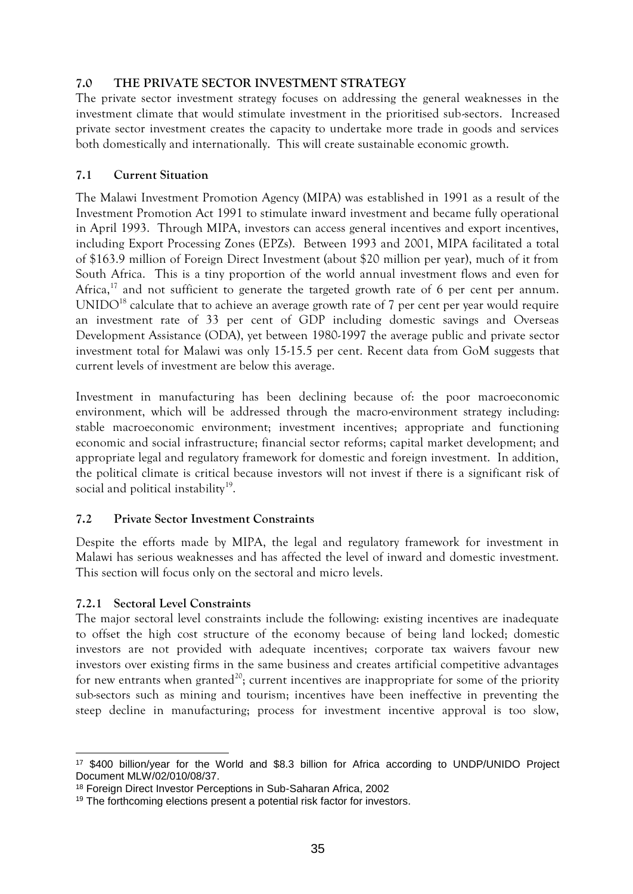## 7.0 THE PRIVATE SECTOR INVESTMENT STRATEGY

The private sector investment strategy focuses on addressing the general weaknesses in the investment climate that would stimulate investment in the prioritised sub-sectors. Increased private sector investment creates the capacity to undertake more trade in goods and services both domestically and internationally. This will create sustainable economic growth.

### 7.1 Current Situation

The Malawi Investment Promotion Agency (MIPA) was established in 1991 as a result of the Investment Promotion Act 1991 to stimulate inward investment and became fully operational in April 1993. Through MIPA, investors can access general incentives and export incentives, including Export Processing Zones (EPZs). Between 1993 and 2001, MIPA facilitated a total of $163.9 million of Foreign Direct Investment (about $20 million per year), much of it from South Africa. This is a tiny proportion of the world annual investment flows and even for Africa,[17] and not sufficient to generate the targeted growth rate of 6 per cent per annum. UNIDO[18] calculate that to achieve an average growth rate of 7 per cent per year would require an investment rate of 33 per cent of GDP including domestic savings and Overseas Development Assistance (ODA), yet between 1980-1997 the average public and private sector investment total for Malawi was only 15-15.5 per cent. Recent data from GoM suggests that current levels of investment are below this average.

Investment in manufacturing has been declining because of: the poor macroeconomic environment, which will be addressed through the macro-environment strategy including: stable macroeconomic environment; investment incentives; appropriate and functioning economic and social infrastructure; financial sector reforms; capital market development; and appropriate legal and regulatory framework for domestic and foreign investment. In addition, the political climate is critical because investors will not invest if there is a significant risk of social and political instability[19].

### 7.2 Private Sector Investment Constraints

Despite the efforts made by MIPA, the legal and regulatory framework for investment in Malawi has serious weaknesses and has affected the level of inward and domestic investment. This section will focus only on the sectoral and micro levels.

#### 7.2.1 Sectoral Level Constraints

The major sectoral level constraints include the following: existing incentives are inadequate to offset the high cost structure of the economy because of being land locked; domestic investors are not provided with adequate incentives; corporate tax waivers favour new investors over existing firms in the same business and creates artificial competitive advantages for new entrants when granted[20]; current incentives are inappropriate for some of the priority sub-sectors such as mining and tourism; incentives have been ineffective in preventing the steep decline in manufacturing; process for investment incentive approval is too slow,

---

[17] $400 billion/year for the World and $8.3 billion for Africa according to UNDP/UNIDO Project Document MLW/02/010/08/37.

[18] Foreign Direct Investor Perceptions in Sub-Saharan Africa, 2002

[19] The forthcoming elections present a potential risk factor for investors.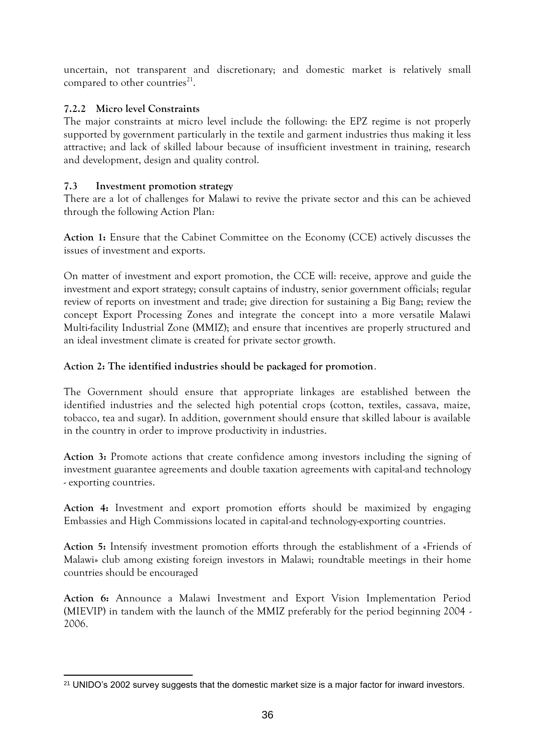uncertain, not transparent and discretionary; and domestic market is relatively small compared to other countries[21].

### 7.2.2 Micro level Constraints

The major constraints at micro level include the following: the EPZ regime is not properly supported by government particularly in the textile and garment industries thus making it less attractive; and lack of skilled labour because of insufficient investment in training, research and development, design and quality control.

## 7.3 Investment promotion strategy

There are a lot of challenges for Malawi to revive the private sector and this can be achieved through the following Action Plan:

**Action 1:** Ensure that the Cabinet Committee on the Economy (CCE) actively discusses the issues of investment and exports.

On matter of investment and export promotion, the CCE will: receive, approve and guide the investment and export strategy; consult captains of industry, senior government officials; regular review of reports on investment and trade; give direction for sustaining a Big Bang; review the concept Export Processing Zones and integrate the concept into a more versatile Malawi Multi-facility Industrial Zone (MMIZ); and ensure that incentives are properly structured and an ideal investment climate is created for private sector growth.

**Action 2: The identified industries should be packaged for promotion**.

The Government should ensure that appropriate linkages are established between the identified industries and the selected high potential crops (cotton, textiles, cassava, maize, tobacco, tea and sugar). In addition, government should ensure that skilled labour is available in the country in order to improve productivity in industries.

**Action 3:** Promote actions that create confidence among investors including the signing of investment guarantee agreements and double taxation agreements with capital-and technology - exporting countries.

**Action 4:** Investment and export promotion efforts should be maximized by engaging Embassies and High Commissions located in capital-and technology-exporting countries.

**Action 5:** Intensify investment promotion efforts through the establishment of a «Friends of Malawi» club among existing foreign investors in Malawi; roundtable meetings in their home countries should be encouraged

**Action 6:** Announce a Malawi Investment and Export Vision Implementation Period (MIEVIP) in tandem with the launch of the MMIZ preferably for the period beginning 2004 - 2006.

---

[21] UNIDO's 2002 survey suggests that the domestic market size is a major factor for inward investors.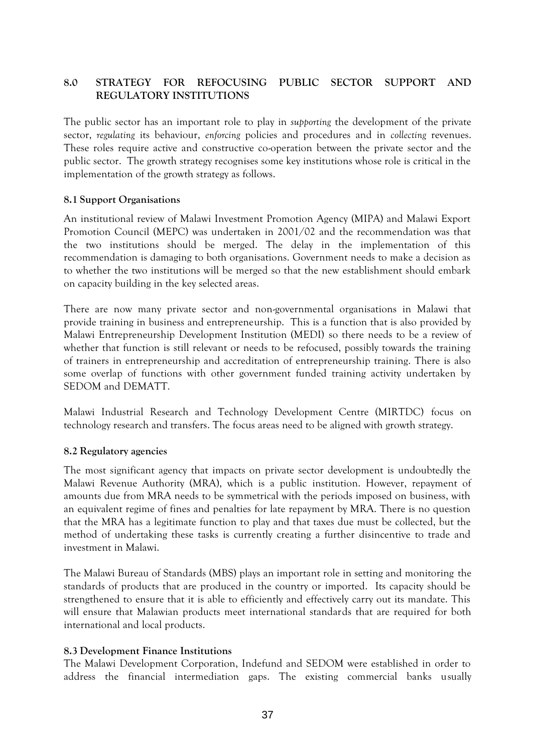## 8.0 STRATEGY FOR REFOCUSING PUBLIC SECTOR SUPPORT AND REGULATORY INSTITUTIONS

The public sector has an important role to play in *supporting* the development of the private sector, *regulating* its behaviour, *enforcing* policies and procedures and in *collecting* revenues. These roles require active and constructive co-operation between the private sector and the public sector. The growth strategy recognises some key institutions whose role is critical in the implementation of the growth strategy as follows.

### 8.1 Support Organisations

An institutional review of Malawi Investment Promotion Agency (MIPA) and Malawi Export Promotion Council (MEPC) was undertaken in 2001/02 and the recommendation was that the two institutions should be merged. The delay in the implementation of this recommendation is damaging to both organisations. Government needs to make a decision as to whether the two institutions will be merged so that the new establishment should embark on capacity building in the key selected areas.

There are now many private sector and non-governmental organisations in Malawi that provide training in business and entrepreneurship. This is a function that is also provided by Malawi Entrepreneurship Development Institution (MEDI) so there needs to be a review of whether that function is still relevant or needs to be refocused, possibly towards the training of trainers in entrepreneurship and accreditation of entrepreneurship training. There is also some overlap of functions with other government funded training activity undertaken by SEDOM and DEMATT.

Malawi Industrial Research and Technology Development Centre (MIRTDC) focus on technology research and transfers. The focus areas need to be aligned with growth strategy.

### 8.2 Regulatory agencies

The most significant agency that impacts on private sector development is undoubtedly the Malawi Revenue Authority (MRA), which is a public institution. However, repayment of amounts due from MRA needs to be symmetrical with the periods imposed on business, with an equivalent regime of fines and penalties for late repayment by MRA. There is no question that the MRA has a legitimate function to play and that taxes due must be collected, but the method of undertaking these tasks is currently creating a further disincentive to trade and investment in Malawi.

The Malawi Bureau of Standards (MBS) plays an important role in setting and monitoring the standards of products that are produced in the country or imported. Its capacity should be strengthened to ensure that it is able to efficiently and effectively carry out its mandate. This will ensure that Malawian products meet international standards that are required for both international and local products.

### 8.3 Development Finance Institutions

The Malawi Development Corporation, Indefund and SEDOM were established in order to address the financial intermediation gaps. The existing commercial banks usually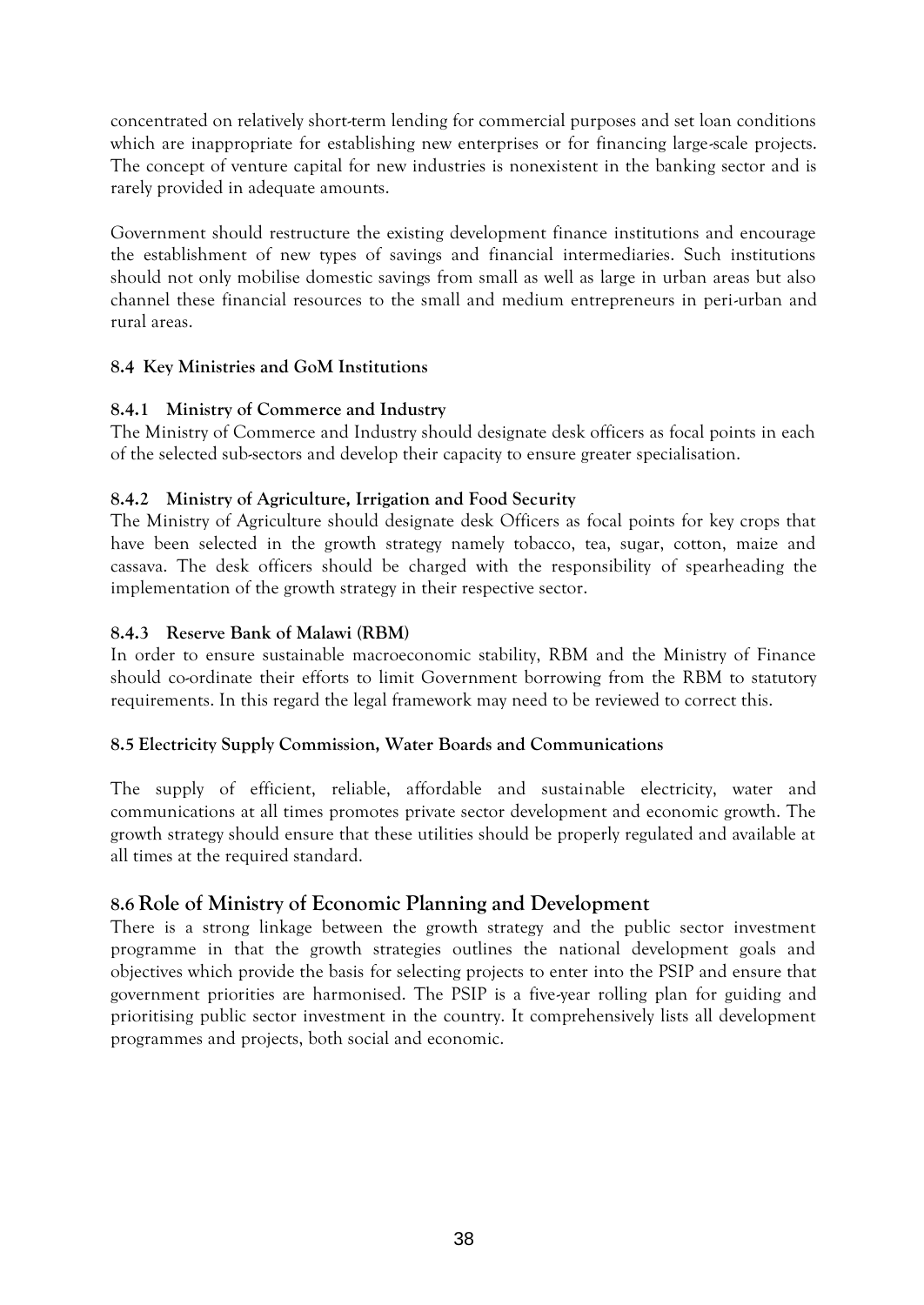concentrated on relatively short-term lending for commercial purposes and set loan conditions which are inappropriate for establishing new enterprises or for financing large-scale projects. The concept of venture capital for new industries is nonexistent in the banking sector and is rarely provided in adequate amounts.

Government should restructure the existing development finance institutions and encourage the establishment of new types of savings and financial intermediaries. Such institutions should not only mobilise domestic savings from small as well as large in urban areas but also channel these financial resources to the small and medium entrepreneurs in peri-urban and rural areas.

### 8.4 Key Ministries and GoM Institutions

#### 8.4.1 Ministry of Commerce and Industry

The Ministry of Commerce and Industry should designate desk officers as focal points in each of the selected sub-sectors and develop their capacity to ensure greater specialisation.

#### 8.4.2 Ministry of Agriculture, Irrigation and Food Security

The Ministry of Agriculture should designate desk Officers as focal points for key crops that have been selected in the growth strategy namely tobacco, tea, sugar, cotton, maize and cassava. The desk officers should be charged with the responsibility of spearheading the implementation of the growth strategy in their respective sector.

#### 8.4.3 Reserve Bank of Malawi (RBM)

In order to ensure sustainable macroeconomic stability, RBM and the Ministry of Finance should co-ordinate their efforts to limit Government borrowing from the RBM to statutory requirements. In this regard the legal framework may need to be reviewed to correct this.

### 8.5 Electricity Supply Commission, Water Boards and Communications

The supply of efficient, reliable, affordable and sustainable electricity, water and communications at all times promotes private sector development and economic growth. The growth strategy should ensure that these utilities should be properly regulated and available at all times at the required standard.

## 8.6 Role of Ministry of Economic Planning and Development

There is a strong linkage between the growth strategy and the public sector investment programme in that the growth strategies outlines the national development goals and objectives which provide the basis for selecting projects to enter into the PSIP and ensure that government priorities are harmonised. The PSIP is a five-year rolling plan for guiding and prioritising public sector investment in the country. It comprehensively lists all development programmes and projects, both social and economic.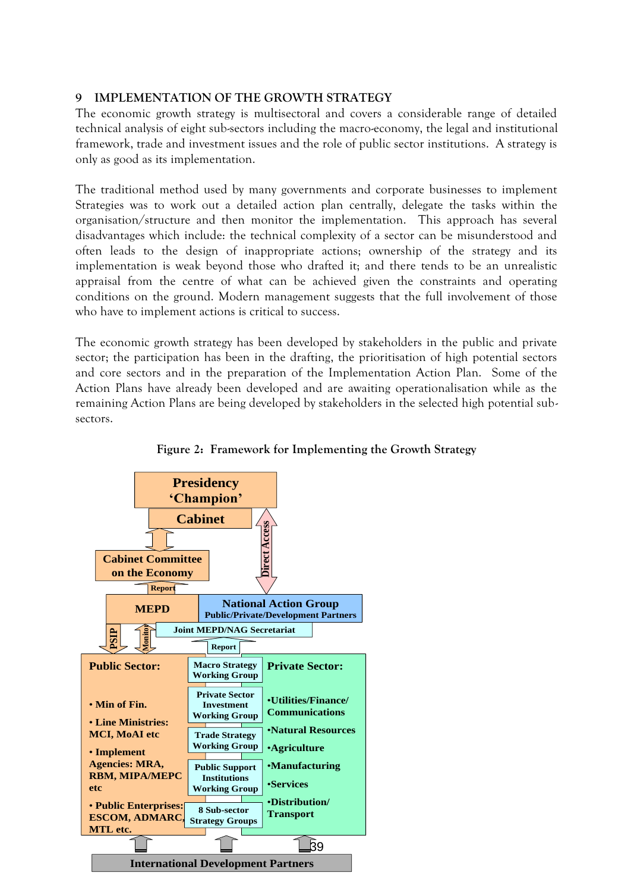# 9 IMPLEMENTATION OF THE GROWTH STRATEGY

The economic growth strategy is multisectoral and covers a considerable range of detailed technical analysis of eight sub-sectors including the macro-economy, the legal and institutional framework, trade and investment issues and the role of public sector institutions. A strategy is only as good as its implementation.

The traditional method used by many governments and corporate businesses to implement Strategies was to work out a detailed action plan centrally, delegate the tasks within the organisation/structure and then monitor the implementation. This approach has several disadvantages which include: the technical complexity of a sector can be misunderstood and often leads to the design of inappropriate actions; ownership of the strategy and its implementation is weak beyond those who drafted it; and there tends to be an unrealistic appraisal from the centre of what can be achieved given the constraints and operating conditions on the ground. Modern management suggests that the full involvement of those who have to implement actions is critical to success.

The economic growth strategy has been developed by stakeholders in the public and private sector; the participation has been in the drafting, the prioritisation of high potential sectors and core sectors and in the preparation of the Implementation Action Plan. Some of the Action Plans have already been developed and are awaiting operationalisation while as the remaining Action Plans are being developed by stakeholders in the selected high potential sub-sectors.

**Figure 2: Framework for Implementing the Growth Strategy**

**Presidency 'Champion'**

**Cabinet**

**Cabinet Committee on the Economy**

Direct Access

Report

**MEPD**

**National Action Group**
**Public/Private/Development Partners**

**Joint MEPD/NAG Secretariat**

PSIP

Monitor

Report

**Public Sector:**

- **Min of Fin.**
- **Line Ministries: MCI, MoAI etc**
- **Implement Agencies: MRA, RBM, MIPA/MEPC etc**
- **Public Enterprises: ESCOM, ADMARC, MTL etc.**

**Macro Strategy Working Group**

**Private Sector Investment Working Group**

**Trade Strategy Working Group**

**Public Support Institutions Working Group**

**8 Sub-sector Strategy Groups**

**Private Sector:**

- **Utilities/Finance/ Communications**
- **Natural Resources**
- **Agriculture**
- **Manufacturing**
- **Services**
- **Distribution/ Transport**

**International Development Partners**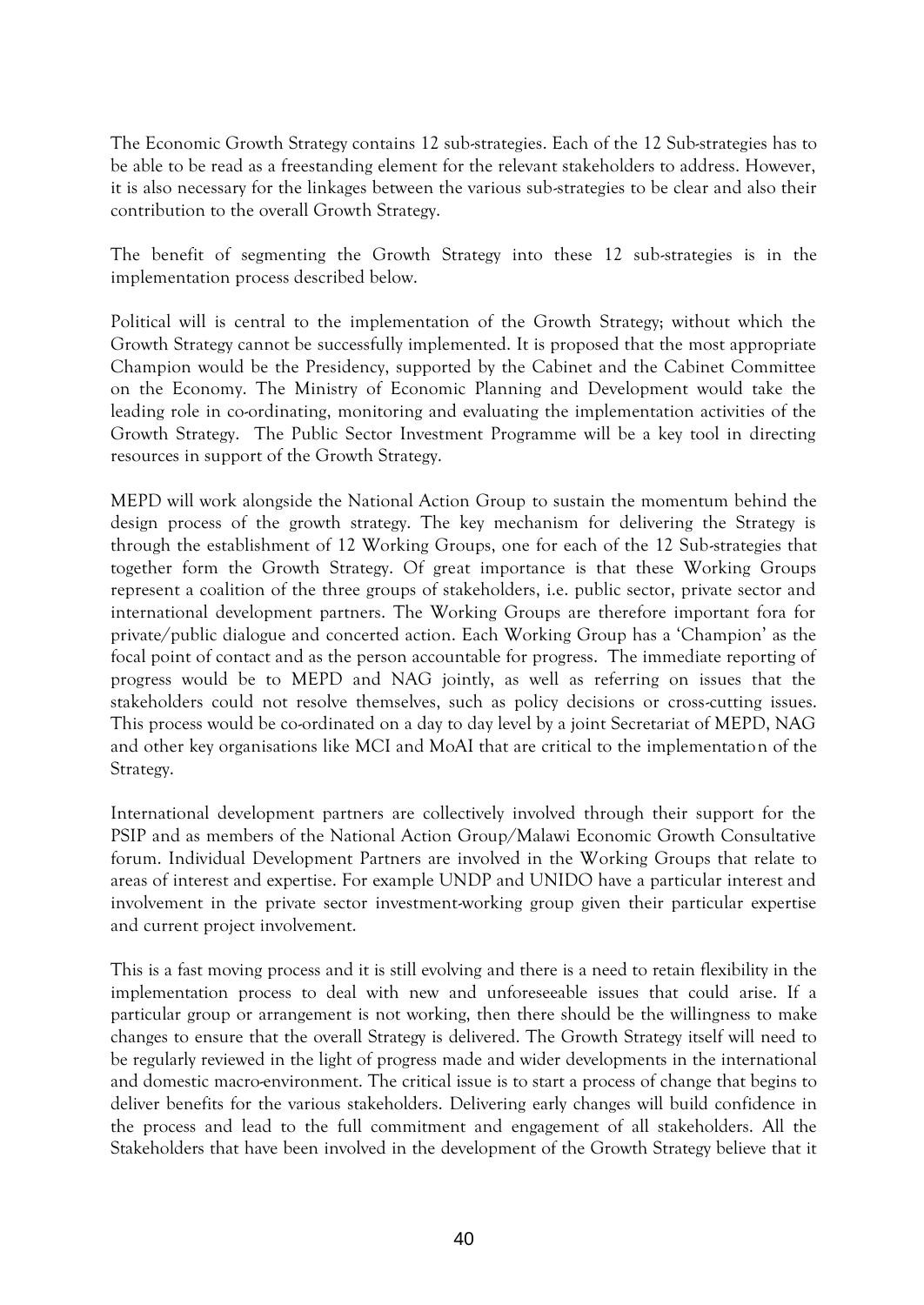The Economic Growth Strategy contains 12 sub-strategies. Each of the 12 Sub-strategies has to be able to be read as a freestanding element for the relevant stakeholders to address. However, it is also necessary for the linkages between the various sub-strategies to be clear and also their contribution to the overall Growth Strategy.

The benefit of segmenting the Growth Strategy into these 12 sub-strategies is in the implementation process described below.

Political will is central to the implementation of the Growth Strategy; without which the Growth Strategy cannot be successfully implemented. It is proposed that the most appropriate Champion would be the Presidency, supported by the Cabinet and the Cabinet Committee on the Economy. The Ministry of Economic Planning and Development would take the leading role in co-ordinating, monitoring and evaluating the implementation activities of the Growth Strategy. The Public Sector Investment Programme will be a key tool in directing resources in support of the Growth Strategy.

MEPD will work alongside the National Action Group to sustain the momentum behind the design process of the growth strategy. The key mechanism for delivering the Strategy is through the establishment of 12 Working Groups, one for each of the 12 Sub-strategies that together form the Growth Strategy. Of great importance is that these Working Groups represent a coalition of the three groups of stakeholders, i.e. public sector, private sector and international development partners. The Working Groups are therefore important fora for private/public dialogue and concerted action. Each Working Group has a 'Champion' as the focal point of contact and as the person accountable for progress. The immediate reporting of progress would be to MEPD and NAG jointly, as well as referring on issues that the stakeholders could not resolve themselves, such as policy decisions or cross-cutting issues. This process would be co-ordinated on a day to day level by a joint Secretariat of MEPD, NAG and other key organisations like MCI and MoAI that are critical to the implementation of the Strategy.

International development partners are collectively involved through their support for the PSIP and as members of the National Action Group/Malawi Economic Growth Consultative forum. Individual Development Partners are involved in the Working Groups that relate to areas of interest and expertise. For example UNDP and UNIDO have a particular interest and involvement in the private sector investment-working group given their particular expertise and current project involvement.

This is a fast moving process and it is still evolving and there is a need to retain flexibility in the implementation process to deal with new and unforeseeable issues that could arise. If a particular group or arrangement is not working, then there should be the willingness to make changes to ensure that the overall Strategy is delivered. The Growth Strategy itself will need to be regularly reviewed in the light of progress made and wider developments in the international and domestic macro-environment. The critical issue is to start a process of change that begins to deliver benefits for the various stakeholders. Delivering early changes will build confidence in the process and lead to the full commitment and engagement of all stakeholders. All the Stakeholders that have been involved in the development of the Growth Strategy believe that it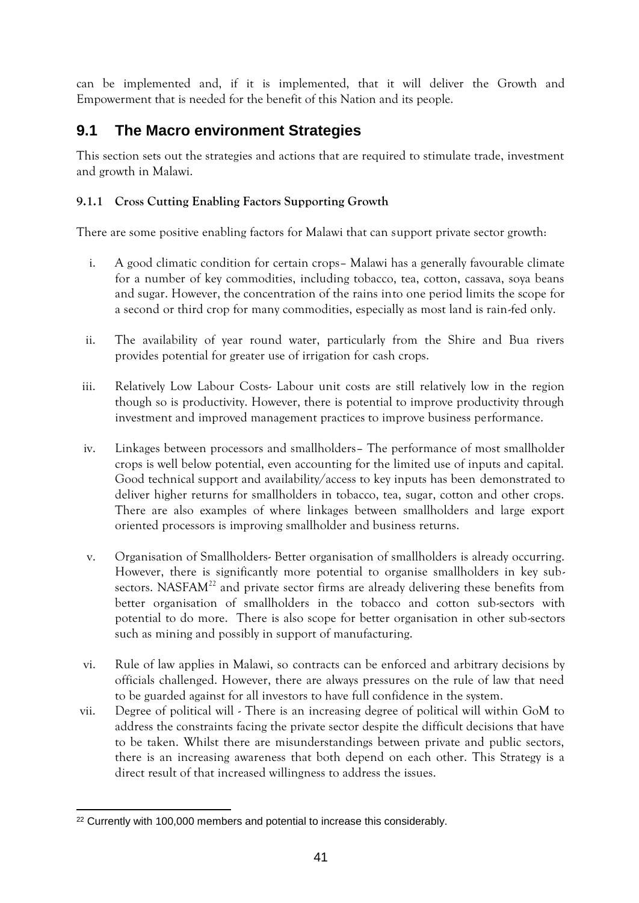can be implemented and, if it is implemented, that it will deliver the Growth and Empowerment that is needed for the benefit of this Nation and its people.

## 9.1 The Macro environment Strategies

This section sets out the strategies and actions that are required to stimulate trade, investment and growth in Malawi.

### 9.1.1 Cross Cutting Enabling Factors Supporting Growth

There are some positive enabling factors for Malawi that can support private sector growth:

i. A good climatic condition for certain crops– Malawi has a generally favourable climate for a number of key commodities, including tobacco, tea, cotton, cassava, soya beans and sugar. However, the concentration of the rains into one period limits the scope for a second or third crop for many commodities, especially as most land is rain-fed only.

ii. The availability of year round water, particularly from the Shire and Bua rivers provides potential for greater use of irrigation for cash crops.

iii. Relatively Low Labour Costs- Labour unit costs are still relatively low in the region though so is productivity. However, there is potential to improve productivity through investment and improved management practices to improve business performance.

iv. Linkages between processors and smallholders– The performance of most smallholder crops is well below potential, even accounting for the limited use of inputs and capital. Good technical support and availability/access to key inputs has been demonstrated to deliver higher returns for smallholders in tobacco, tea, sugar, cotton and other crops. There are also examples of where linkages between smallholders and large export oriented processors is improving smallholder and business returns.

v. Organisation of Smallholders- Better organisation of smallholders is already occurring. However, there is significantly more potential to organise smallholders in key sub-sectors. NASFAM[22] and private sector firms are already delivering these benefits from better organisation of smallholders in the tobacco and cotton sub-sectors with potential to do more. There is also scope for better organisation in other sub-sectors such as mining and possibly in support of manufacturing.

vi. Rule of law applies in Malawi, so contracts can be enforced and arbitrary decisions by officials challenged. However, there are always pressures on the rule of law that need to be guarded against for all investors to have full confidence in the system.

vii. Degree of political will - There is an increasing degree of political will within GoM to address the constraints facing the private sector despite the difficult decisions that have to be taken. Whilst there are misunderstandings between private and public sectors, there is an increasing awareness that both depend on each other. This Strategy is a direct result of that increased willingness to address the issues.

[22] Currently with 100,000 members and potential to increase this considerably.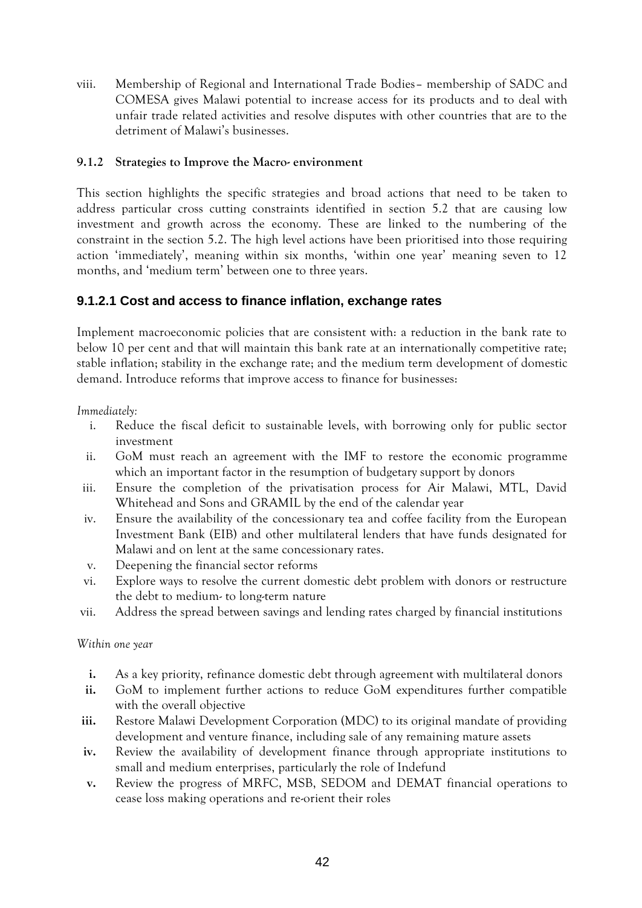viii. Membership of Regional and International Trade Bodies– membership of SADC and COMESA gives Malawi potential to increase access for its products and to deal with unfair trade related activities and resolve disputes with other countries that are to the detriment of Malawi's businesses.

#### 9.1.2 Strategies to Improve the Macro- environment

This section highlights the specific strategies and broad actions that need to be taken to address particular cross cutting constraints identified in section 5.2 that are causing low investment and growth across the economy. These are linked to the numbering of the constraint in the section 5.2. The high level actions have been prioritised into those requiring action 'immediately', meaning within six months, 'within one year' meaning seven to 12 months, and 'medium term' between one to three years.

### 9.1.2.1 Cost and access to finance inflation, exchange rates

Implement macroeconomic policies that are consistent with: a reduction in the bank rate to below 10 per cent and that will maintain this bank rate at an internationally competitive rate; stable inflation; stability in the exchange rate; and the medium term development of domestic demand. Introduce reforms that improve access to finance for businesses:

*Immediately:*

i. Reduce the fiscal deficit to sustainable levels, with borrowing only for public sector investment
ii. GoM must reach an agreement with the IMF to restore the economic programme which an important factor in the resumption of budgetary support by donors
iii. Ensure the completion of the privatisation process for Air Malawi, MTL, David Whitehead and Sons and GRAMIL by the end of the calendar year
iv. Ensure the availability of the concessionary tea and coffee facility from the European Investment Bank (EIB) and other multilateral lenders that have funds designated for Malawi and on lent at the same concessionary rates.
v. Deepening the financial sector reforms
vi. Explore ways to resolve the current domestic debt problem with donors or restructure the debt to medium- to long-term nature
vii. Address the spread between savings and lending rates charged by financial institutions

*Within one year*

**i.** As a key priority, refinance domestic debt through agreement with multilateral donors
**ii.** GoM to implement further actions to reduce GoM expenditures further compatible with the overall objective
**iii.** Restore Malawi Development Corporation (MDC) to its original mandate of providing development and venture finance, including sale of any remaining mature assets
**iv.** Review the availability of development finance through appropriate institutions to small and medium enterprises, particularly the role of Indefund
**v.** Review the progress of MRFC, MSB, SEDOM and DEMAT financial operations to cease loss making operations and re-orient their roles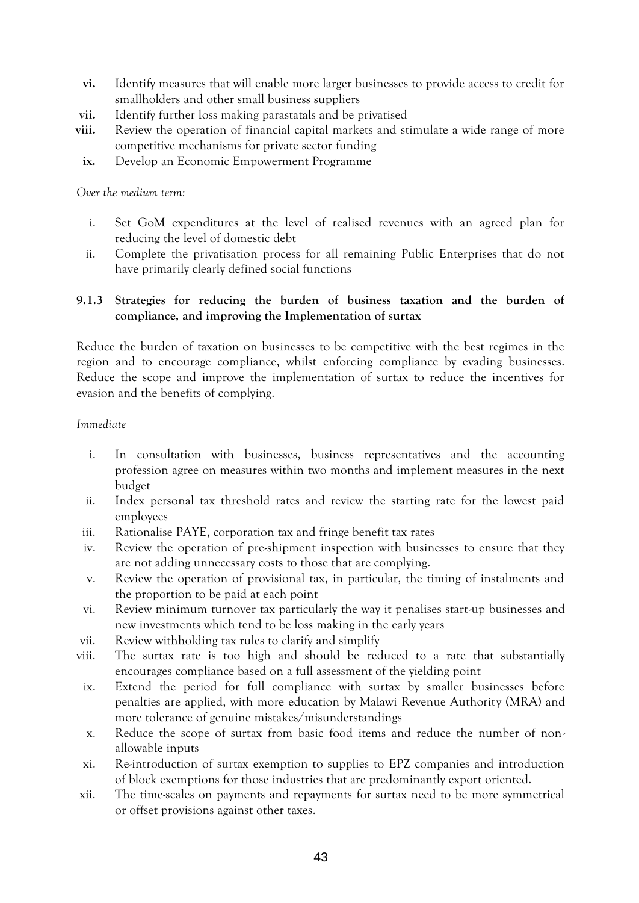vi. Identify measures that will enable more larger businesses to provide access to credit for smallholders and other small business suppliers
vii. Identify further loss making parastatals and be privatised
viii. Review the operation of financial capital markets and stimulate a wide range of more competitive mechanisms for private sector funding
ix. Develop an Economic Empowerment Programme

*Over the medium term:*

i. Set GoM expenditures at the level of realised revenues with an agreed plan for reducing the level of domestic debt
ii. Complete the privatisation process for all remaining Public Enterprises that do not have primarily clearly defined social functions

### 9.1.3 Strategies for reducing the burden of business taxation and the burden of compliance, and improving the Implementation of surtax

Reduce the burden of taxation on businesses to be competitive with the best regimes in the region and to encourage compliance, whilst enforcing compliance by evading businesses. Reduce the scope and improve the implementation of surtax to reduce the incentives for evasion and the benefits of complying.

*Immediate*

i. In consultation with businesses, business representatives and the accounting profession agree on measures within two months and implement measures in the next budget
ii. Index personal tax threshold rates and review the starting rate for the lowest paid employees
iii. Rationalise PAYE, corporation tax and fringe benefit tax rates
iv. Review the operation of pre-shipment inspection with businesses to ensure that they are not adding unnecessary costs to those that are complying.
v. Review the operation of provisional tax, in particular, the timing of instalments and the proportion to be paid at each point
vi. Review minimum turnover tax particularly the way it penalises start-up businesses and new investments which tend to be loss making in the early years
vii. Review withholding tax rules to clarify and simplify
viii. The surtax rate is too high and should be reduced to a rate that substantially encourages compliance based on a full assessment of the yielding point
ix. Extend the period for full compliance with surtax by smaller businesses before penalties are applied, with more education by Malawi Revenue Authority (MRA) and more tolerance of genuine mistakes/misunderstandings
x. Reduce the scope of surtax from basic food items and reduce the number of non-allowable inputs
xi. Re-introduction of surtax exemption to supplies to EPZ companies and introduction of block exemptions for those industries that are predominantly export oriented.
xii. The time-scales on payments and repayments for surtax need to be more symmetrical or offset provisions against other taxes.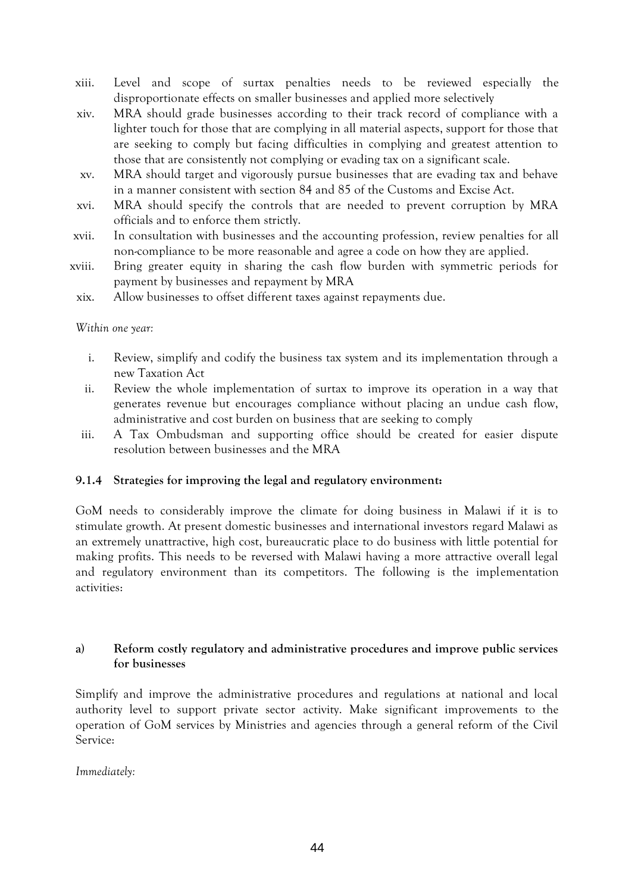xiii. Level and scope of surtax penalties needs to be reviewed especially the disproportionate effects on smaller businesses and applied more selectively

xiv. MRA should grade businesses according to their track record of compliance with a lighter touch for those that are complying in all material aspects, support for those that are seeking to comply but facing difficulties in complying and greatest attention to those that are consistently not complying or evading tax on a significant scale.

xv. MRA should target and vigorously pursue businesses that are evading tax and behave in a manner consistent with section 84 and 85 of the Customs and Excise Act.

xvi. MRA should specify the controls that are needed to prevent corruption by MRA officials and to enforce them strictly.

xvii. In consultation with businesses and the accounting profession, review penalties for all non-compliance to be more reasonable and agree a code on how they are applied.

xviii. Bring greater equity in sharing the cash flow burden with symmetric periods for payment by businesses and repayment by MRA

xix. Allow businesses to offset different taxes against repayments due.

*Within one year:*

i. Review, simplify and codify the business tax system and its implementation through a new Taxation Act

ii. Review the whole implementation of surtax to improve its operation in a way that generates revenue but encourages compliance without placing an undue cash flow, administrative and cost burden on business that are seeking to comply

iii. A Tax Ombudsman and supporting office should be created for easier dispute resolution between businesses and the MRA

### 9.1.4 Strategies for improving the legal and regulatory environment:

GoM needs to considerably improve the climate for doing business in Malawi if it is to stimulate growth. At present domestic businesses and international investors regard Malawi as an extremely unattractive, high cost, bureaucratic place to do business with little potential for making profits. This needs to be reversed with Malawi having a more attractive overall legal and regulatory environment than its competitors. The following is the implementation activities:

**a) Reform costly regulatory and administrative procedures and improve public services for businesses**

Simplify and improve the administrative procedures and regulations at national and local authority level to support private sector activity. Make significant improvements to the operation of GoM services by Ministries and agencies through a general reform of the Civil Service:

*Immediately:*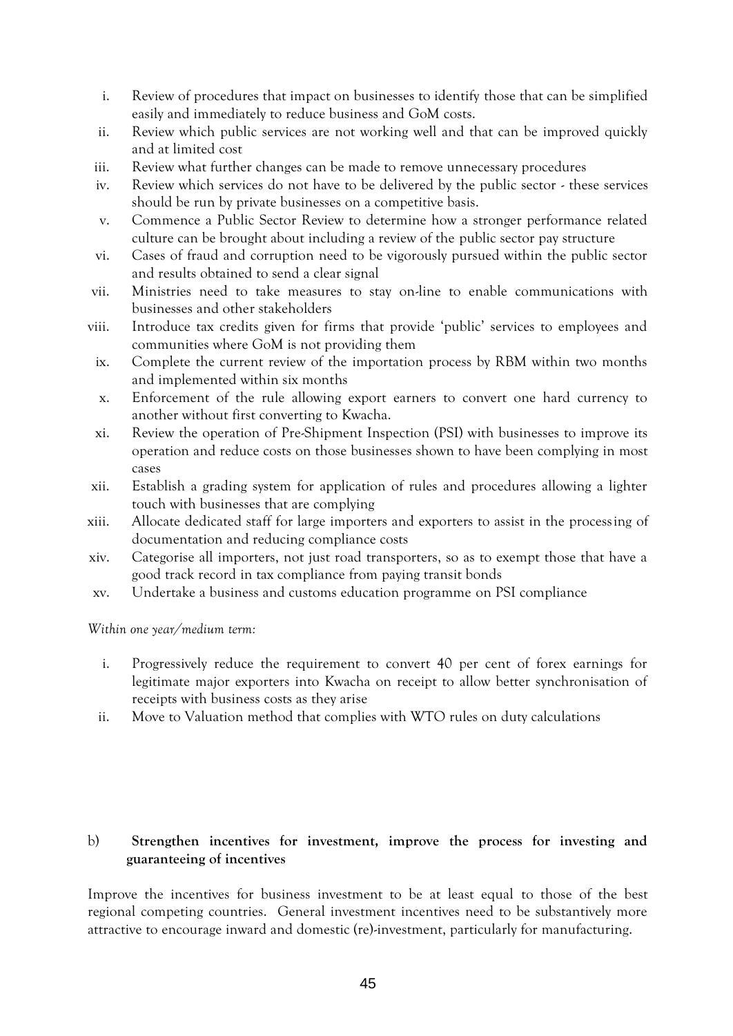i. Review of procedures that impact on businesses to identify those that can be simplified easily and immediately to reduce business and GoM costs.
ii. Review which public services are not working well and that can be improved quickly and at limited cost
iii. Review what further changes can be made to remove unnecessary procedures
iv. Review which services do not have to be delivered by the public sector - these services should be run by private businesses on a competitive basis.
v. Commence a Public Sector Review to determine how a stronger performance related culture can be brought about including a review of the public sector pay structure
vi. Cases of fraud and corruption need to be vigorously pursued within the public sector and results obtained to send a clear signal
vii. Ministries need to take measures to stay on-line to enable communications with businesses and other stakeholders
viii. Introduce tax credits given for firms that provide 'public' services to employees and communities where GoM is not providing them
ix. Complete the current review of the importation process by RBM within two months and implemented within six months
x. Enforcement of the rule allowing export earners to convert one hard currency to another without first converting to Kwacha.
xi. Review the operation of Pre-Shipment Inspection (PSI) with businesses to improve its operation and reduce costs on those businesses shown to have been complying in most cases
xii. Establish a grading system for application of rules and procedures allowing a lighter touch with businesses that are complying
xiii. Allocate dedicated staff for large importers and exporters to assist in the processing of documentation and reducing compliance costs
xiv. Categorise all importers, not just road transporters, so as to exempt those that have a good track record in tax compliance from paying transit bonds
xv. Undertake a business and customs education programme on PSI compliance

*Within one year/medium term:*

i. Progressively reduce the requirement to convert 40 per cent of forex earnings for legitimate major exporters into Kwacha on receipt to allow better synchronisation of receipts with business costs as they arise
ii. Move to Valuation method that complies with WTO rules on duty calculations

### b) Strengthen incentives for investment, improve the process for investing and guaranteeing of incentives

Improve the incentives for business investment to be at least equal to those of the best regional competing countries. General investment incentives need to be substantively more attractive to encourage inward and domestic (re)-investment, particularly for manufacturing.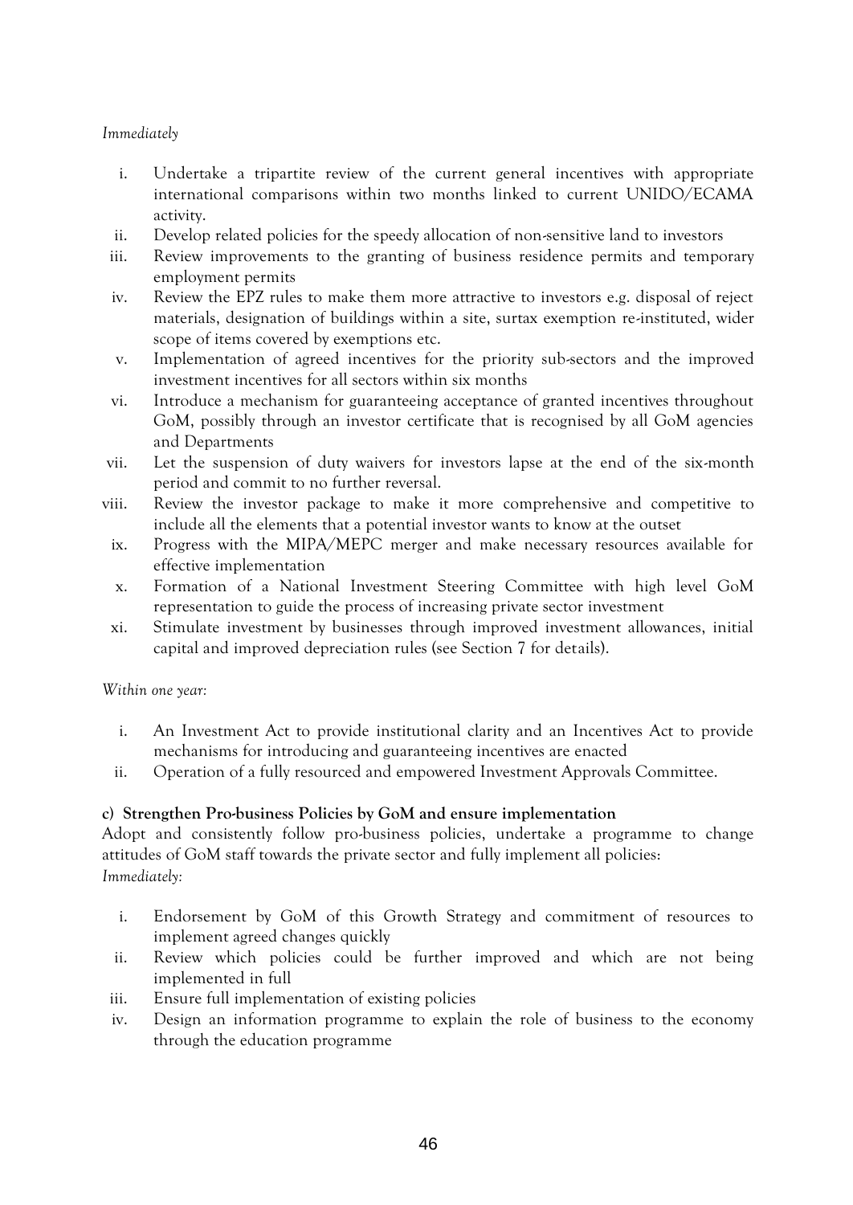*Immediately*

i. Undertake a tripartite review of the current general incentives with appropriate international comparisons within two months linked to current UNIDO/ECAMA activity.
ii. Develop related policies for the speedy allocation of non-sensitive land to investors
iii. Review improvements to the granting of business residence permits and temporary employment permits
iv. Review the EPZ rules to make them more attractive to investors e.g. disposal of reject materials, designation of buildings within a site, surtax exemption re-instituted, wider scope of items covered by exemptions etc.
v. Implementation of agreed incentives for the priority sub-sectors and the improved investment incentives for all sectors within six months
vi. Introduce a mechanism for guaranteeing acceptance of granted incentives throughout GoM, possibly through an investor certificate that is recognised by all GoM agencies and Departments
vii. Let the suspension of duty waivers for investors lapse at the end of the six-month period and commit to no further reversal.
viii. Review the investor package to make it more comprehensive and competitive to include all the elements that a potential investor wants to know at the outset
ix. Progress with the MIPA/MEPC merger and make necessary resources available for effective implementation
x. Formation of a National Investment Steering Committee with high level GoM representation to guide the process of increasing private sector investment
xi. Stimulate investment by businesses through improved investment allowances, initial capital and improved depreciation rules (see Section 7 for details).

*Within one year:*

i. An Investment Act to provide institutional clarity and an Incentives Act to provide mechanisms for introducing and guaranteeing incentives are enacted
ii. Operation of a fully resourced and empowered Investment Approvals Committee.

**c) Strengthen Pro-business Policies by GoM and ensure implementation**

Adopt and consistently follow pro-business policies, undertake a programme to change attitudes of GoM staff towards the private sector and fully implement all policies:

*Immediately:*

i. Endorsement by GoM of this Growth Strategy and commitment of resources to implement agreed changes quickly
ii. Review which policies could be further improved and which are not being implemented in full
iii. Ensure full implementation of existing policies
iv. Design an information programme to explain the role of business to the economy through the education programme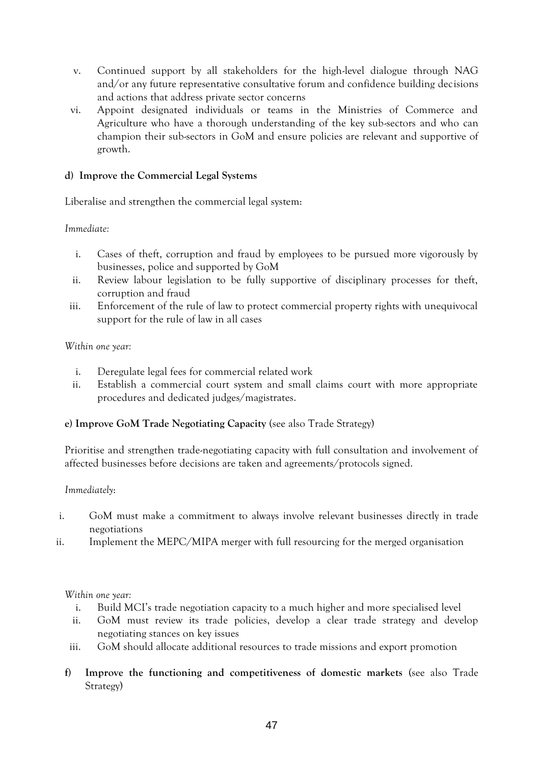v. Continued support by all stakeholders for the high-level dialogue through NAG and/or any future representative consultative forum and confidence building decisions and actions that address private sector concerns
vi. Appoint designated individuals or teams in the Ministries of Commerce and Agriculture who have a thorough understanding of the key sub-sectors and who can champion their sub-sectors in GoM and ensure policies are relevant and supportive of growth.

**d) Improve the Commercial Legal Systems**

Liberalise and strengthen the commercial legal system:

*Immediate:*

i. Cases of theft, corruption and fraud by employees to be pursued more vigorously by businesses, police and supported by GoM
ii. Review labour legislation to be fully supportive of disciplinary processes for theft, corruption and fraud
iii. Enforcement of the rule of law to protect commercial property rights with unequivocal support for the rule of law in all cases

*Within one year:*

i. Deregulate legal fees for commercial related work
ii. Establish a commercial court system and small claims court with more appropriate procedures and dedicated judges/magistrates.

**e) Improve GoM Trade Negotiating Capacity** (see also Trade Strategy)

Prioritise and strengthen trade-negotiating capacity with full consultation and involvement of affected businesses before decisions are taken and agreements/protocols signed.

*Immediately*:

i. GoM must make a commitment to always involve relevant businesses directly in trade negotiations
ii. Implement the MEPC/MIPA merger with full resourcing for the merged organisation

*Within one year:*

i. Build MCI's trade negotiation capacity to a much higher and more specialised level
ii. GoM must review its trade policies, develop a clear trade strategy and develop negotiating stances on key issues
iii. GoM should allocate additional resources to trade missions and export promotion

**f) Improve the functioning and competitiveness of domestic markets** (see also Trade Strategy)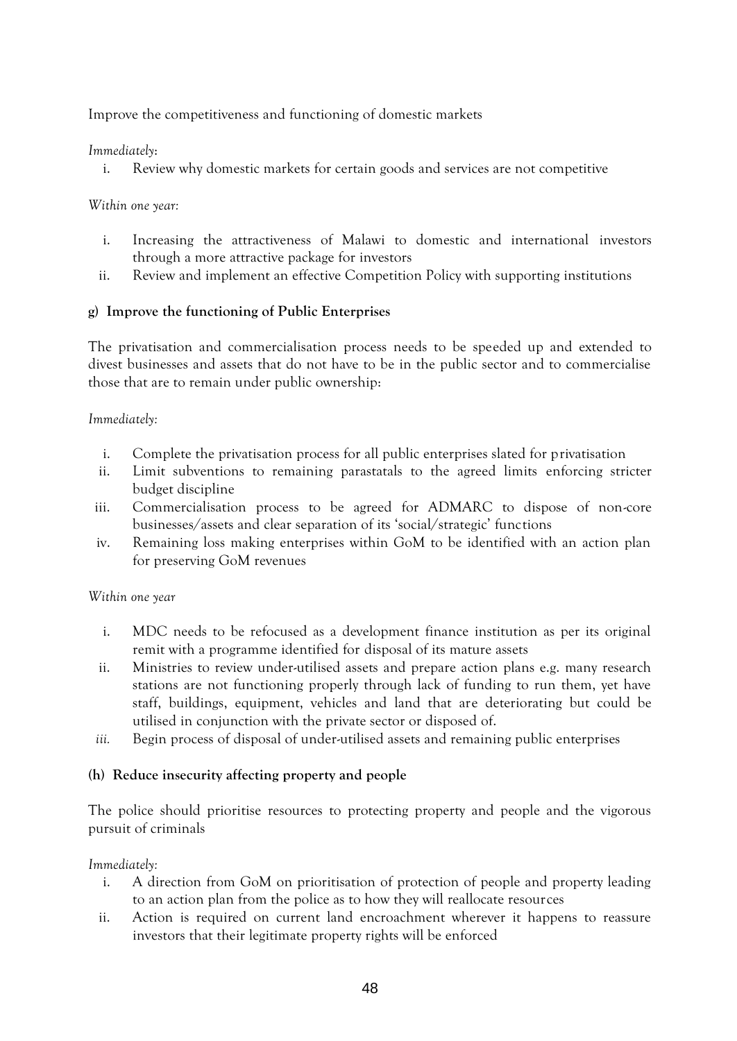Improve the competitiveness and functioning of domestic markets

*Immediately*:

i. Review why domestic markets for certain goods and services are not competitive

*Within one year:*

i. Increasing the attractiveness of Malawi to domestic and international investors through a more attractive package for investors
ii. Review and implement an effective Competition Policy with supporting institutions

**g) Improve the functioning of Public Enterprises**

The privatisation and commercialisation process needs to be speeded up and extended to divest businesses and assets that do not have to be in the public sector and to commercialise those that are to remain under public ownership:

*Immediately:*

i. Complete the privatisation process for all public enterprises slated for privatisation
ii. Limit subventions to remaining parastatals to the agreed limits enforcing stricter budget discipline
iii. Commercialisation process to be agreed for ADMARC to dispose of non-core businesses/assets and clear separation of its 'social/strategic' functions
iv. Remaining loss making enterprises within GoM to be identified with an action plan for preserving GoM revenues

*Within one year*

i. MDC needs to be refocused as a development finance institution as per its original remit with a programme identified for disposal of its mature assets
ii. Ministries to review under-utilised assets and prepare action plans e.g. many research stations are not functioning properly through lack of funding to run them, yet have staff, buildings, equipment, vehicles and land that are deteriorating but could be utilised in conjunction with the private sector or disposed of.
iii. Begin process of disposal of under-utilised assets and remaining public enterprises

**(h) Reduce insecurity affecting property and people**

The police should prioritise resources to protecting property and people and the vigorous pursuit of criminals

*Immediately:*

i. A direction from GoM on prioritisation of protection of people and property leading to an action plan from the police as to how they will reallocate resources
ii. Action is required on current land encroachment wherever it happens to reassure investors that their legitimate property rights will be enforced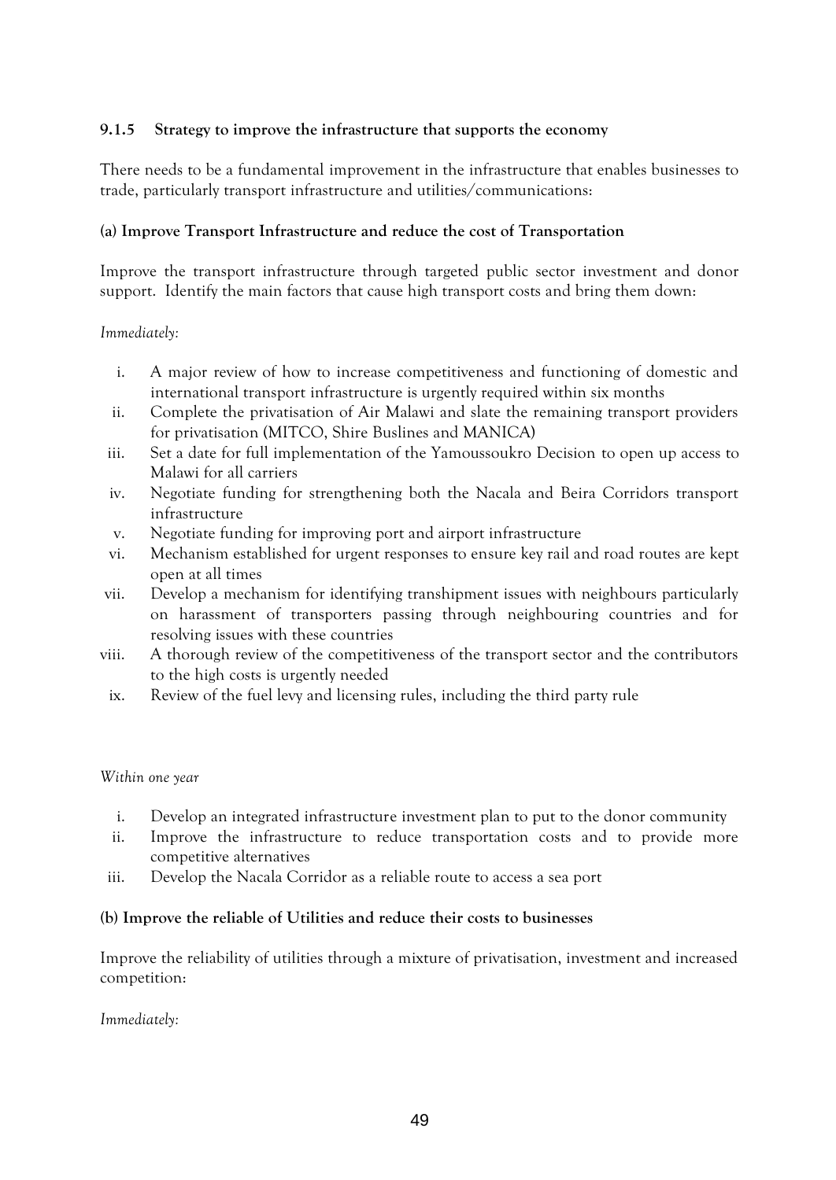#### 9.1.5 Strategy to improve the infrastructure that supports the economy

There needs to be a fundamental improvement in the infrastructure that enables businesses to trade, particularly transport infrastructure and utilities/communications:

**(a) Improve Transport Infrastructure and reduce the cost of Transportation**

Improve the transport infrastructure through targeted public sector investment and donor support. Identify the main factors that cause high transport costs and bring them down:

*Immediately:*

i. A major review of how to increase competitiveness and functioning of domestic and international transport infrastructure is urgently required within six months
ii. Complete the privatisation of Air Malawi and slate the remaining transport providers for privatisation (MITCO, Shire Buslines and MANICA)
iii. Set a date for full implementation of the Yamoussoukro Decision to open up access to Malawi for all carriers
iv. Negotiate funding for strengthening both the Nacala and Beira Corridors transport infrastructure
v. Negotiate funding for improving port and airport infrastructure
vi. Mechanism established for urgent responses to ensure key rail and road routes are kept open at all times
vii. Develop a mechanism for identifying transhipment issues with neighbours particularly on harassment of transporters passing through neighbouring countries and for resolving issues with these countries
viii. A thorough review of the competitiveness of the transport sector and the contributors to the high costs is urgently needed
ix. Review of the fuel levy and licensing rules, including the third party rule

*Within one year*

i. Develop an integrated infrastructure investment plan to put to the donor community
ii. Improve the infrastructure to reduce transportation costs and to provide more competitive alternatives
iii. Develop the Nacala Corridor as a reliable route to access a sea port

**(b) Improve the reliable of Utilities and reduce their costs to businesses**

Improve the reliability of utilities through a mixture of privatisation, investment and increased competition:

*Immediately:*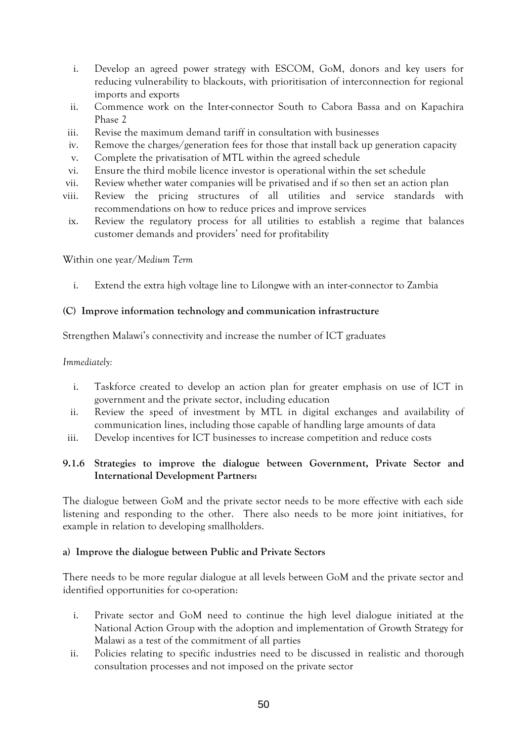i. Develop an agreed power strategy with ESCOM, GoM, donors and key users for reducing vulnerability to blackouts, with prioritisation of interconnection for regional imports and exports
ii. Commence work on the Inter-connector South to Cabora Bassa and on Kapachira Phase 2
iii. Revise the maximum demand tariff in consultation with businesses
iv. Remove the charges/generation fees for those that install back up generation capacity
v. Complete the privatisation of MTL within the agreed schedule
vi. Ensure the third mobile licence investor is operational within the set schedule
vii. Review whether water companies will be privatised and if so then set an action plan
viii. Review the pricing structures of all utilities and service standards with recommendations on how to reduce prices and improve services
ix. Review the regulatory process for all utilities to establish a regime that balances customer demands and providers' need for profitability

Within one year/*Medium Term*

i. Extend the extra high voltage line to Lilongwe with an inter-connector to Zambia

**(C) Improve information technology and communication infrastructure**

Strengthen Malawi's connectivity and increase the number of ICT graduates

*Immediately:*

i. Taskforce created to develop an action plan for greater emphasis on use of ICT in government and the private sector, including education
ii. Review the speed of investment by MTL in digital exchanges and availability of communication lines, including those capable of handling large amounts of data
iii. Develop incentives for ICT businesses to increase competition and reduce costs

### 9.1.6 Strategies to improve the dialogue between Government, Private Sector and International Development Partners:

The dialogue between GoM and the private sector needs to be more effective with each side listening and responding to the other. There also needs to be more joint initiatives, for example in relation to developing smallholders.

**a) Improve the dialogue between Public and Private Sectors**

There needs to be more regular dialogue at all levels between GoM and the private sector and identified opportunities for co-operation:

i. Private sector and GoM need to continue the high level dialogue initiated at the National Action Group with the adoption and implementation of Growth Strategy for Malawi as a test of the commitment of all parties
ii. Policies relating to specific industries need to be discussed in realistic and thorough consultation processes and not imposed on the private sector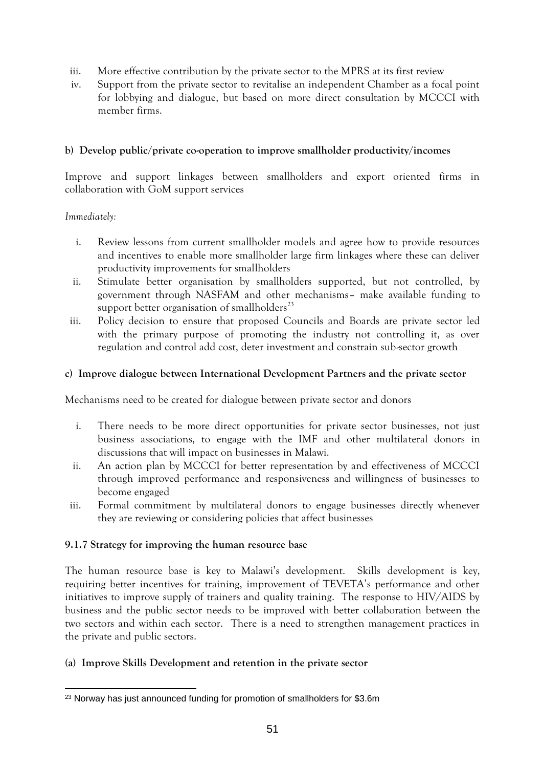iii. More effective contribution by the private sector to the MPRS at its first review
iv. Support from the private sector to revitalise an independent Chamber as a focal point for lobbying and dialogue, but based on more direct consultation by MCCCI with member firms.

**b) Develop public/private co-operation to improve smallholder productivity/incomes**

Improve and support linkages between smallholders and export oriented firms in collaboration with GoM support services

*Immediately:*

i. Review lessons from current smallholder models and agree how to provide resources and incentives to enable more smallholder large firm linkages where these can deliver productivity improvements for smallholders
ii. Stimulate better organisation by smallholders supported, but not controlled, by government through NASFAM and other mechanisms– make available funding to support better organisation of smallholders[23]
iii. Policy decision to ensure that proposed Councils and Boards are private sector led with the primary purpose of promoting the industry not controlling it, as over regulation and control add cost, deter investment and constrain sub-sector growth

**c) Improve dialogue between International Development Partners and the private sector**

Mechanisms need to be created for dialogue between private sector and donors

i. There needs to be more direct opportunities for private sector businesses, not just business associations, to engage with the IMF and other multilateral donors in discussions that will impact on businesses in Malawi.
ii. An action plan by MCCCI for better representation by and effectiveness of MCCCI through improved performance and responsiveness and willingness of businesses to become engaged
iii. Formal commitment by multilateral donors to engage businesses directly whenever they are reviewing or considering policies that affect businesses

**9.1.7 Strategy for improving the human resource base**

The human resource base is key to Malawi's development. Skills development is key, requiring better incentives for training, improvement of TEVETA's performance and other initiatives to improve supply of trainers and quality training. The response to HIV/AIDS by business and the public sector needs to be improved with better collaboration between the two sectors and within each sector. There is a need to strengthen management practices in the private and public sectors.

**(a) Improve Skills Development and retention in the private sector**

[23] Norway has just announced funding for promotion of smallholders for $3.6m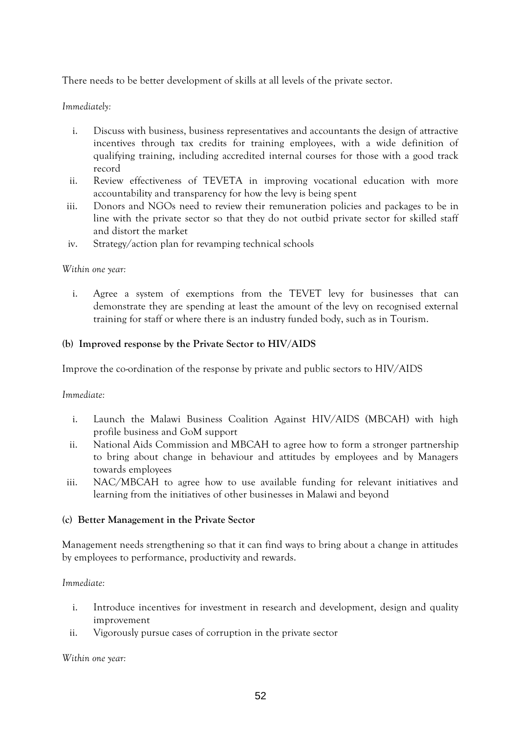There needs to be better development of skills at all levels of the private sector.

*Immediately:*

i. Discuss with business, business representatives and accountants the design of attractive incentives through tax credits for training employees, with a wide definition of qualifying training, including accredited internal courses for those with a good track record
ii. Review effectiveness of TEVETA in improving vocational education with more accountability and transparency for how the levy is being spent
iii. Donors and NGOs need to review their remuneration policies and packages to be in line with the private sector so that they do not outbid private sector for skilled staff and distort the market
iv. Strategy/action plan for revamping technical schools

*Within one year:*

i. Agree a system of exemptions from the TEVET levy for businesses that can demonstrate they are spending at least the amount of the levy on recognised external training for staff or where there is an industry funded body, such as in Tourism.

**(b) Improved response by the Private Sector to HIV/AIDS**

Improve the co-ordination of the response by private and public sectors to HIV/AIDS

*Immediate:*

i. Launch the Malawi Business Coalition Against HIV/AIDS (MBCAH) with high profile business and GoM support
ii. National Aids Commission and MBCAH to agree how to form a stronger partnership to bring about change in behaviour and attitudes by employees and by Managers towards employees
iii. NAC/MBCAH to agree how to use available funding for relevant initiatives and learning from the initiatives of other businesses in Malawi and beyond

**(c) Better Management in the Private Sector**

Management needs strengthening so that it can find ways to bring about a change in attitudes by employees to performance, productivity and rewards.

*Immediate:*

i. Introduce incentives for investment in research and development, design and quality improvement
ii. Vigorously pursue cases of corruption in the private sector

*Within one year:*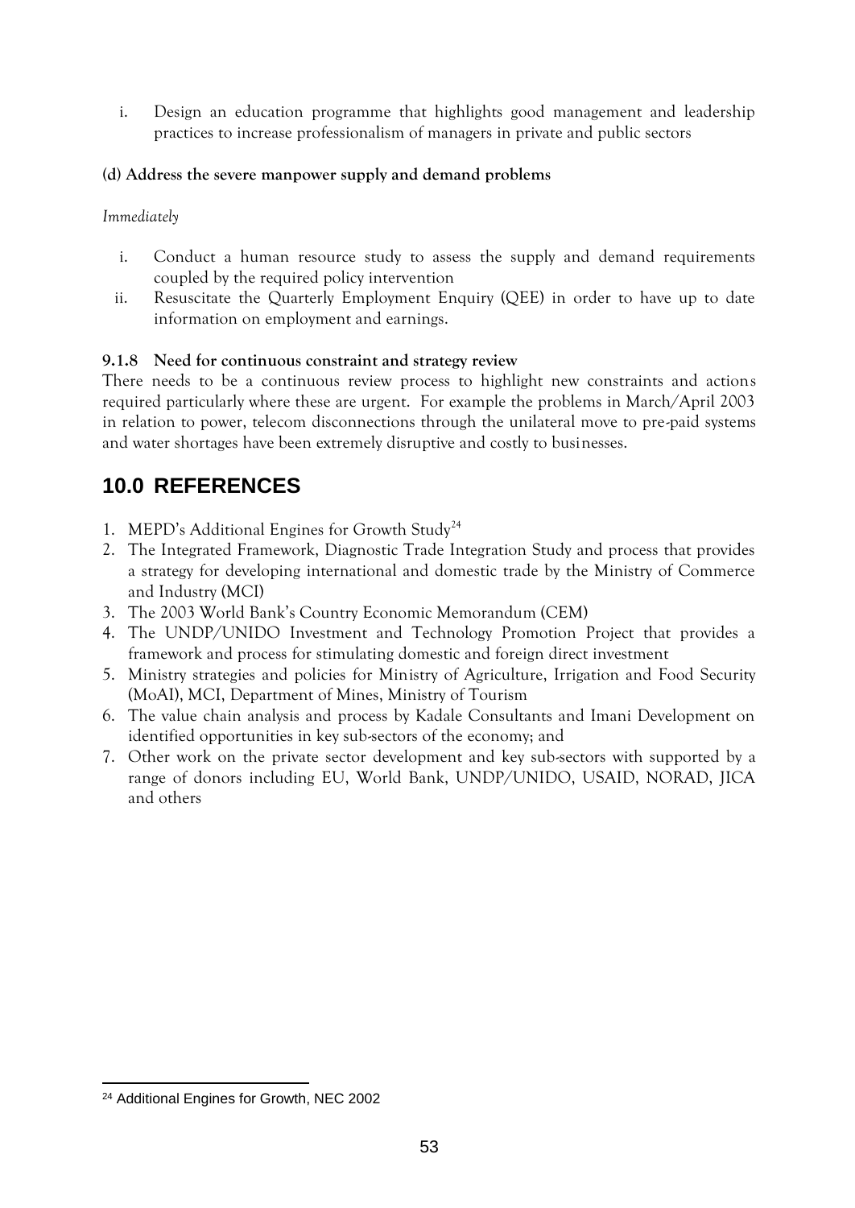i. Design an education programme that highlights good management and leadership practices to increase professionalism of managers in private and public sectors

**(d) Address the severe manpower supply and demand problems**

*Immediately*

i. Conduct a human resource study to assess the supply and demand requirements coupled by the required policy intervention
ii. Resuscitate the Quarterly Employment Enquiry (QEE) in order to have up to date information on employment and earnings.

**9.1.8 Need for continuous constraint and strategy review**

There needs to be a continuous review process to highlight new constraints and actions required particularly where these are urgent. For example the problems in March/April 2003 in relation to power, telecom disconnections through the unilateral move to pre-paid systems and water shortages have been extremely disruptive and costly to businesses.

# 10.0 REFERENCES

1. MEPD's Additional Engines for Growth Study[24]
2. The Integrated Framework, Diagnostic Trade Integration Study and process that provides a strategy for developing international and domestic trade by the Ministry of Commerce and Industry (MCI)
3. The 2003 World Bank's Country Economic Memorandum (CEM)
4. The UNDP/UNIDO Investment and Technology Promotion Project that provides a framework and process for stimulating domestic and foreign direct investment
5. Ministry strategies and policies for Ministry of Agriculture, Irrigation and Food Security (MoAI), MCI, Department of Mines, Ministry of Tourism
6. The value chain analysis and process by Kadale Consultants and Imani Development on identified opportunities in key sub-sectors of the economy; and
7. Other work on the private sector development and key sub-sectors with supported by a range of donors including EU, World Bank, UNDP/UNIDO, USAID, NORAD, JICA and others

[24] Additional Engines for Growth, NEC 2002